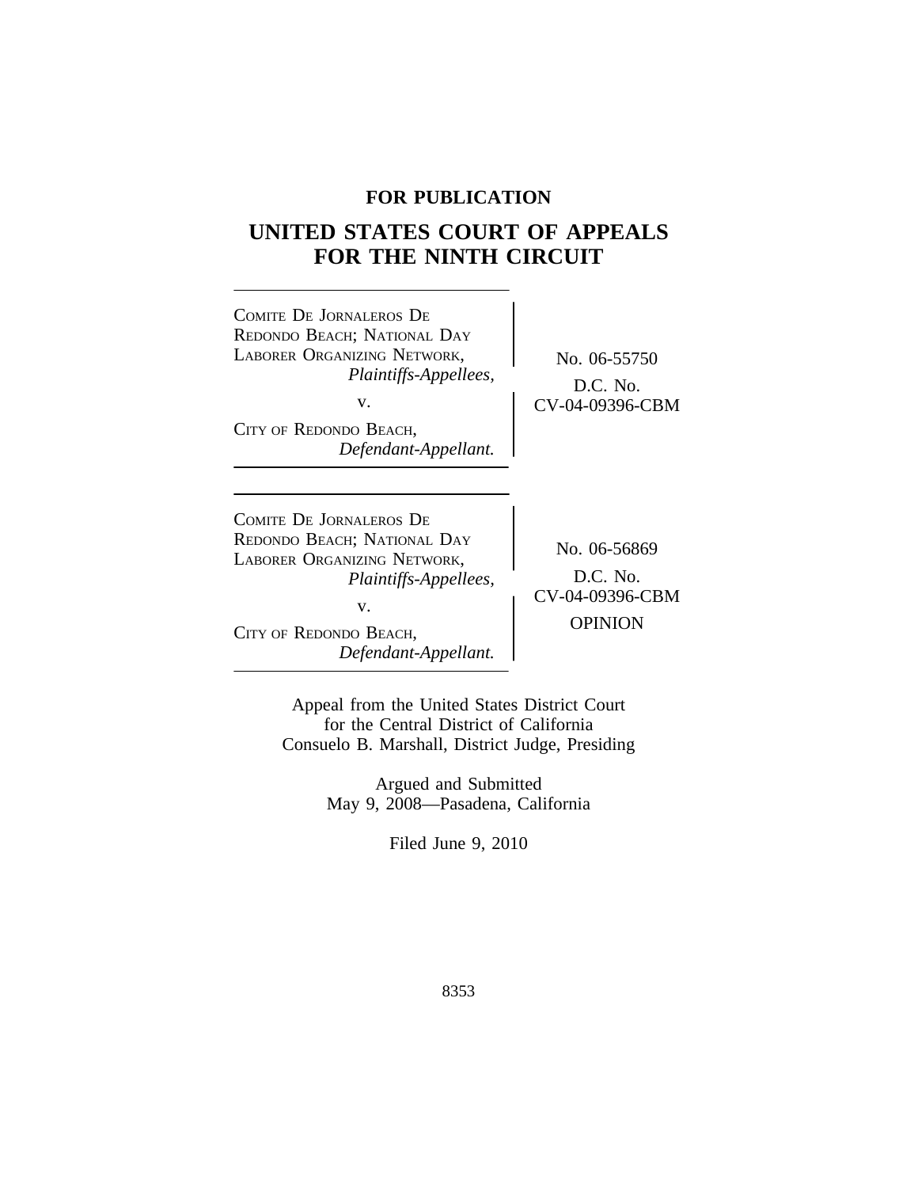**FOR PUBLICATION**

# UNITED STATES COURT OF APPEALS FOR THE NINTH CIRCUIT

COMITE DE JORNALEROS DE REDONDO BEACH; NATIONAL DAY LABORER ORGANIZING NETWORK,
*Plaintiffs-Appellees,*

v.

CITY OF REDONDO BEACH,
*Defendant-Appellant.*

No. 06-55750

D.C. No. CV-04-09396-CBM

---

COMITE DE JORNALEROS DE REDONDO BEACH; NATIONAL DAY LABORER ORGANIZING NETWORK,
*Plaintiffs-Appellees,*

v.

CITY OF REDONDO BEACH,
*Defendant-Appellant.*

No. 06-56869

D.C. No. CV-04-09396-CBM

OPINION

---

Appeal from the United States District Court for the Central District of California
Consuelo B. Marshall, District Judge, Presiding

Argued and Submitted
May 9, 2008—Pasadena, California

Filed June 9, 2010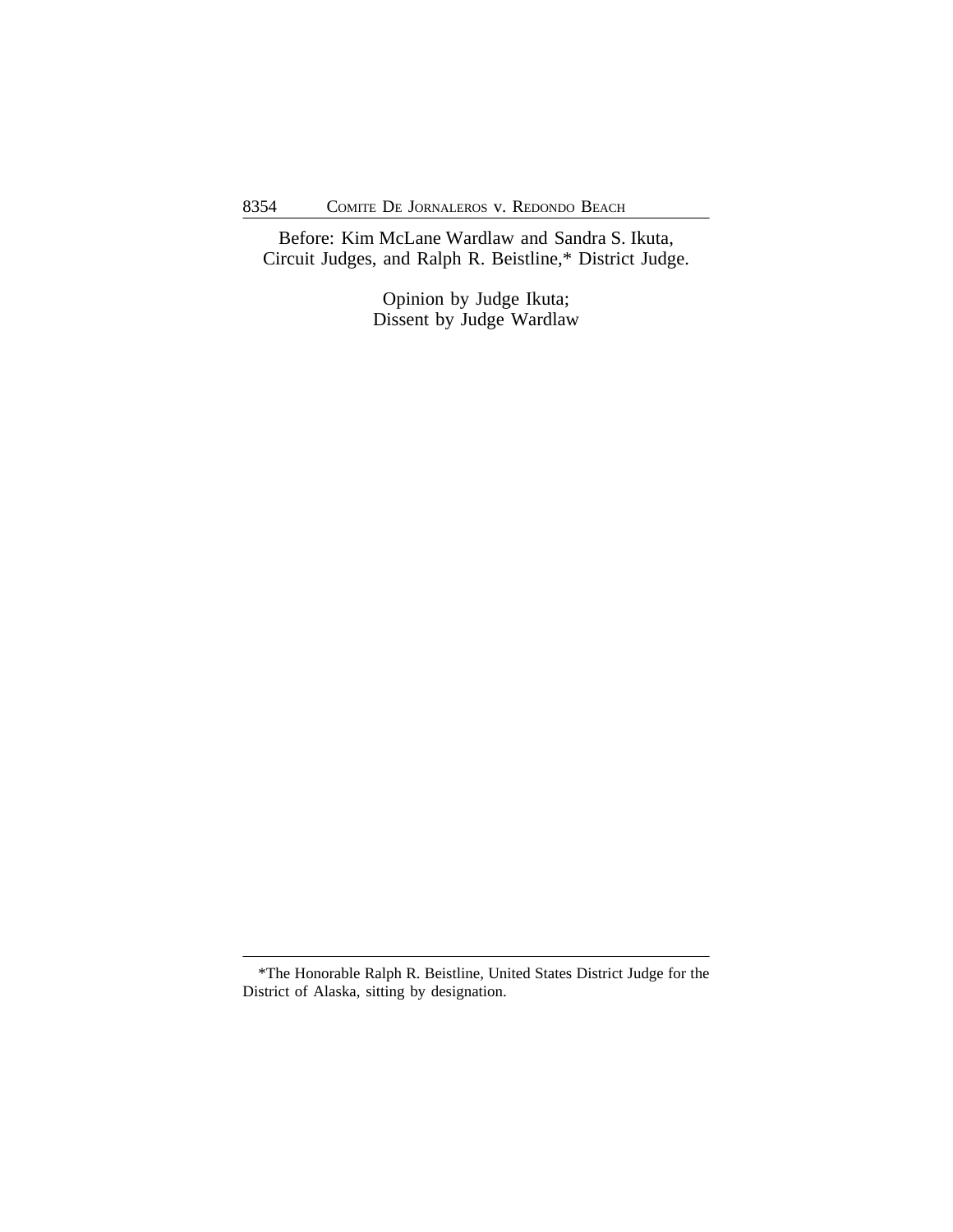Before: Kim McLane Wardlaw and Sandra S. Ikuta, Circuit Judges, and Ralph R. Beistline,* District Judge.

Opinion by Judge Ikuta;
Dissent by Judge Wardlaw

*The Honorable Ralph R. Beistline, United States District Judge for the District of Alaska, sitting by designation.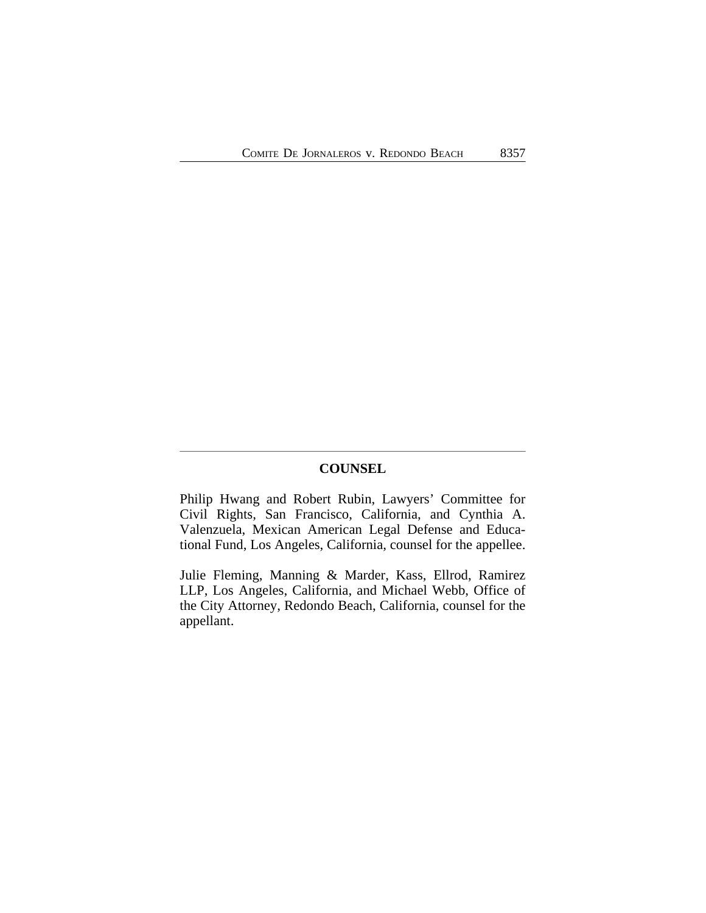## COUNSEL

Philip Hwang and Robert Rubin, Lawyers' Committee for Civil Rights, San Francisco, California, and Cynthia A. Valenzuela, Mexican American Legal Defense and Educational Fund, Los Angeles, California, counsel for the appellee.

Julie Fleming, Manning & Marder, Kass, Ellrod, Ramirez LLP, Los Angeles, California, and Michael Webb, Office of the City Attorney, Redondo Beach, California, counsel for the appellant.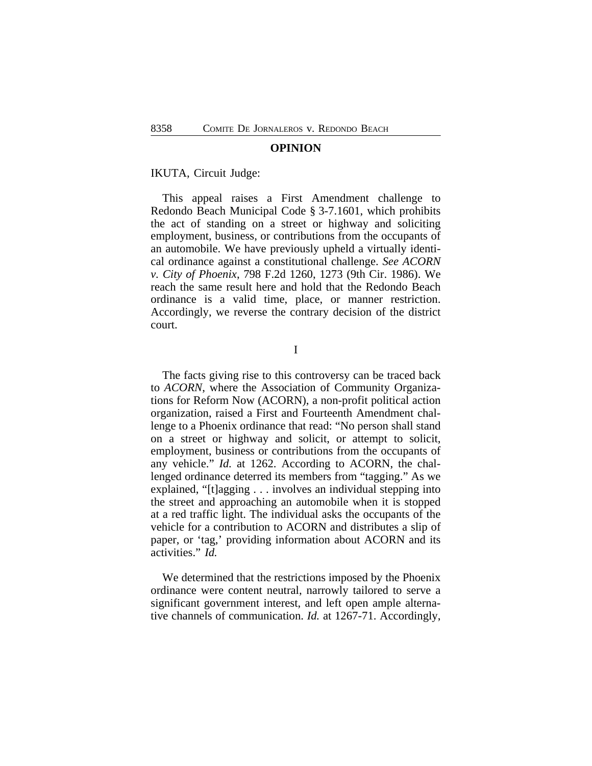## OPINION

IKUTA, Circuit Judge:

This appeal raises a First Amendment challenge to Redondo Beach Municipal Code § 3-7.1601, which prohibits the act of standing on a street or highway and soliciting employment, business, or contributions from the occupants of an automobile. We have previously upheld a virtually identical ordinance against a constitutional challenge. *See ACORN v. City of Phoenix*, 798 F.2d 1260, 1273 (9th Cir. 1986). We reach the same result here and hold that the Redondo Beach ordinance is a valid time, place, or manner restriction. Accordingly, we reverse the contrary decision of the district court.

I

The facts giving rise to this controversy can be traced back to *ACORN*, where the Association of Community Organizations for Reform Now (ACORN), a non-profit political action organization, raised a First and Fourteenth Amendment challenge to a Phoenix ordinance that read: "No person shall stand on a street or highway and solicit, or attempt to solicit, employment, business or contributions from the occupants of any vehicle." *Id.* at 1262. According to ACORN, the challenged ordinance deterred its members from "tagging." As we explained, "[t]agging . . . involves an individual stepping into the street and approaching an automobile when it is stopped at a red traffic light. The individual asks the occupants of the vehicle for a contribution to ACORN and distributes a slip of paper, or 'tag,' providing information about ACORN and its activities." *Id.*

We determined that the restrictions imposed by the Phoenix ordinance were content neutral, narrowly tailored to serve a significant government interest, and left open ample alternative channels of communication. *Id.* at 1267-71. Accordingly,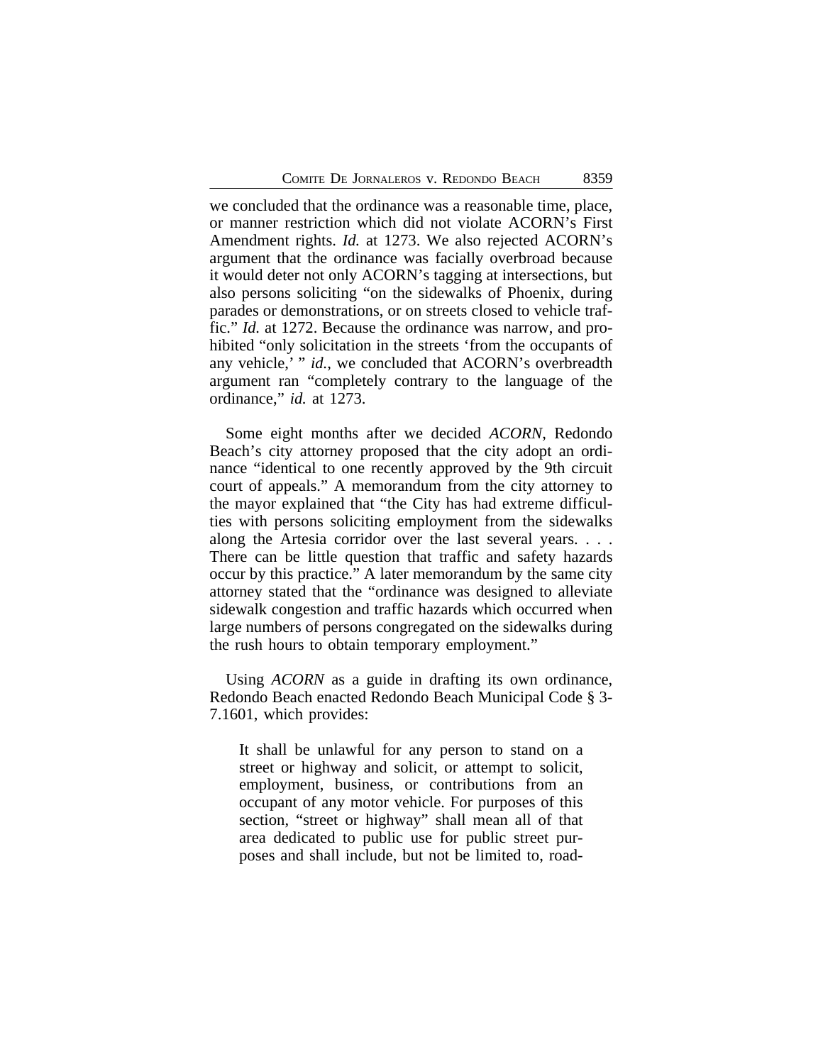we concluded that the ordinance was a reasonable time, place, or manner restriction which did not violate ACORN's First Amendment rights. *Id.* at 1273. We also rejected ACORN's argument that the ordinance was facially overbroad because it would deter not only ACORN's tagging at intersections, but also persons soliciting "on the sidewalks of Phoenix, during parades or demonstrations, or on streets closed to vehicle traffic." *Id.* at 1272. Because the ordinance was narrow, and prohibited "only solicitation in the streets 'from the occupants of any vehicle,' " *id.*, we concluded that ACORN's overbreadth argument ran "completely contrary to the language of the ordinance," *id.* at 1273.

Some eight months after we decided *ACORN*, Redondo Beach's city attorney proposed that the city adopt an ordinance "identical to one recently approved by the 9th circuit court of appeals." A memorandum from the city attorney to the mayor explained that "the City has had extreme difficulties with persons soliciting employment from the sidewalks along the Artesia corridor over the last several years. . . . There can be little question that traffic and safety hazards occur by this practice." A later memorandum by the same city attorney stated that the "ordinance was designed to alleviate sidewalk congestion and traffic hazards which occurred when large numbers of persons congregated on the sidewalks during the rush hours to obtain temporary employment."

Using *ACORN* as a guide in drafting its own ordinance, Redondo Beach enacted Redondo Beach Municipal Code § 3-7.1601, which provides:

> It shall be unlawful for any person to stand on a street or highway and solicit, or attempt to solicit, employment, business, or contributions from an occupant of any motor vehicle. For purposes of this section, "street or highway" shall mean all of that area dedicated to public use for public street purposes and shall include, but not be limited to, road-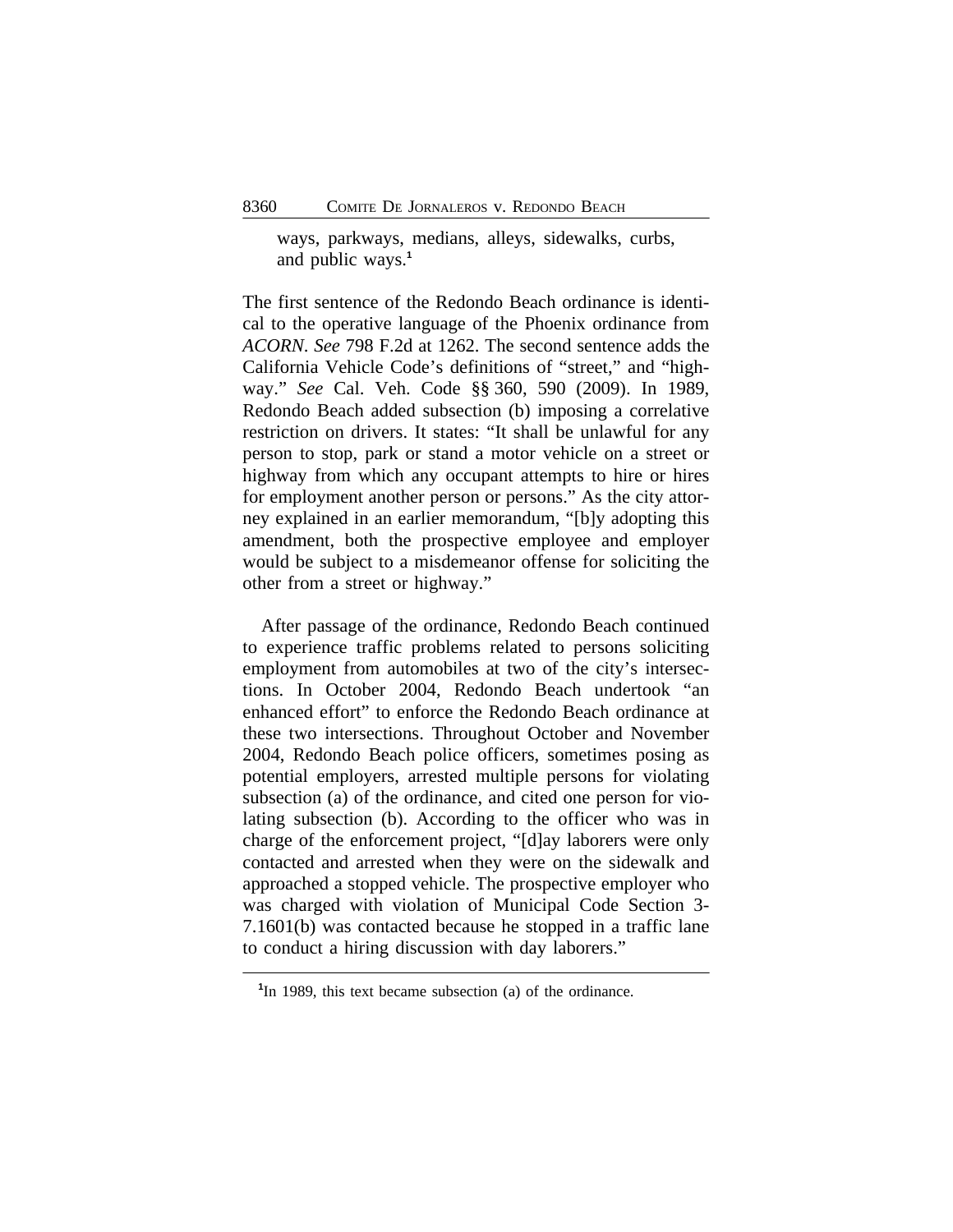> ways, parkways, medians, alleys, sidewalks, curbs, and public ways.[1]

The first sentence of the Redondo Beach ordinance is identical to the operative language of the Phoenix ordinance from *ACORN*. *See* 798 F.2d at 1262. The second sentence adds the California Vehicle Code's definitions of "street," and "highway." *See* Cal. Veh. Code §§ 360, 590 (2009). In 1989, Redondo Beach added subsection (b) imposing a correlative restriction on drivers. It states: "It shall be unlawful for any person to stop, park or stand a motor vehicle on a street or highway from which any occupant attempts to hire or hires for employment another person or persons." As the city attorney explained in an earlier memorandum, "[b]y adopting this amendment, both the prospective employee and employer would be subject to a misdemeanor offense for soliciting the other from a street or highway."

After passage of the ordinance, Redondo Beach continued to experience traffic problems related to persons soliciting employment from automobiles at two of the city's intersections. In October 2004, Redondo Beach undertook "an enhanced effort" to enforce the Redondo Beach ordinance at these two intersections. Throughout October and November 2004, Redondo Beach police officers, sometimes posing as potential employers, arrested multiple persons for violating subsection (a) of the ordinance, and cited one person for violating subsection (b). According to the officer who was in charge of the enforcement project, "[d]ay laborers were only contacted and arrested when they were on the sidewalk and approached a stopped vehicle. The prospective employer who was charged with violation of Municipal Code Section 3-7.1601(b) was contacted because he stopped in a traffic lane to conduct a hiring discussion with day laborers."

---

[1] In 1989, this text became subsection (a) of the ordinance.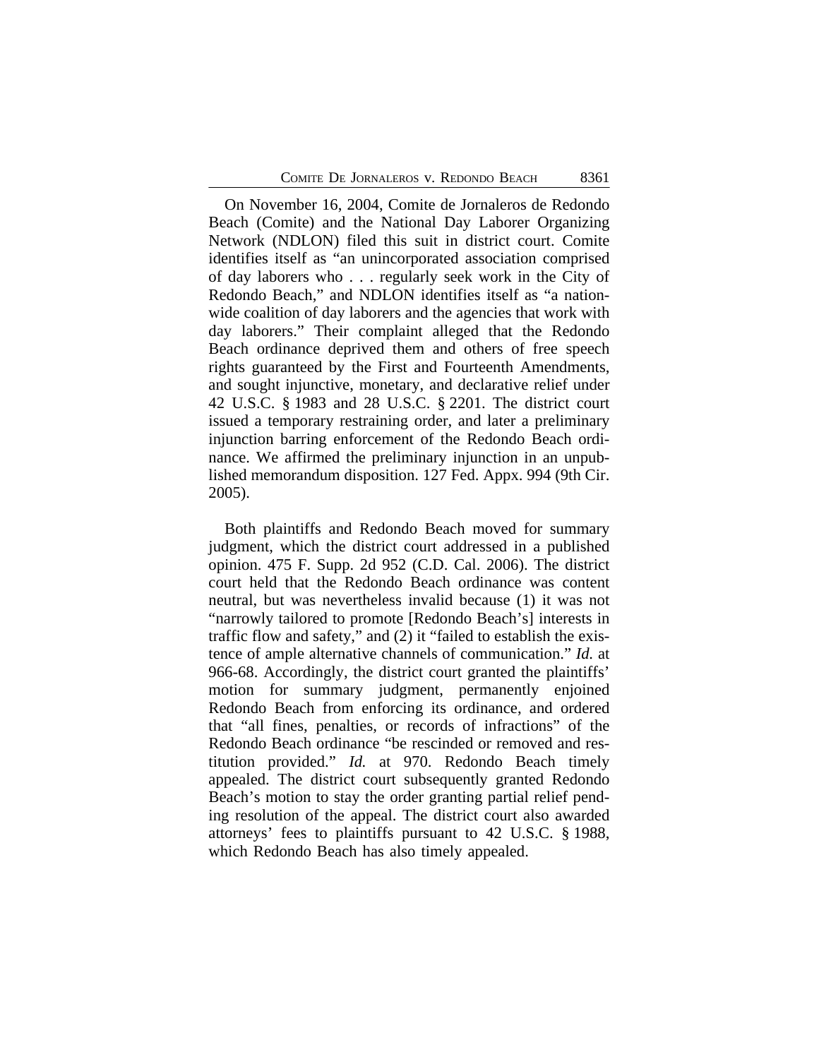On November 16, 2004, Comite de Jornaleros de Redondo Beach (Comite) and the National Day Laborer Organizing Network (NDLON) filed this suit in district court. Comite identifies itself as "an unincorporated association comprised of day laborers who . . . regularly seek work in the City of Redondo Beach," and NDLON identifies itself as "a nationwide coalition of day laborers and the agencies that work with day laborers." Their complaint alleged that the Redondo Beach ordinance deprived them and others of free speech rights guaranteed by the First and Fourteenth Amendments, and sought injunctive, monetary, and declarative relief under 42 U.S.C. § 1983 and 28 U.S.C. § 2201. The district court issued a temporary restraining order, and later a preliminary injunction barring enforcement of the Redondo Beach ordinance. We affirmed the preliminary injunction in an unpublished memorandum disposition. 127 Fed. Appx. 994 (9th Cir. 2005).

Both plaintiffs and Redondo Beach moved for summary judgment, which the district court addressed in a published opinion. 475 F. Supp. 2d 952 (C.D. Cal. 2006). The district court held that the Redondo Beach ordinance was content neutral, but was nevertheless invalid because (1) it was not "narrowly tailored to promote [Redondo Beach's] interests in traffic flow and safety," and (2) it "failed to establish the existence of ample alternative channels of communication." *Id.* at 966-68. Accordingly, the district court granted the plaintiffs' motion for summary judgment, permanently enjoined Redondo Beach from enforcing its ordinance, and ordered that "all fines, penalties, or records of infractions" of the Redondo Beach ordinance "be rescinded or removed and restitution provided." *Id.* at 970. Redondo Beach timely appealed. The district court subsequently granted Redondo Beach's motion to stay the order granting partial relief pending resolution of the appeal. The district court also awarded attorneys' fees to plaintiffs pursuant to 42 U.S.C. § 1988, which Redondo Beach has also timely appealed.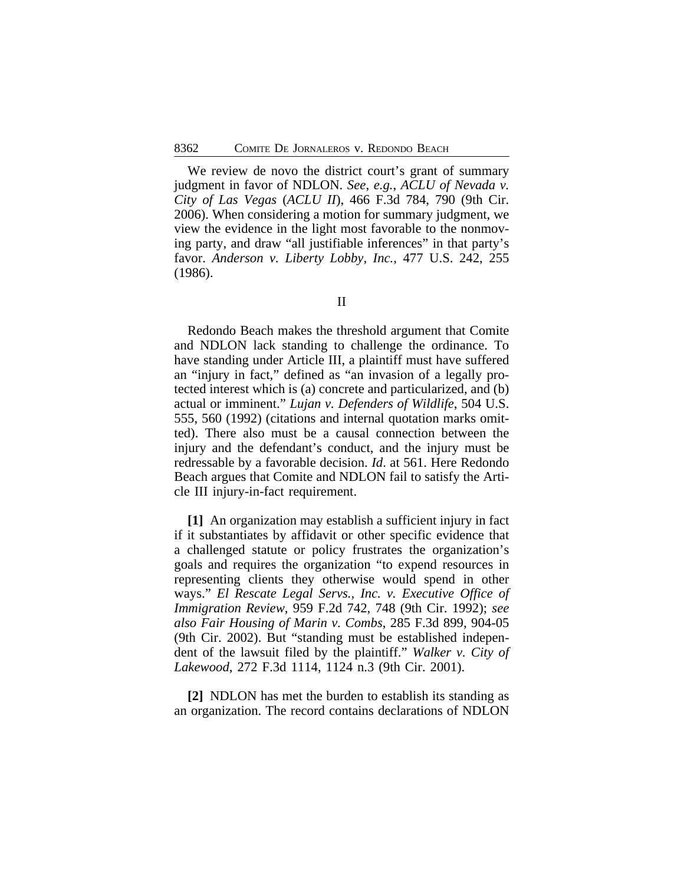We review de novo the district court's grant of summary judgment in favor of NDLON. *See, e.g., ACLU of Nevada v. City of Las Vegas* (*ACLU II*), 466 F.3d 784, 790 (9th Cir. 2006). When considering a motion for summary judgment, we view the evidence in the light most favorable to the nonmoving party, and draw "all justifiable inferences" in that party's favor. *Anderson v. Liberty Lobby, Inc.*, 477 U.S. 242, 255 (1986).

## II

Redondo Beach makes the threshold argument that Comite and NDLON lack standing to challenge the ordinance. To have standing under Article III, a plaintiff must have suffered an "injury in fact," defined as "an invasion of a legally protected interest which is (a) concrete and particularized, and (b) actual or imminent." *Lujan v. Defenders of Wildlife*, 504 U.S. 555, 560 (1992) (citations and internal quotation marks omitted). There also must be a causal connection between the injury and the defendant's conduct, and the injury must be redressable by a favorable decision. *Id*. at 561. Here Redondo Beach argues that Comite and NDLON fail to satisfy the Article III injury-in-fact requirement.

**[1]** An organization may establish a sufficient injury in fact if it substantiates by affidavit or other specific evidence that a challenged statute or policy frustrates the organization's goals and requires the organization "to expend resources in representing clients they otherwise would spend in other ways." *El Rescate Legal Servs., Inc. v. Executive Office of Immigration Review*, 959 F.2d 742, 748 (9th Cir. 1992); *see also Fair Housing of Marin v. Combs*, 285 F.3d 899, 904-05 (9th Cir. 2002). But "standing must be established independent of the lawsuit filed by the plaintiff." *Walker v. City of Lakewood*, 272 F.3d 1114, 1124 n.3 (9th Cir. 2001).

**[2]** NDLON has met the burden to establish its standing as an organization. The record contains declarations of NDLON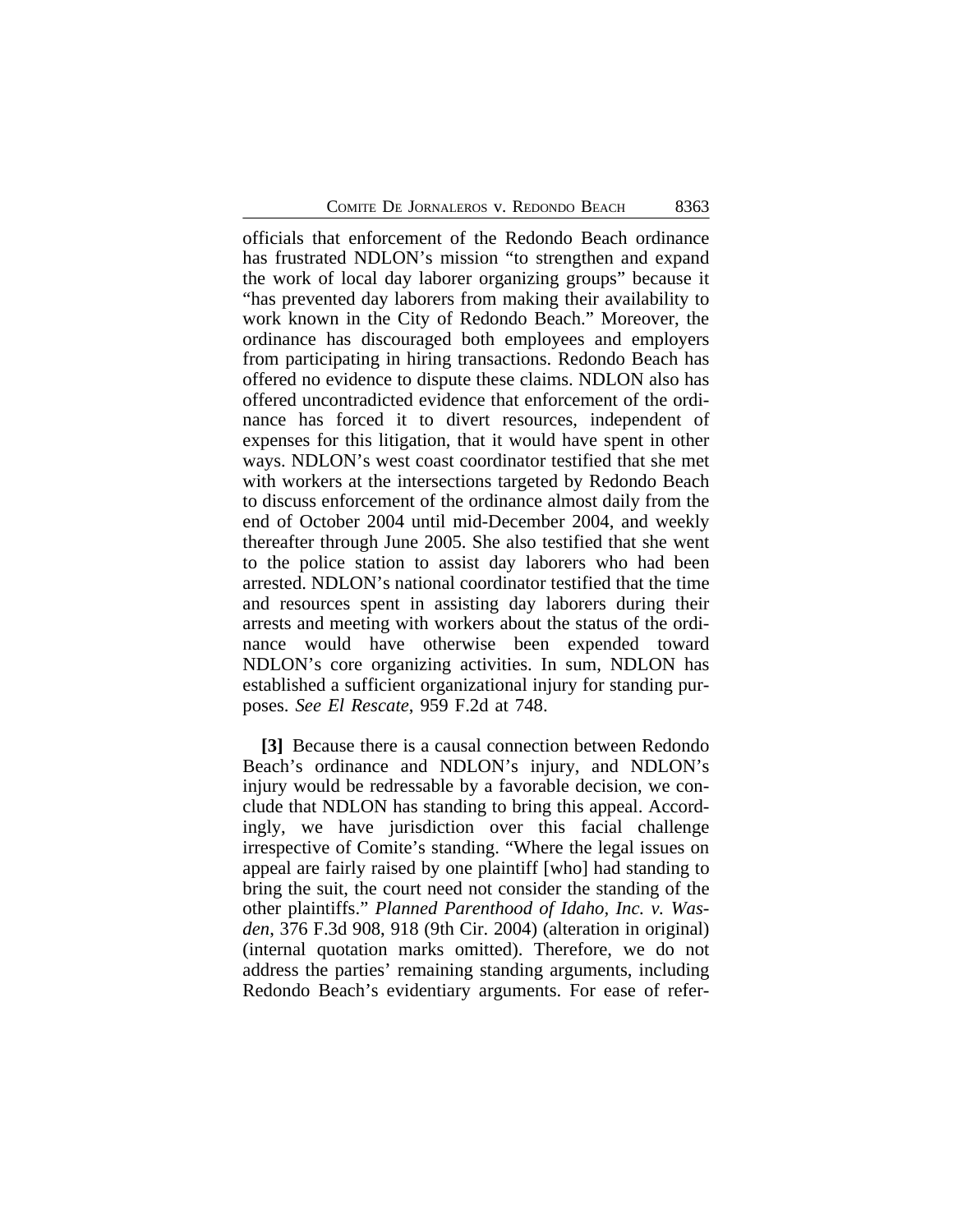officials that enforcement of the Redondo Beach ordinance has frustrated NDLON's mission "to strengthen and expand the work of local day laborer organizing groups" because it "has prevented day laborers from making their availability to work known in the City of Redondo Beach." Moreover, the ordinance has discouraged both employees and employers from participating in hiring transactions. Redondo Beach has offered no evidence to dispute these claims. NDLON also has offered uncontradicted evidence that enforcement of the ordinance has forced it to divert resources, independent of expenses for this litigation, that it would have spent in other ways. NDLON's west coast coordinator testified that she met with workers at the intersections targeted by Redondo Beach to discuss enforcement of the ordinance almost daily from the end of October 2004 until mid-December 2004, and weekly thereafter through June 2005. She also testified that she went to the police station to assist day laborers who had been arrested. NDLON's national coordinator testified that the time and resources spent in assisting day laborers during their arrests and meeting with workers about the status of the ordinance would have otherwise been expended toward NDLON's core organizing activities. In sum, NDLON has established a sufficient organizational injury for standing purposes. *See El Rescate*, 959 F.2d at 748.

**[3]** Because there is a causal connection between Redondo Beach's ordinance and NDLON's injury, and NDLON's injury would be redressable by a favorable decision, we conclude that NDLON has standing to bring this appeal. Accordingly, we have jurisdiction over this facial challenge irrespective of Comite's standing. "Where the legal issues on appeal are fairly raised by one plaintiff [who] had standing to bring the suit, the court need not consider the standing of the other plaintiffs." *Planned Parenthood of Idaho, Inc. v. Wasden*, 376 F.3d 908, 918 (9th Cir. 2004) (alteration in original) (internal quotation marks omitted). Therefore, we do not address the parties' remaining standing arguments, including Redondo Beach's evidentiary arguments. For ease of refer-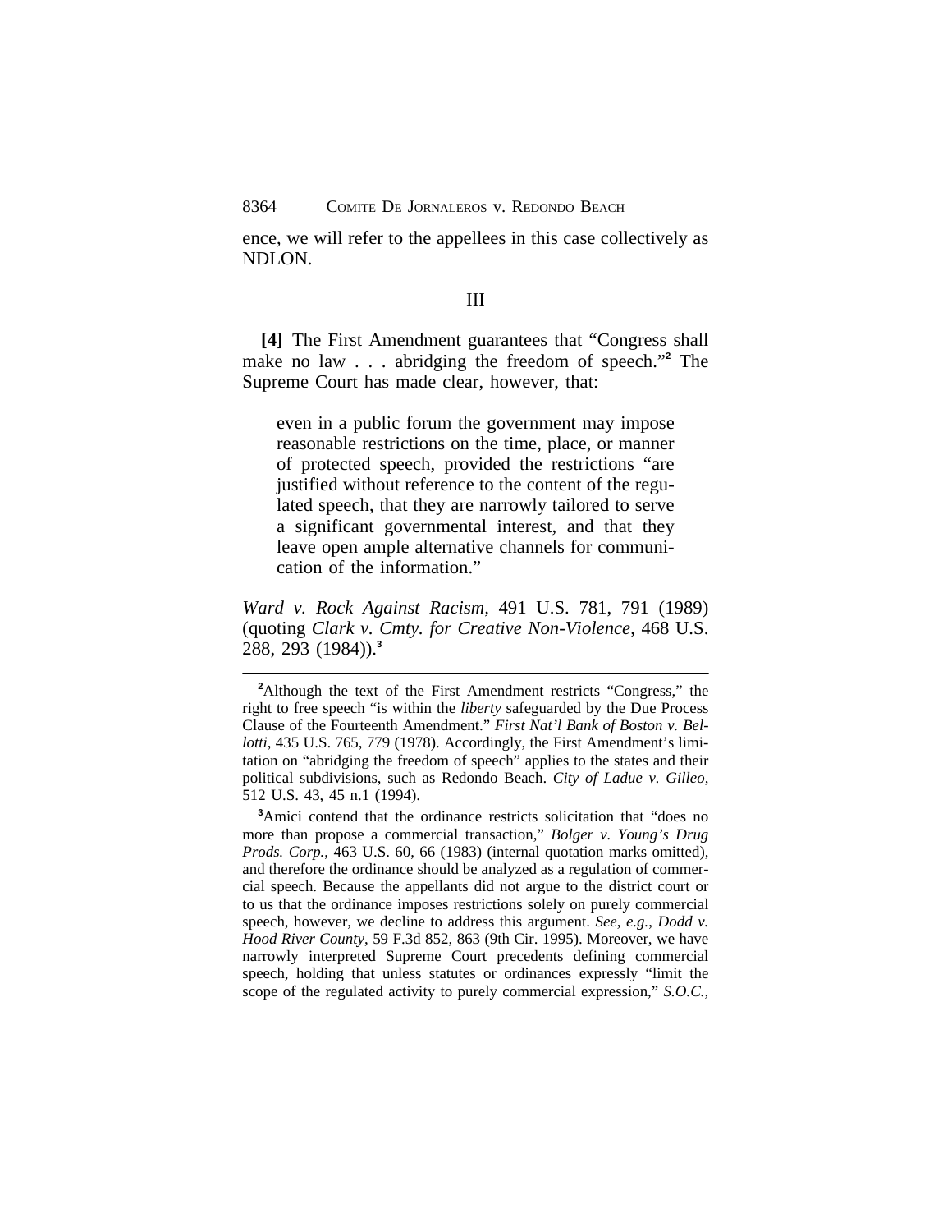ence, we will refer to the appellees in this case collectively as NDLON.

## III

**[4]** The First Amendment guarantees that "Congress shall make no law . . . abridging the freedom of speech."[2] The Supreme Court has made clear, however, that:

> even in a public forum the government may impose reasonable restrictions on the time, place, or manner of protected speech, provided the restrictions "are justified without reference to the content of the regulated speech, that they are narrowly tailored to serve a significant governmental interest, and that they leave open ample alternative channels for communication of the information."

*Ward v. Rock Against Racism*, 491 U.S. 781, 791 (1989) (quoting *Clark v. Cmty. for Creative Non-Violence*, 468 U.S. 288, 293 (1984)).[3]

---

[2]Although the text of the First Amendment restricts "Congress," the right to free speech "is within the *liberty* safeguarded by the Due Process Clause of the Fourteenth Amendment." *First Nat'l Bank of Boston v. Bellotti*, 435 U.S. 765, 779 (1978). Accordingly, the First Amendment's limitation on "abridging the freedom of speech" applies to the states and their political subdivisions, such as Redondo Beach. *City of Ladue v. Gilleo*, 512 U.S. 43, 45 n.1 (1994).

[3]Amici contend that the ordinance restricts solicitation that "does no more than propose a commercial transaction," *Bolger v. Young's Drug Prods. Corp.*, 463 U.S. 60, 66 (1983) (internal quotation marks omitted), and therefore the ordinance should be analyzed as a regulation of commercial speech. Because the appellants did not argue to the district court or to us that the ordinance imposes restrictions solely on purely commercial speech, however, we decline to address this argument. *See, e.g.*, *Dodd v. Hood River County*, 59 F.3d 852, 863 (9th Cir. 1995). Moreover, we have narrowly interpreted Supreme Court precedents defining commercial speech, holding that unless statutes or ordinances expressly "limit the scope of the regulated activity to purely commercial expression," *S.O.C.*,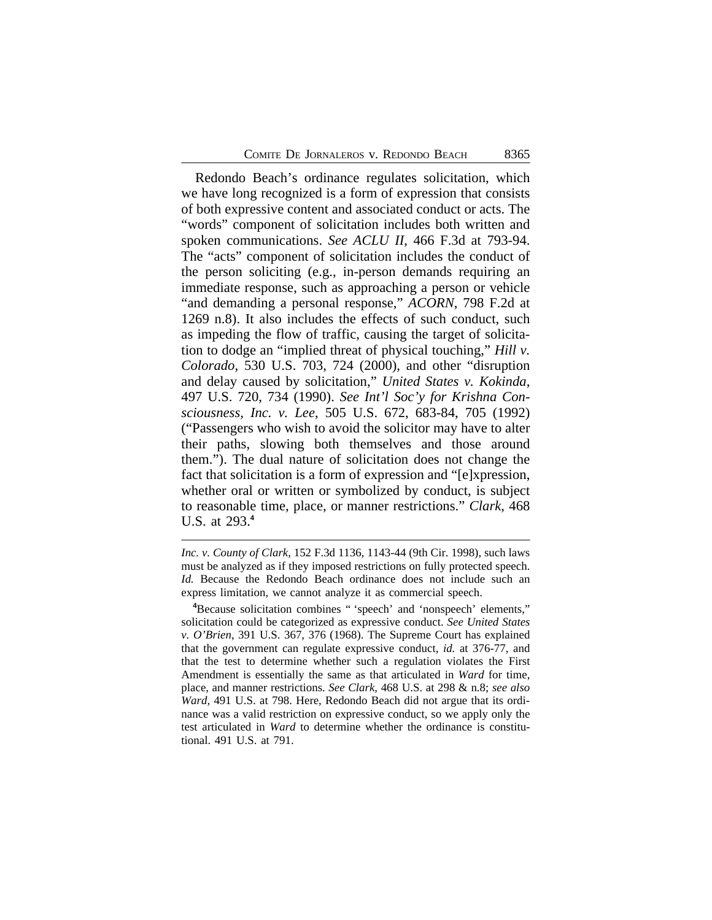Redondo Beach's ordinance regulates solicitation, which we have long recognized is a form of expression that consists of both expressive content and associated conduct or acts. The "words" component of solicitation includes both written and spoken communications. *See ACLU II*, 466 F.3d at 793-94. The "acts" component of solicitation includes the conduct of the person soliciting (e.g., in-person demands requiring an immediate response, such as approaching a person or vehicle "and demanding a personal response," *ACORN*, 798 F.2d at 1269 n.8). It also includes the effects of such conduct, such as impeding the flow of traffic, causing the target of solicitation to dodge an "implied threat of physical touching," *Hill v. Colorado*, 530 U.S. 703, 724 (2000), and other "disruption and delay caused by solicitation," *United States v. Kokinda*, 497 U.S. 720, 734 (1990). *See Int'l Soc'y for Krishna Consciousness, Inc. v. Lee*, 505 U.S. 672, 683-84, 705 (1992) ("Passengers who wish to avoid the solicitor may have to alter their paths, slowing both themselves and those around them."). The dual nature of solicitation does not change the fact that solicitation is a form of expression and "[e]xpression, whether oral or written or symbolized by conduct, is subject to reasonable time, place, or manner restrictions." *Clark*, 468 U.S. at 293.[4]

---

*Inc. v. County of Clark*, 152 F.3d 1136, 1143-44 (9th Cir. 1998), such laws must be analyzed as if they imposed restrictions on fully protected speech. *Id.* Because the Redondo Beach ordinance does not include such an express limitation, we cannot analyze it as commercial speech.

[4]Because solicitation combines " 'speech' and 'nonspeech' elements," solicitation could be categorized as expressive conduct. *See United States v. O'Brien*, 391 U.S. 367, 376 (1968). The Supreme Court has explained that the government can regulate expressive conduct, *id.* at 376-77, and that the test to determine whether such a regulation violates the First Amendment is essentially the same as that articulated in *Ward* for time, place, and manner restrictions. *See Clark*, 468 U.S. at 298 & n.8; *see also Ward*, 491 U.S. at 798. Here, Redondo Beach did not argue that its ordinance was a valid restriction on expressive conduct, so we apply only the test articulated in *Ward* to determine whether the ordinance is constitutional. 491 U.S. at 791.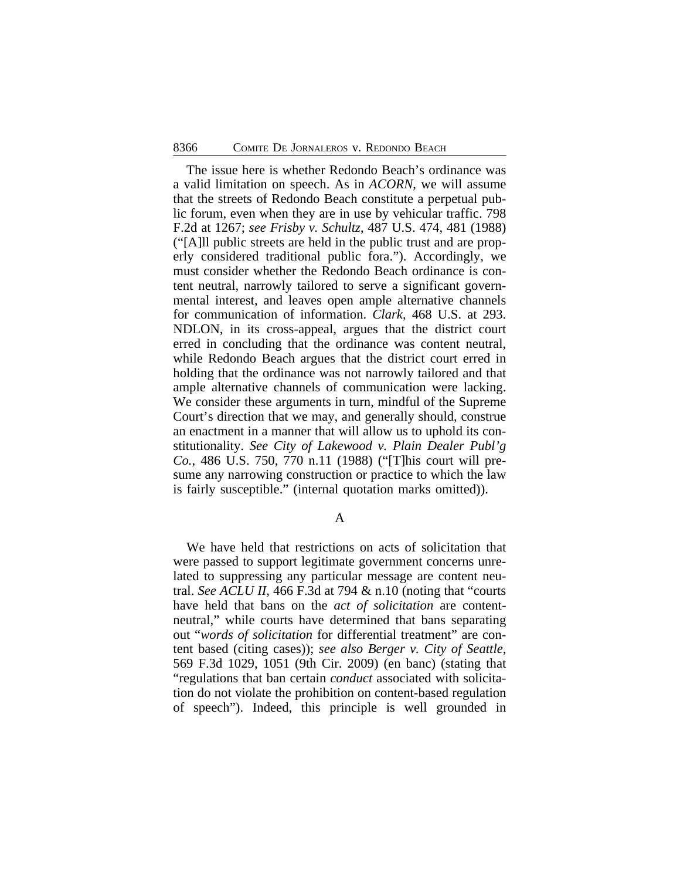The issue here is whether Redondo Beach's ordinance was a valid limitation on speech. As in *ACORN*, we will assume that the streets of Redondo Beach constitute a perpetual public forum, even when they are in use by vehicular traffic. 798 F.2d at 1267; *see Frisby v. Schultz*, 487 U.S. 474, 481 (1988) ("[A]ll public streets are held in the public trust and are properly considered traditional public fora."). Accordingly, we must consider whether the Redondo Beach ordinance is content neutral, narrowly tailored to serve a significant governmental interest, and leaves open ample alternative channels for communication of information. *Clark*, 468 U.S. at 293. NDLON, in its cross-appeal, argues that the district court erred in concluding that the ordinance was content neutral, while Redondo Beach argues that the district court erred in holding that the ordinance was not narrowly tailored and that ample alternative channels of communication were lacking. We consider these arguments in turn, mindful of the Supreme Court's direction that we may, and generally should, construe an enactment in a manner that will allow us to uphold its constitutionality. *See City of Lakewood v. Plain Dealer Publ'g Co.*, 486 U.S. 750, 770 n.11 (1988) ("[T]his court will presume any narrowing construction or practice to which the law is fairly susceptible." (internal quotation marks omitted)).

## A

We have held that restrictions on acts of solicitation that were passed to support legitimate government concerns unrelated to suppressing any particular message are content neutral. *See ACLU II*, 466 F.3d at 794 & n.10 (noting that "courts have held that bans on the *act of solicitation* are content-neutral," while courts have determined that bans separating out "*words of solicitation* for differential treatment" are content based (citing cases)); *see also Berger v. City of Seattle*, 569 F.3d 1029, 1051 (9th Cir. 2009) (en banc) (stating that "regulations that ban certain *conduct* associated with solicitation do not violate the prohibition on content-based regulation of speech"). Indeed, this principle is well grounded in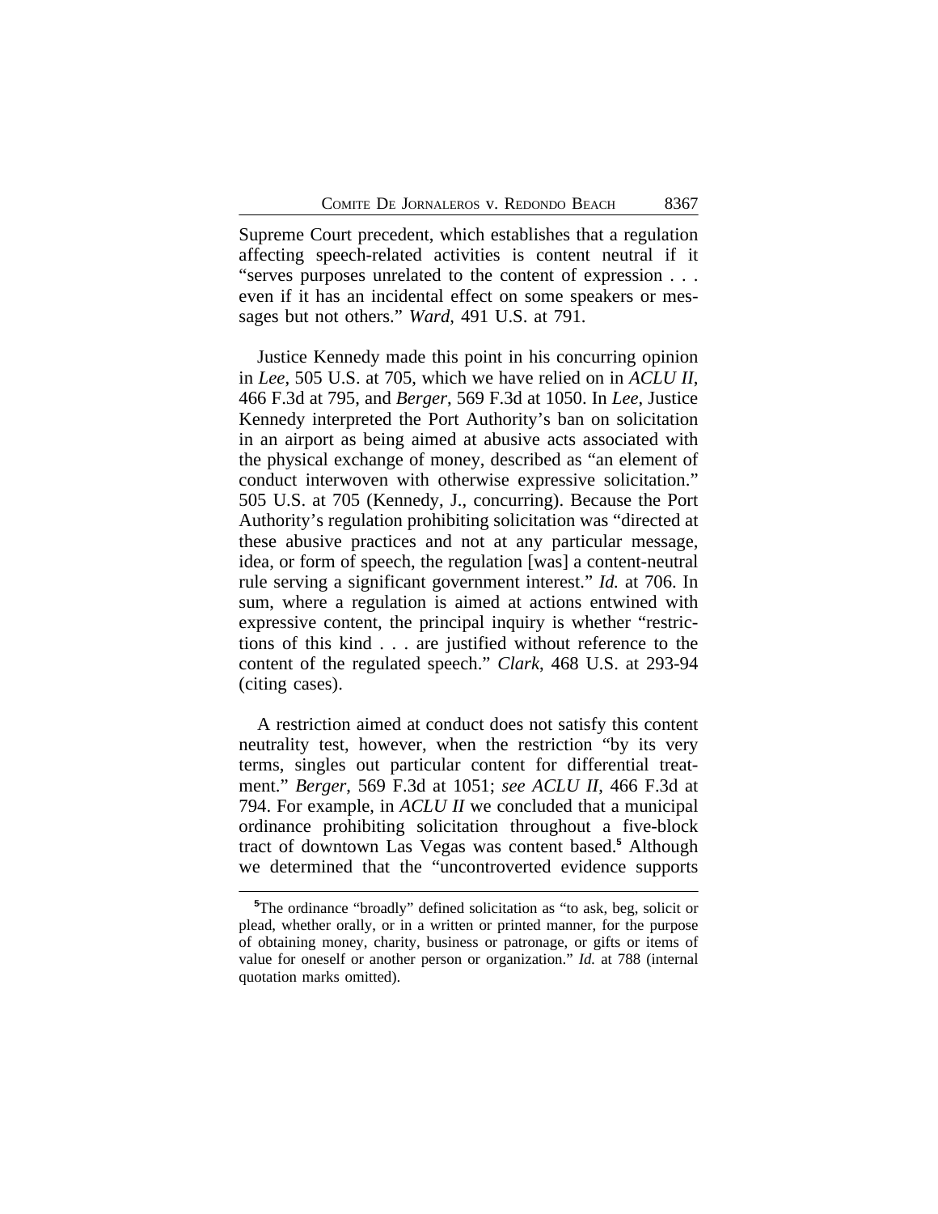Supreme Court precedent, which establishes that a regulation affecting speech-related activities is content neutral if it "serves purposes unrelated to the content of expression . . . even if it has an incidental effect on some speakers or messages but not others." *Ward*, 491 U.S. at 791.

Justice Kennedy made this point in his concurring opinion in *Lee*, 505 U.S. at 705, which we have relied on in *ACLU II*, 466 F.3d at 795, and *Berger*, 569 F.3d at 1050. In *Lee*, Justice Kennedy interpreted the Port Authority's ban on solicitation in an airport as being aimed at abusive acts associated with the physical exchange of money, described as "an element of conduct interwoven with otherwise expressive solicitation." 505 U.S. at 705 (Kennedy, J., concurring). Because the Port Authority's regulation prohibiting solicitation was "directed at these abusive practices and not at any particular message, idea, or form of speech, the regulation [was] a content-neutral rule serving a significant government interest." *Id.* at 706. In sum, where a regulation is aimed at actions entwined with expressive content, the principal inquiry is whether "restrictions of this kind . . . are justified without reference to the content of the regulated speech." *Clark*, 468 U.S. at 293-94 (citing cases).

A restriction aimed at conduct does not satisfy this content neutrality test, however, when the restriction "by its very terms, singles out particular content for differential treatment." *Berger*, 569 F.3d at 1051; *see ACLU II*, 466 F.3d at 794. For example, in *ACLU II* we concluded that a municipal ordinance prohibiting solicitation throughout a five-block tract of downtown Las Vegas was content based.[5] Although we determined that the "uncontroverted evidence supports

[5]The ordinance "broadly" defined solicitation as "to ask, beg, solicit or plead, whether orally, or in a written or printed manner, for the purpose of obtaining money, charity, business or patronage, or gifts or items of value for oneself or another person or organization." *Id.* at 788 (internal quotation marks omitted).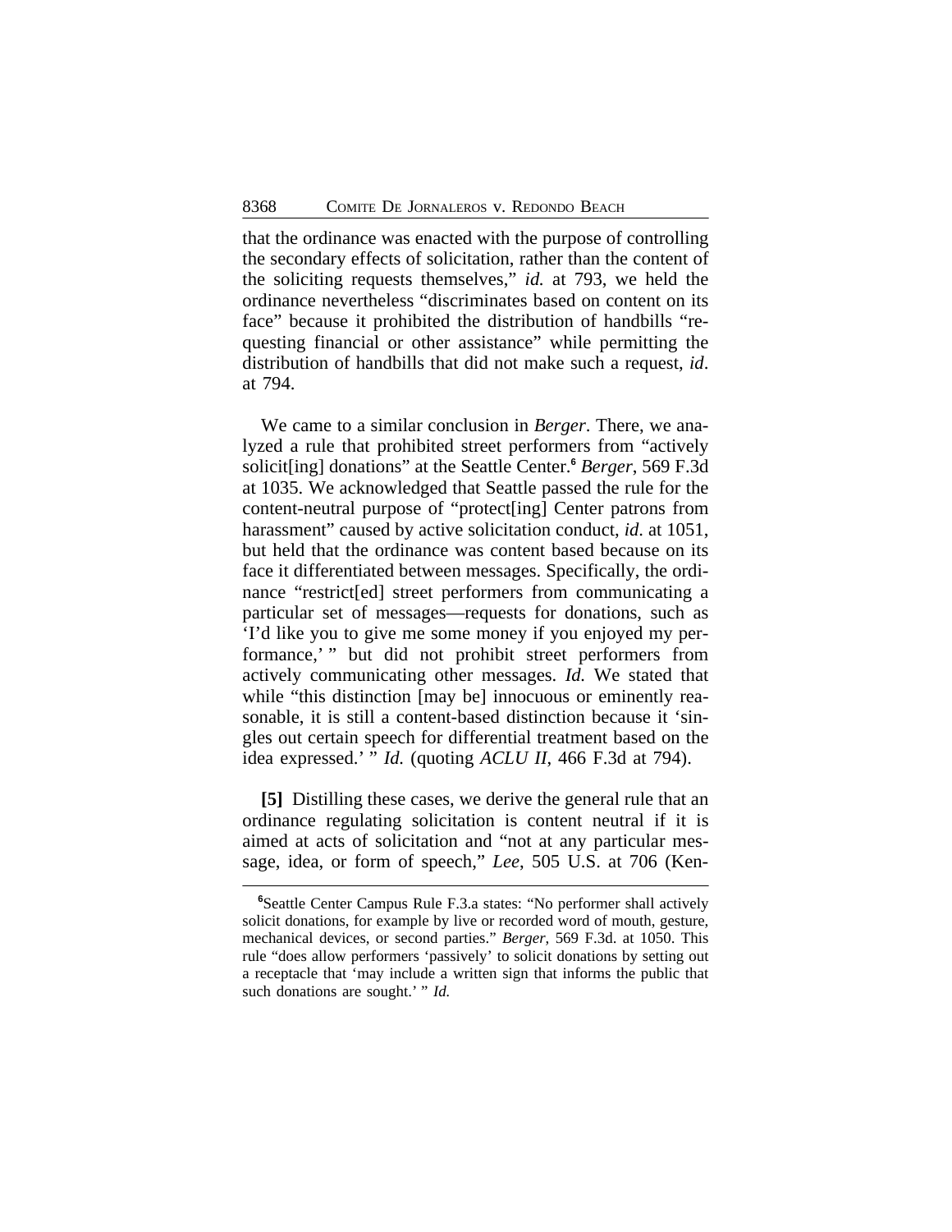that the ordinance was enacted with the purpose of controlling the secondary effects of solicitation, rather than the content of the soliciting requests themselves," *id.* at 793, we held the ordinance nevertheless "discriminates based on content on its face" because it prohibited the distribution of handbills "requesting financial or other assistance" while permitting the distribution of handbills that did not make such a request, *id*. at 794.

We came to a similar conclusion in *Berger*. There, we analyzed a rule that prohibited street performers from "actively solicit[ing] donations" at the Seattle Center.[6] *Berger*, 569 F.3d at 1035. We acknowledged that Seattle passed the rule for the content-neutral purpose of "protect[ing] Center patrons from harassment" caused by active solicitation conduct, *id*. at 1051, but held that the ordinance was content based because on its face it differentiated between messages. Specifically, the ordinance "restrict[ed] street performers from communicating a particular set of messages—requests for donations, such as 'I'd like you to give me some money if you enjoyed my performance,' " but did not prohibit street performers from actively communicating other messages. *Id.* We stated that while "this distinction [may be] innocuous or eminently reasonable, it is still a content-based distinction because it 'singles out certain speech for differential treatment based on the idea expressed.' " *Id.* (quoting *ACLU II*, 466 F.3d at 794).

**[5]** Distilling these cases, we derive the general rule that an ordinance regulating solicitation is content neutral if it is aimed at acts of solicitation and "not at any particular message, idea, or form of speech," *Lee*, 505 U.S. at 706 (Ken-

[6] Seattle Center Campus Rule F.3.a states: "No performer shall actively solicit donations, for example by live or recorded word of mouth, gesture, mechanical devices, or second parties." *Berger*, 569 F.3d. at 1050. This rule "does allow performers 'passively' to solicit donations by setting out a receptacle that 'may include a written sign that informs the public that such donations are sought.' " *Id.*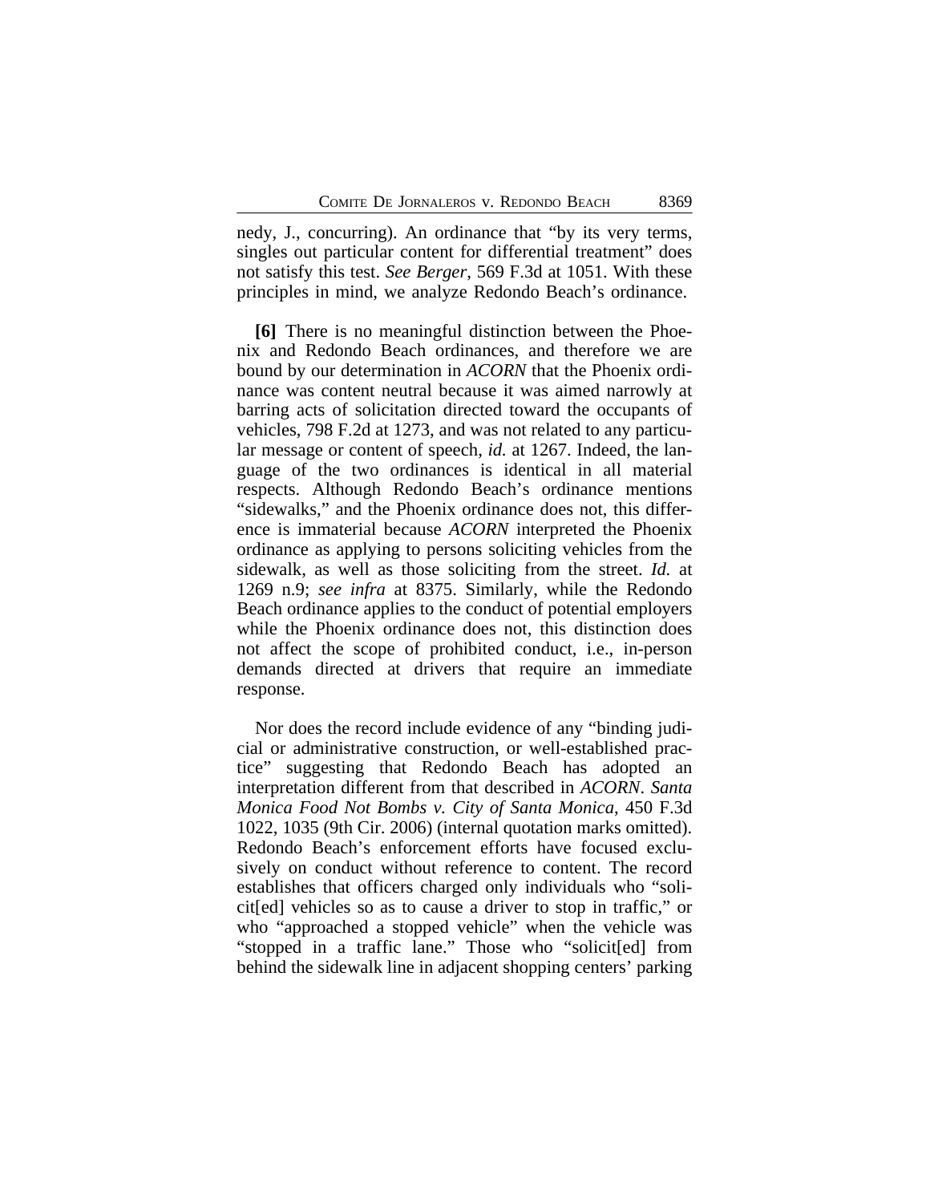nedy, J., concurring). An ordinance that "by its very terms, singles out particular content for differential treatment" does not satisfy this test. *See Berger*, 569 F.3d at 1051. With these principles in mind, we analyze Redondo Beach's ordinance.

**[6]** There is no meaningful distinction between the Phoenix and Redondo Beach ordinances, and therefore we are bound by our determination in *ACORN* that the Phoenix ordinance was content neutral because it was aimed narrowly at barring acts of solicitation directed toward the occupants of vehicles, 798 F.2d at 1273, and was not related to any particular message or content of speech, *id.* at 1267. Indeed, the language of the two ordinances is identical in all material respects. Although Redondo Beach's ordinance mentions "sidewalks," and the Phoenix ordinance does not, this difference is immaterial because *ACORN* interpreted the Phoenix ordinance as applying to persons soliciting vehicles from the sidewalk, as well as those soliciting from the street. *Id.* at 1269 n.9; *see infra* at 8375. Similarly, while the Redondo Beach ordinance applies to the conduct of potential employers while the Phoenix ordinance does not, this distinction does not affect the scope of prohibited conduct, i.e., in-person demands directed at drivers that require an immediate response.

Nor does the record include evidence of any "binding judicial or administrative construction, or well-established practice" suggesting that Redondo Beach has adopted an interpretation different from that described in *ACORN*. *Santa Monica Food Not Bombs v. City of Santa Monica*, 450 F.3d 1022, 1035 (9th Cir. 2006) (internal quotation marks omitted). Redondo Beach's enforcement efforts have focused exclusively on conduct without reference to content. The record establishes that officers charged only individuals who "solicit[ed] vehicles so as to cause a driver to stop in traffic," or who "approached a stopped vehicle" when the vehicle was "stopped in a traffic lane." Those who "solicit[ed] from behind the sidewalk line in adjacent shopping centers' parking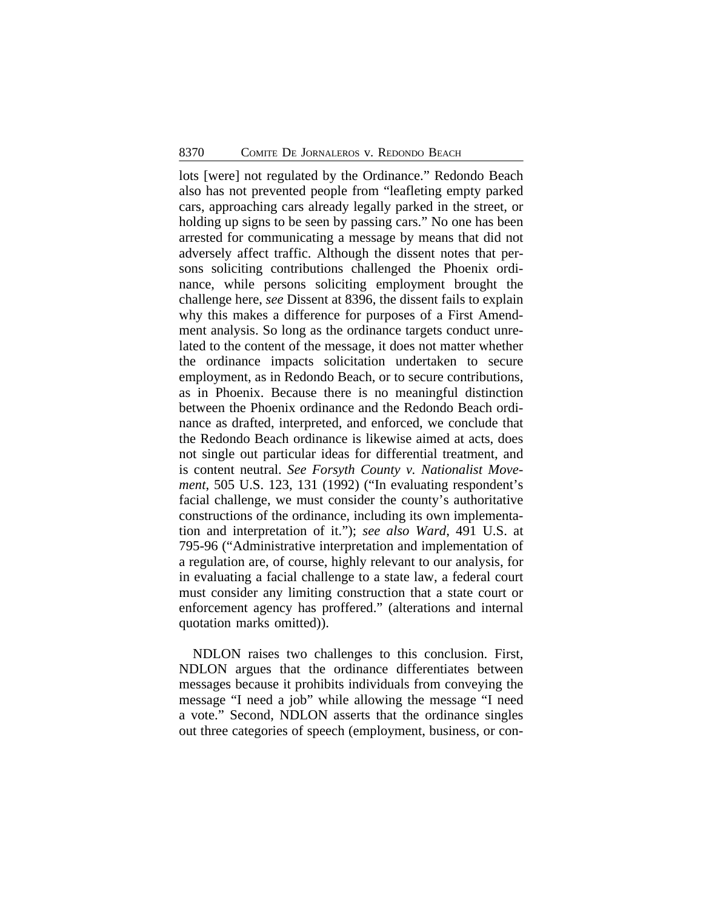lots [were] not regulated by the Ordinance." Redondo Beach also has not prevented people from "leafleting empty parked cars, approaching cars already legally parked in the street, or holding up signs to be seen by passing cars." No one has been arrested for communicating a message by means that did not adversely affect traffic. Although the dissent notes that persons soliciting contributions challenged the Phoenix ordinance, while persons soliciting employment brought the challenge here, *see* Dissent at 8396, the dissent fails to explain why this makes a difference for purposes of a First Amendment analysis. So long as the ordinance targets conduct unrelated to the content of the message, it does not matter whether the ordinance impacts solicitation undertaken to secure employment, as in Redondo Beach, or to secure contributions, as in Phoenix. Because there is no meaningful distinction between the Phoenix ordinance and the Redondo Beach ordinance as drafted, interpreted, and enforced, we conclude that the Redondo Beach ordinance is likewise aimed at acts, does not single out particular ideas for differential treatment, and is content neutral. *See Forsyth County v. Nationalist Movement*, 505 U.S. 123, 131 (1992) ("In evaluating respondent's facial challenge, we must consider the county's authoritative constructions of the ordinance, including its own implementation and interpretation of it."); *see also Ward*, 491 U.S. at 795-96 ("Administrative interpretation and implementation of a regulation are, of course, highly relevant to our analysis, for in evaluating a facial challenge to a state law, a federal court must consider any limiting construction that a state court or enforcement agency has proffered." (alterations and internal quotation marks omitted)).

NDLON raises two challenges to this conclusion. First, NDLON argues that the ordinance differentiates between messages because it prohibits individuals from conveying the message "I need a job" while allowing the message "I need a vote." Second, NDLON asserts that the ordinance singles out three categories of speech (employment, business, or con-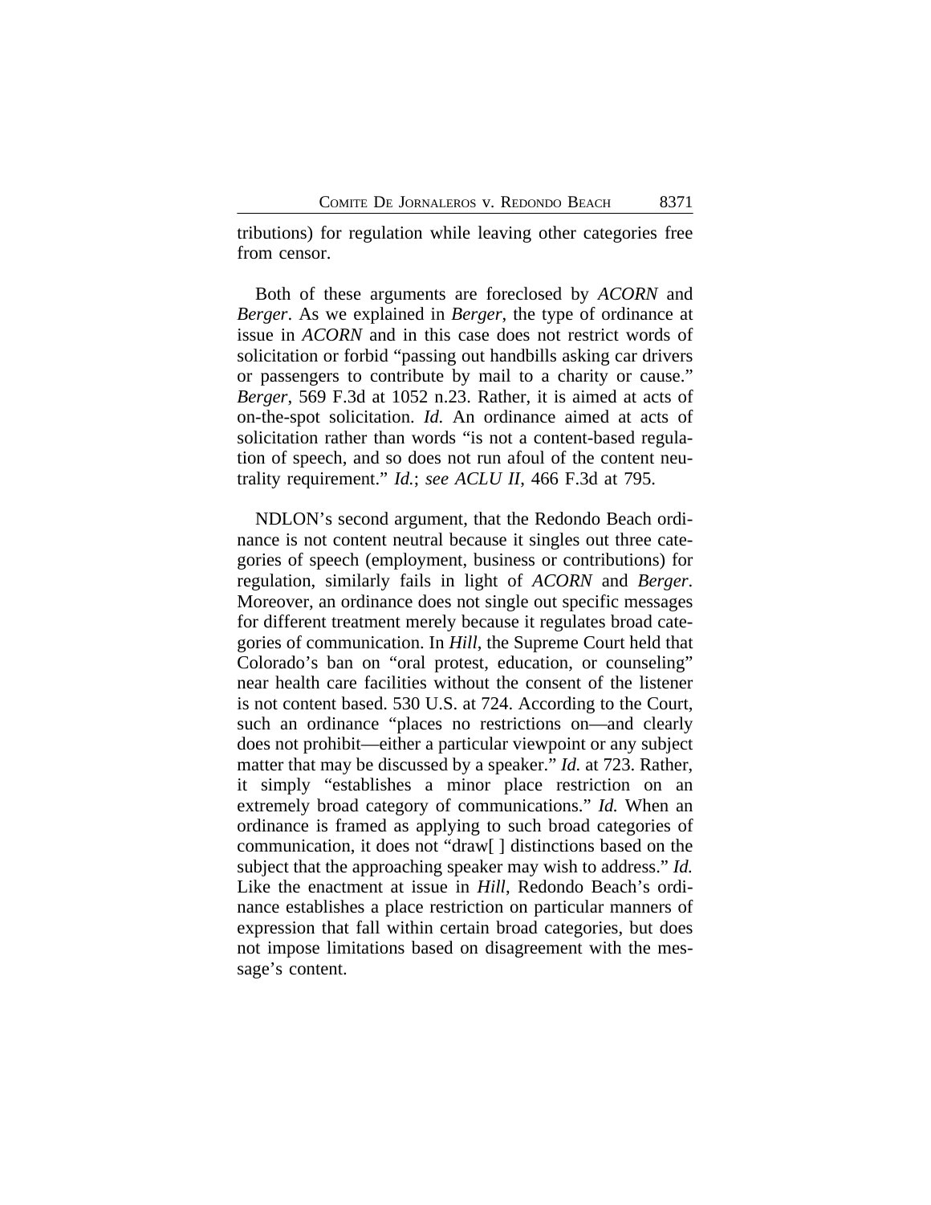tributions) for regulation while leaving other categories free from censor.

Both of these arguments are foreclosed by *ACORN* and *Berger*. As we explained in *Berger*, the type of ordinance at issue in *ACORN* and in this case does not restrict words of solicitation or forbid "passing out handbills asking car drivers or passengers to contribute by mail to a charity or cause." *Berger*, 569 F.3d at 1052 n.23. Rather, it is aimed at acts of on-the-spot solicitation. *Id.* An ordinance aimed at acts of solicitation rather than words "is not a content-based regulation of speech, and so does not run afoul of the content neutrality requirement." *Id.*; *see ACLU II*, 466 F.3d at 795.

NDLON's second argument, that the Redondo Beach ordinance is not content neutral because it singles out three categories of speech (employment, business or contributions) for regulation, similarly fails in light of *ACORN* and *Berger*. Moreover, an ordinance does not single out specific messages for different treatment merely because it regulates broad categories of communication. In *Hill*, the Supreme Court held that Colorado's ban on "oral protest, education, or counseling" near health care facilities without the consent of the listener is not content based. 530 U.S. at 724. According to the Court, such an ordinance "places no restrictions on—and clearly does not prohibit—either a particular viewpoint or any subject matter that may be discussed by a speaker." *Id.* at 723. Rather, it simply "establishes a minor place restriction on an extremely broad category of communications." *Id.* When an ordinance is framed as applying to such broad categories of communication, it does not "draw[ ] distinctions based on the subject that the approaching speaker may wish to address." *Id.* Like the enactment at issue in *Hill*, Redondo Beach's ordinance establishes a place restriction on particular manners of expression that fall within certain broad categories, but does not impose limitations based on disagreement with the message's content.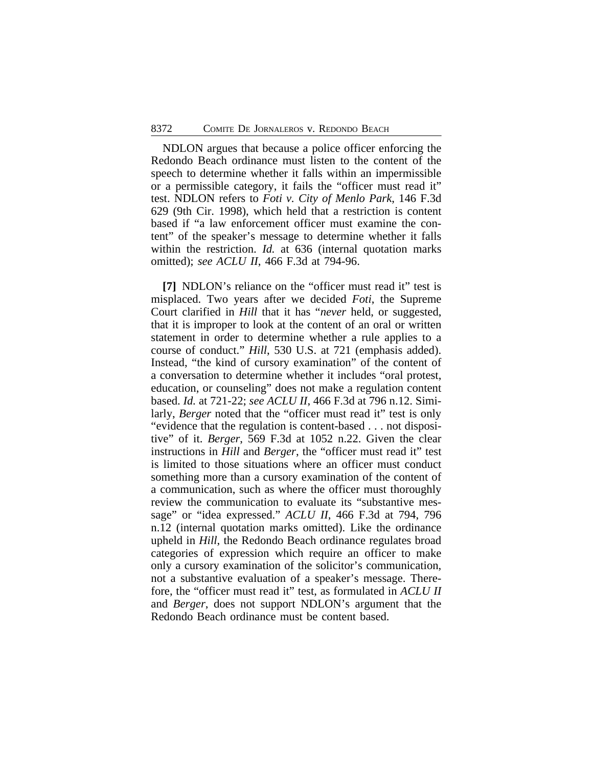NDLON argues that because a police officer enforcing the Redondo Beach ordinance must listen to the content of the speech to determine whether it falls within an impermissible or a permissible category, it fails the "officer must read it" test. NDLON refers to *Foti v. City of Menlo Park*, 146 F.3d 629 (9th Cir. 1998), which held that a restriction is content based if "a law enforcement officer must examine the content" of the speaker's message to determine whether it falls within the restriction. *Id.* at 636 (internal quotation marks omitted); *see ACLU II*, 466 F.3d at 794-96.

**[7]** NDLON's reliance on the "officer must read it" test is misplaced. Two years after we decided *Foti*, the Supreme Court clarified in *Hill* that it has "*never* held, or suggested, that it is improper to look at the content of an oral or written statement in order to determine whether a rule applies to a course of conduct." *Hill*, 530 U.S. at 721 (emphasis added). Instead, "the kind of cursory examination" of the content of a conversation to determine whether it includes "oral protest, education, or counseling" does not make a regulation content based. *Id.* at 721-22; *see ACLU II*, 466 F.3d at 796 n.12. Similarly, *Berger* noted that the "officer must read it" test is only "evidence that the regulation is content-based . . . not dispositive" of it. *Berger*, 569 F.3d at 1052 n.22. Given the clear instructions in *Hill* and *Berger*, the "officer must read it" test is limited to those situations where an officer must conduct something more than a cursory examination of the content of a communication, such as where the officer must thoroughly review the communication to evaluate its "substantive message" or "idea expressed." *ACLU II*, 466 F.3d at 794, 796 n.12 (internal quotation marks omitted). Like the ordinance upheld in *Hill*, the Redondo Beach ordinance regulates broad categories of expression which require an officer to make only a cursory examination of the solicitor's communication, not a substantive evaluation of a speaker's message. Therefore, the "officer must read it" test, as formulated in *ACLU II* and *Berger*, does not support NDLON's argument that the Redondo Beach ordinance must be content based.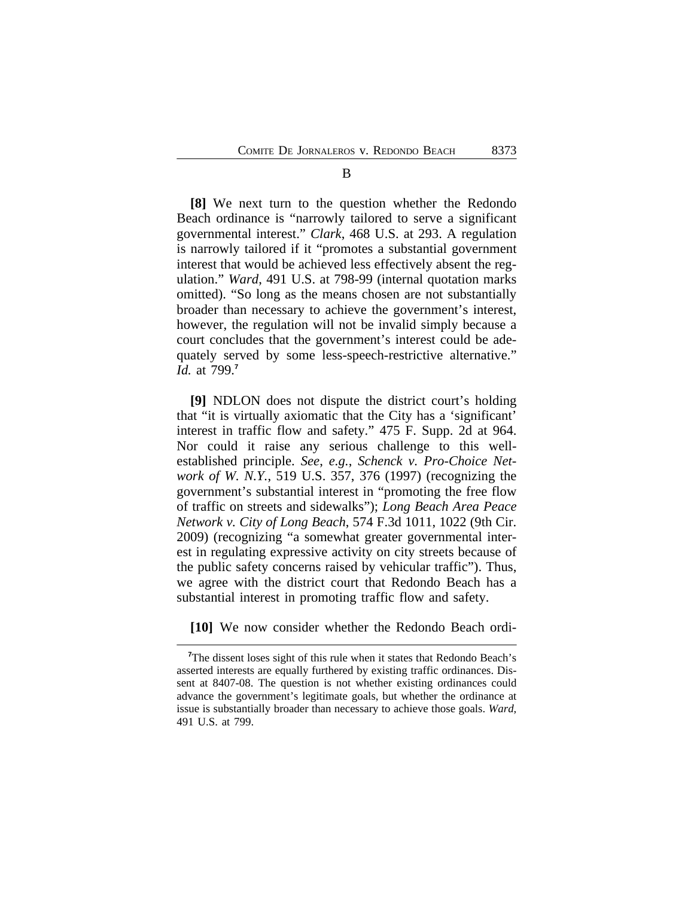## B

**[8]** We next turn to the question whether the Redondo Beach ordinance is "narrowly tailored to serve a significant governmental interest." *Clark*, 468 U.S. at 293. A regulation is narrowly tailored if it "promotes a substantial government interest that would be achieved less effectively absent the regulation." *Ward*, 491 U.S. at 798-99 (internal quotation marks omitted). "So long as the means chosen are not substantially broader than necessary to achieve the government's interest, however, the regulation will not be invalid simply because a court concludes that the government's interest could be adequately served by some less-speech-restrictive alternative." *Id.* at 799.[7]

**[9]** NDLON does not dispute the district court's holding that "it is virtually axiomatic that the City has a 'significant' interest in traffic flow and safety." 475 F. Supp. 2d at 964. Nor could it raise any serious challenge to this well-established principle. *See, e.g.*, *Schenck v. Pro-Choice Network of W. N.Y.*, 519 U.S. 357, 376 (1997) (recognizing the government's substantial interest in "promoting the free flow of traffic on streets and sidewalks"); *Long Beach Area Peace Network v. City of Long Beach*, 574 F.3d 1011, 1022 (9th Cir. 2009) (recognizing "a somewhat greater governmental interest in regulating expressive activity on city streets because of the public safety concerns raised by vehicular traffic"). Thus, we agree with the district court that Redondo Beach has a substantial interest in promoting traffic flow and safety.

**[10]** We now consider whether the Redondo Beach ordi-

[7] The dissent loses sight of this rule when it states that Redondo Beach's asserted interests are equally furthered by existing traffic ordinances. Dissent at 8407-08. The question is not whether existing ordinances could advance the government's legitimate goals, but whether the ordinance at issue is substantially broader than necessary to achieve those goals. *Ward*, 491 U.S. at 799.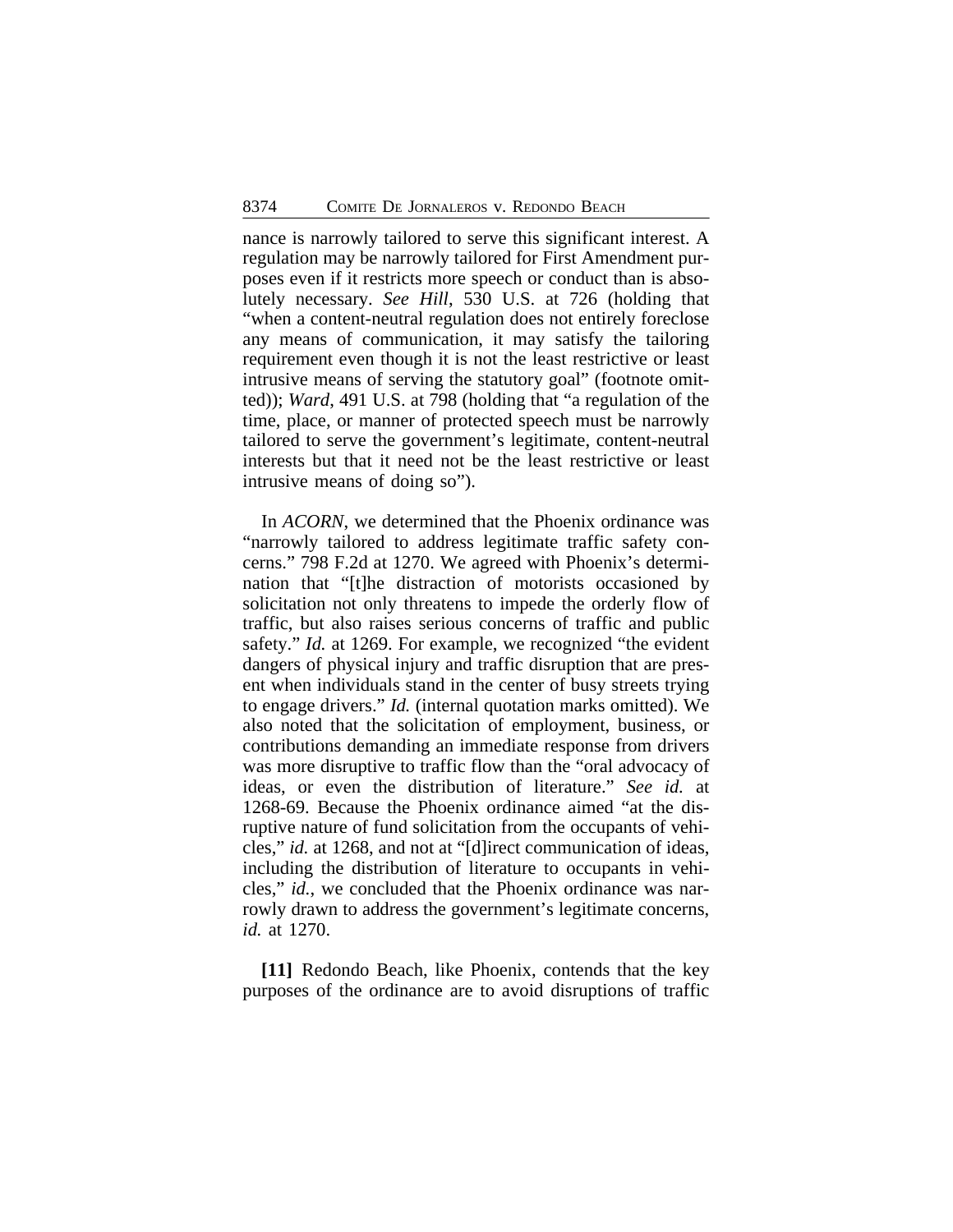nance is narrowly tailored to serve this significant interest. A regulation may be narrowly tailored for First Amendment purposes even if it restricts more speech or conduct than is absolutely necessary. *See Hill*, 530 U.S. at 726 (holding that "when a content-neutral regulation does not entirely foreclose any means of communication, it may satisfy the tailoring requirement even though it is not the least restrictive or least intrusive means of serving the statutory goal" (footnote omitted)); *Ward*, 491 U.S. at 798 (holding that "a regulation of the time, place, or manner of protected speech must be narrowly tailored to serve the government's legitimate, content-neutral interests but that it need not be the least restrictive or least intrusive means of doing so").

In *ACORN*, we determined that the Phoenix ordinance was "narrowly tailored to address legitimate traffic safety concerns." 798 F.2d at 1270. We agreed with Phoenix's determination that "[t]he distraction of motorists occasioned by solicitation not only threatens to impede the orderly flow of traffic, but also raises serious concerns of traffic and public safety." *Id.* at 1269. For example, we recognized "the evident dangers of physical injury and traffic disruption that are present when individuals stand in the center of busy streets trying to engage drivers." *Id.* (internal quotation marks omitted). We also noted that the solicitation of employment, business, or contributions demanding an immediate response from drivers was more disruptive to traffic flow than the "oral advocacy of ideas, or even the distribution of literature." *See id.* at 1268-69. Because the Phoenix ordinance aimed "at the disruptive nature of fund solicitation from the occupants of vehicles," *id.* at 1268, and not at "[d]irect communication of ideas, including the distribution of literature to occupants in vehicles," *id.*, we concluded that the Phoenix ordinance was narrowly drawn to address the government's legitimate concerns, *id.* at 1270.

**[11]** Redondo Beach, like Phoenix, contends that the key purposes of the ordinance are to avoid disruptions of traffic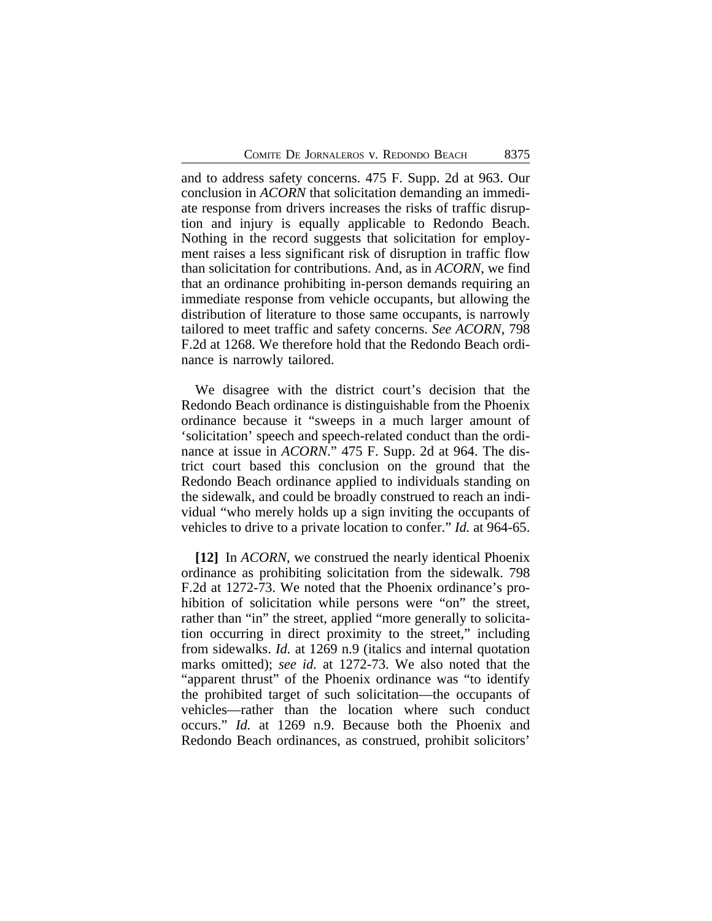and to address safety concerns. 475 F. Supp. 2d at 963. Our conclusion in *ACORN* that solicitation demanding an immediate response from drivers increases the risks of traffic disruption and injury is equally applicable to Redondo Beach. Nothing in the record suggests that solicitation for employment raises a less significant risk of disruption in traffic flow than solicitation for contributions. And, as in *ACORN*, we find that an ordinance prohibiting in-person demands requiring an immediate response from vehicle occupants, but allowing the distribution of literature to those same occupants, is narrowly tailored to meet traffic and safety concerns. *See ACORN*, 798 F.2d at 1268. We therefore hold that the Redondo Beach ordinance is narrowly tailored.

We disagree with the district court's decision that the Redondo Beach ordinance is distinguishable from the Phoenix ordinance because it "sweeps in a much larger amount of 'solicitation' speech and speech-related conduct than the ordinance at issue in *ACORN*." 475 F. Supp. 2d at 964. The district court based this conclusion on the ground that the Redondo Beach ordinance applied to individuals standing on the sidewalk, and could be broadly construed to reach an individual "who merely holds up a sign inviting the occupants of vehicles to drive to a private location to confer." *Id.* at 964-65.

**[12]** In *ACORN*, we construed the nearly identical Phoenix ordinance as prohibiting solicitation from the sidewalk. 798 F.2d at 1272-73. We noted that the Phoenix ordinance's prohibition of solicitation while persons were "on" the street, rather than "in" the street, applied "more generally to solicitation occurring in direct proximity to the street," including from sidewalks. *Id.* at 1269 n.9 (italics and internal quotation marks omitted); *see id.* at 1272-73. We also noted that the "apparent thrust" of the Phoenix ordinance was "to identify the prohibited target of such solicitation—the occupants of vehicles—rather than the location where such conduct occurs." *Id.* at 1269 n.9. Because both the Phoenix and Redondo Beach ordinances, as construed, prohibit solicitors'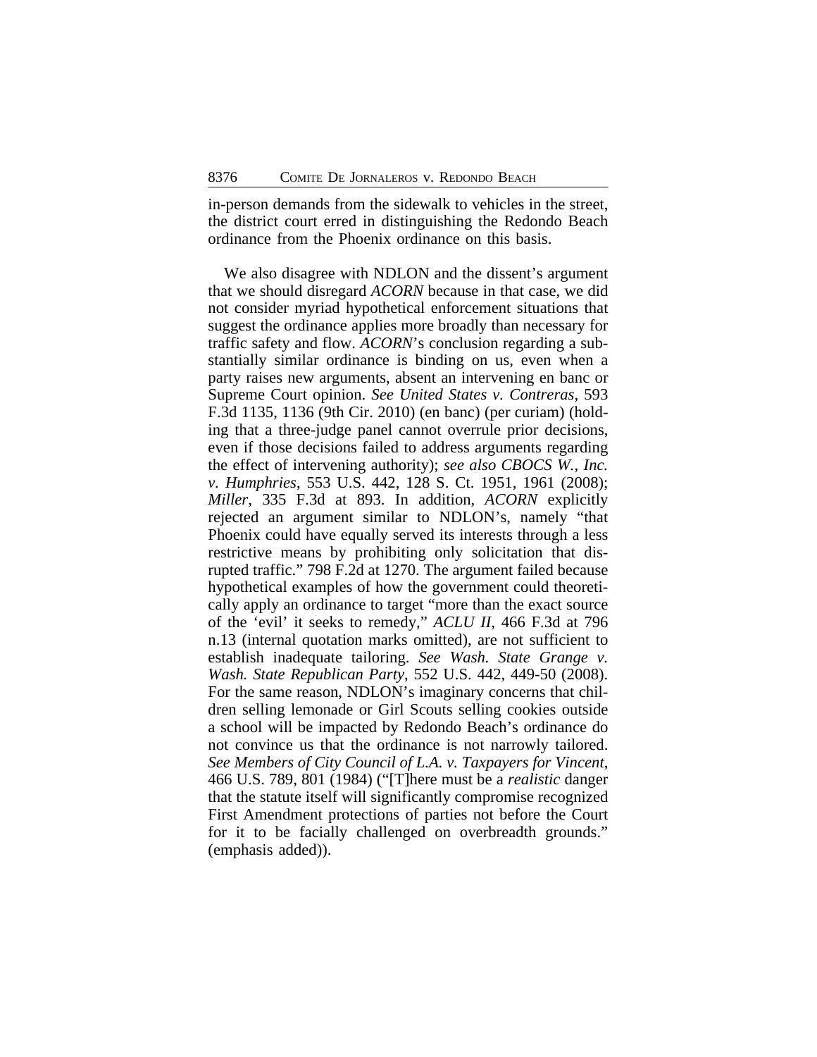in-person demands from the sidewalk to vehicles in the street, the district court erred in distinguishing the Redondo Beach ordinance from the Phoenix ordinance on this basis.

We also disagree with NDLON and the dissent's argument that we should disregard *ACORN* because in that case, we did not consider myriad hypothetical enforcement situations that suggest the ordinance applies more broadly than necessary for traffic safety and flow. *ACORN*'s conclusion regarding a substantially similar ordinance is binding on us, even when a party raises new arguments, absent an intervening en banc or Supreme Court opinion. *See United States v. Contreras*, 593 F.3d 1135, 1136 (9th Cir. 2010) (en banc) (per curiam) (holding that a three-judge panel cannot overrule prior decisions, even if those decisions failed to address arguments regarding the effect of intervening authority); *see also CBOCS W., Inc. v. Humphries*, 553 U.S. 442, 128 S. Ct. 1951, 1961 (2008); *Miller*, 335 F.3d at 893. In addition, *ACORN* explicitly rejected an argument similar to NDLON's, namely "that Phoenix could have equally served its interests through a less restrictive means by prohibiting only solicitation that disrupted traffic." 798 F.2d at 1270. The argument failed because hypothetical examples of how the government could theoretically apply an ordinance to target "more than the exact source of the 'evil' it seeks to remedy," *ACLU II*, 466 F.3d at 796 n.13 (internal quotation marks omitted), are not sufficient to establish inadequate tailoring. *See Wash. State Grange v. Wash. State Republican Party*, 552 U.S. 442, 449-50 (2008). For the same reason, NDLON's imaginary concerns that children selling lemonade or Girl Scouts selling cookies outside a school will be impacted by Redondo Beach's ordinance do not convince us that the ordinance is not narrowly tailored. *See Members of City Council of L.A. v. Taxpayers for Vincent*, 466 U.S. 789, 801 (1984) ("[T]here must be a *realistic* danger that the statute itself will significantly compromise recognized First Amendment protections of parties not before the Court for it to be facially challenged on overbreadth grounds." (emphasis added)).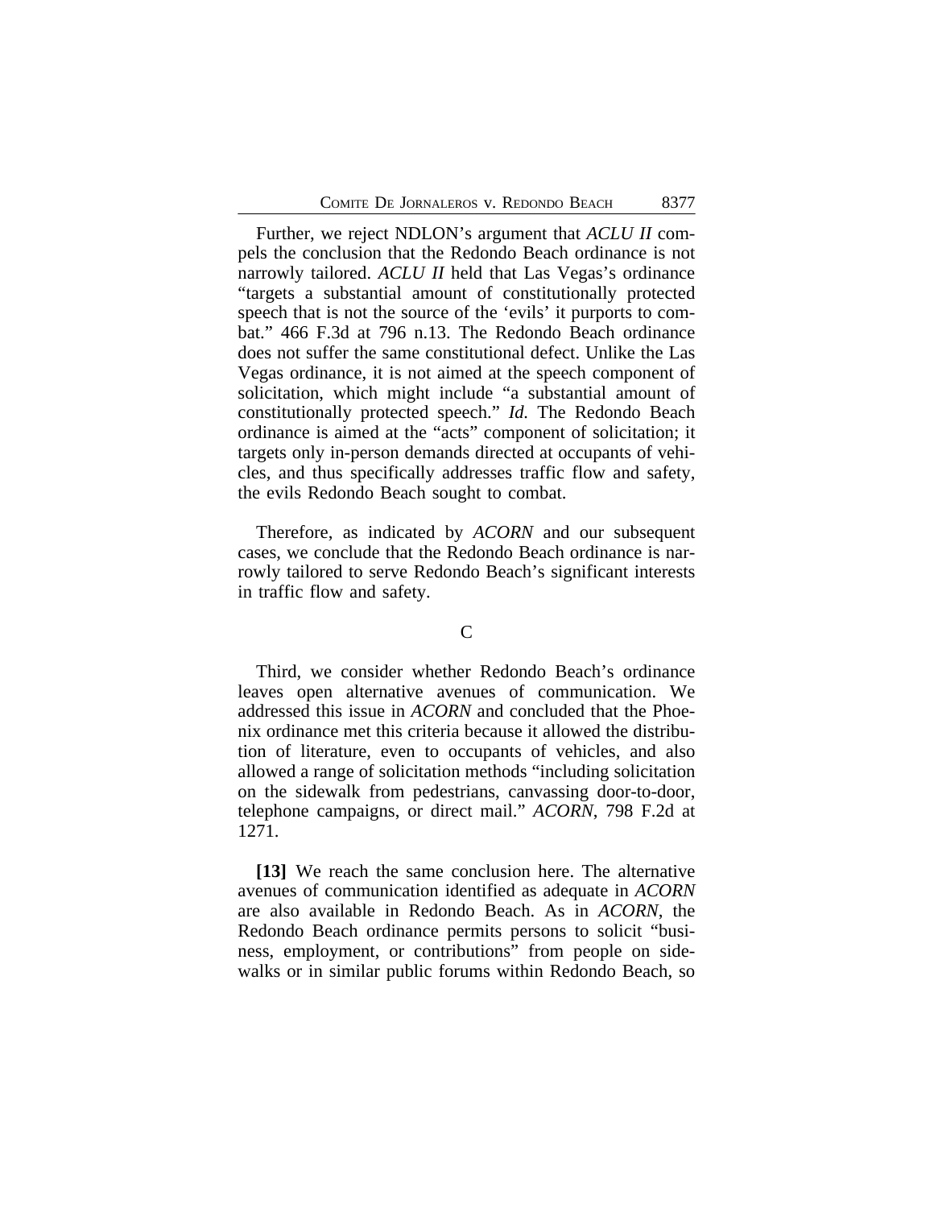Further, we reject NDLON's argument that *ACLU II* compels the conclusion that the Redondo Beach ordinance is not narrowly tailored. *ACLU II* held that Las Vegas's ordinance "targets a substantial amount of constitutionally protected speech that is not the source of the 'evils' it purports to combat." 466 F.3d at 796 n.13. The Redondo Beach ordinance does not suffer the same constitutional defect. Unlike the Las Vegas ordinance, it is not aimed at the speech component of solicitation, which might include "a substantial amount of constitutionally protected speech." *Id.* The Redondo Beach ordinance is aimed at the "acts" component of solicitation; it targets only in-person demands directed at occupants of vehicles, and thus specifically addresses traffic flow and safety, the evils Redondo Beach sought to combat.

Therefore, as indicated by *ACORN* and our subsequent cases, we conclude that the Redondo Beach ordinance is narrowly tailored to serve Redondo Beach's significant interests in traffic flow and safety.

C

Third, we consider whether Redondo Beach's ordinance leaves open alternative avenues of communication. We addressed this issue in *ACORN* and concluded that the Phoenix ordinance met this criteria because it allowed the distribution of literature, even to occupants of vehicles, and also allowed a range of solicitation methods "including solicitation on the sidewalk from pedestrians, canvassing door-to-door, telephone campaigns, or direct mail." *ACORN*, 798 F.2d at 1271.

**[13]** We reach the same conclusion here. The alternative avenues of communication identified as adequate in *ACORN* are also available in Redondo Beach. As in *ACORN*, the Redondo Beach ordinance permits persons to solicit "business, employment, or contributions" from people on sidewalks or in similar public forums within Redondo Beach, so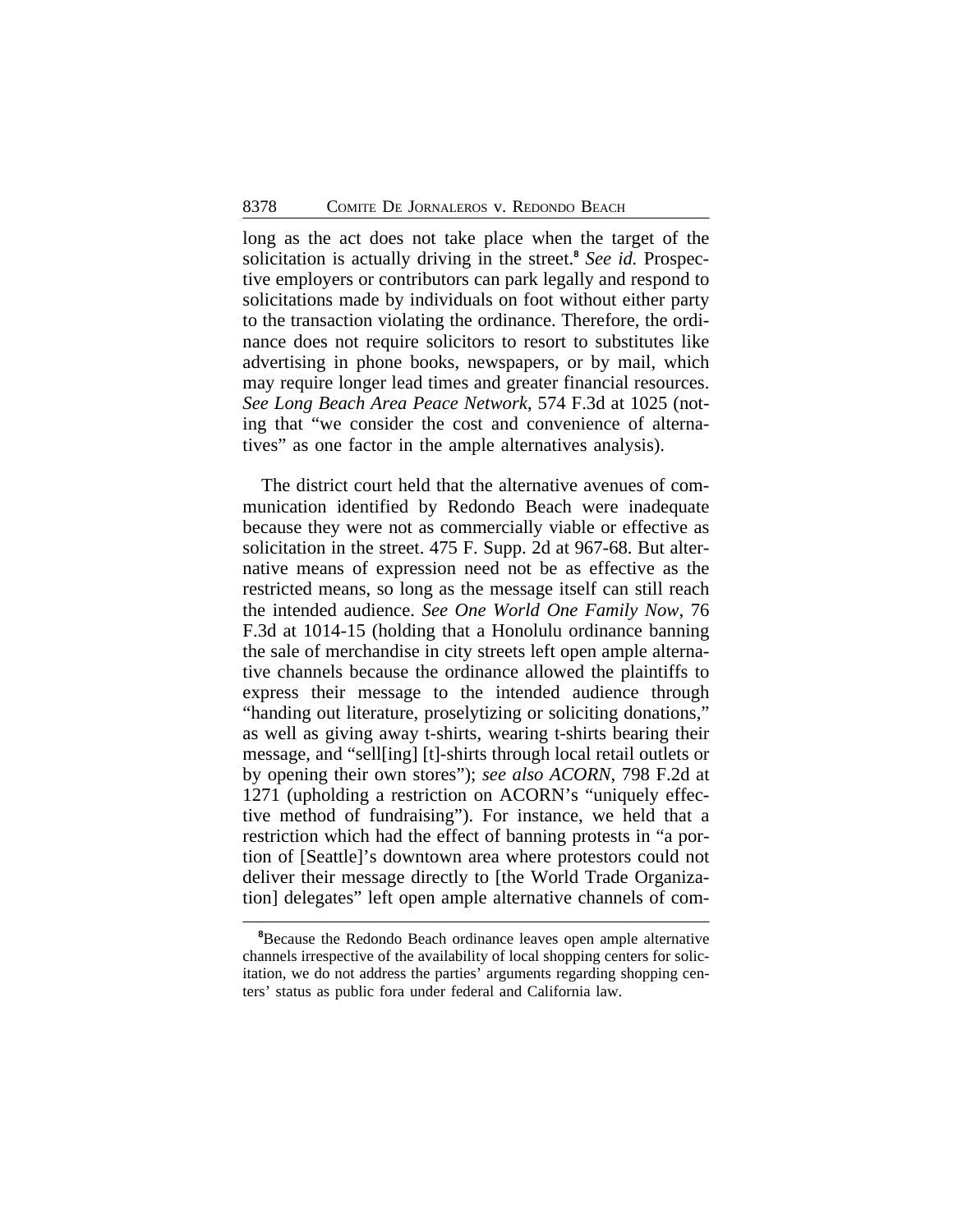long as the act does not take place when the target of the solicitation is actually driving in the street.[8] *See id.* Prospective employers or contributors can park legally and respond to solicitations made by individuals on foot without either party to the transaction violating the ordinance. Therefore, the ordinance does not require solicitors to resort to substitutes like advertising in phone books, newspapers, or by mail, which may require longer lead times and greater financial resources. *See Long Beach Area Peace Network*, 574 F.3d at 1025 (noting that "we consider the cost and convenience of alternatives" as one factor in the ample alternatives analysis).

The district court held that the alternative avenues of communication identified by Redondo Beach were inadequate because they were not as commercially viable or effective as solicitation in the street. 475 F. Supp. 2d at 967-68. But alternative means of expression need not be as effective as the restricted means, so long as the message itself can still reach the intended audience. *See One World One Family Now*, 76 F.3d at 1014-15 (holding that a Honolulu ordinance banning the sale of merchandise in city streets left open ample alternative channels because the ordinance allowed the plaintiffs to express their message to the intended audience through "handing out literature, proselytizing or soliciting donations," as well as giving away t-shirts, wearing t-shirts bearing their message, and "sell[ing] [t]-shirts through local retail outlets or by opening their own stores"); *see also ACORN*, 798 F.2d at 1271 (upholding a restriction on ACORN's "uniquely effective method of fundraising"). For instance, we held that a restriction which had the effect of banning protests in "a portion of [Seattle]'s downtown area where protestors could not deliver their message directly to [the World Trade Organization] delegates" left open ample alternative channels of com-

[8]Because the Redondo Beach ordinance leaves open ample alternative channels irrespective of the availability of local shopping centers for solicitation, we do not address the parties' arguments regarding shopping centers' status as public fora under federal and California law.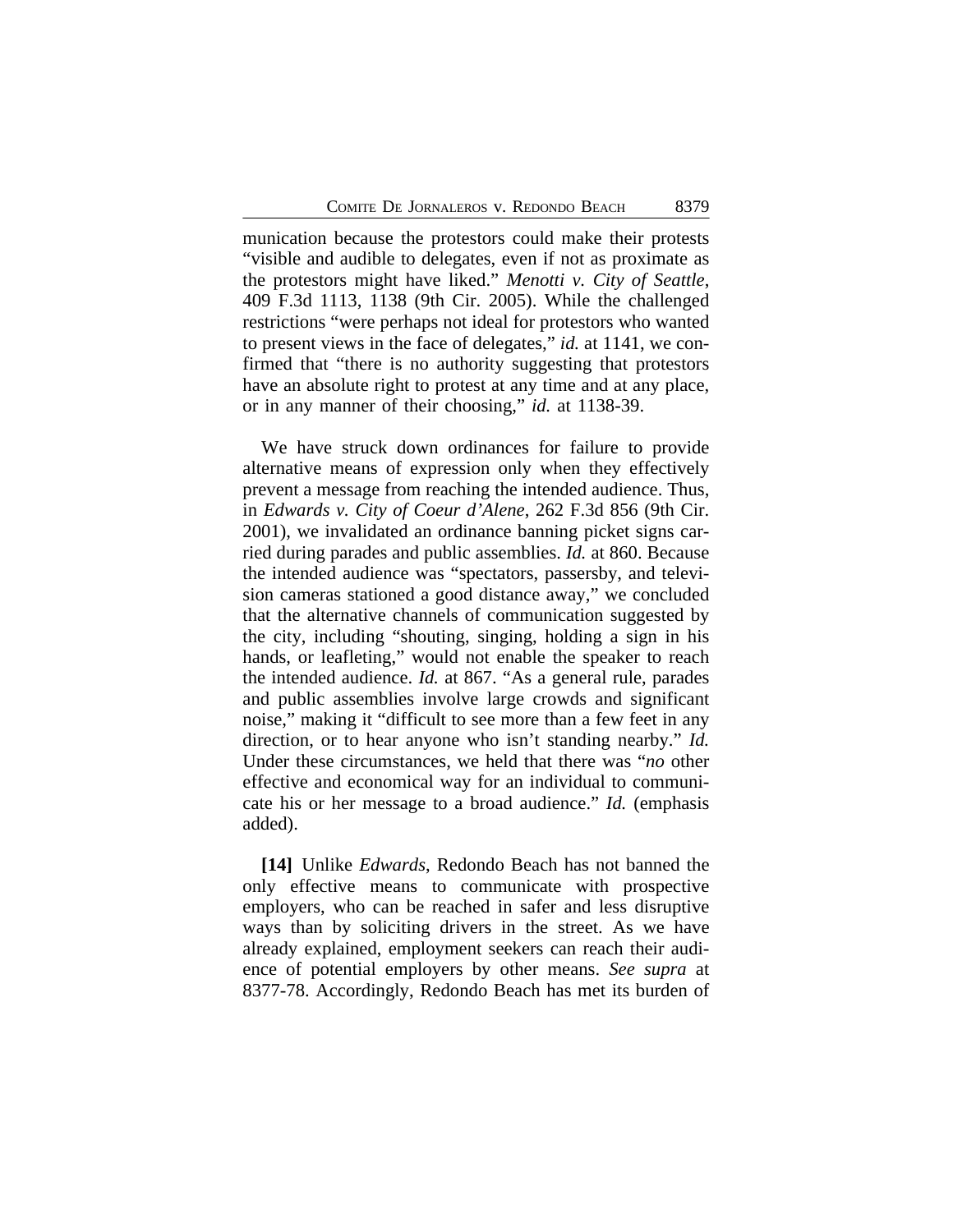munication because the protestors could make their protests "visible and audible to delegates, even if not as proximate as the protestors might have liked." *Menotti v. City of Seattle*, 409 F.3d 1113, 1138 (9th Cir. 2005). While the challenged restrictions "were perhaps not ideal for protestors who wanted to present views in the face of delegates," *id.* at 1141, we confirmed that "there is no authority suggesting that protestors have an absolute right to protest at any time and at any place, or in any manner of their choosing," *id.* at 1138-39.

We have struck down ordinances for failure to provide alternative means of expression only when they effectively prevent a message from reaching the intended audience. Thus, in *Edwards v. City of Coeur d'Alene*, 262 F.3d 856 (9th Cir. 2001), we invalidated an ordinance banning picket signs carried during parades and public assemblies. *Id.* at 860. Because the intended audience was "spectators, passersby, and television cameras stationed a good distance away," we concluded that the alternative channels of communication suggested by the city, including "shouting, singing, holding a sign in his hands, or leafleting," would not enable the speaker to reach the intended audience. *Id.* at 867. "As a general rule, parades and public assemblies involve large crowds and significant noise," making it "difficult to see more than a few feet in any direction, or to hear anyone who isn't standing nearby." *Id.* Under these circumstances, we held that there was "*no* other effective and economical way for an individual to communicate his or her message to a broad audience." *Id.* (emphasis added).

**[14]** Unlike *Edwards*, Redondo Beach has not banned the only effective means to communicate with prospective employers, who can be reached in safer and less disruptive ways than by soliciting drivers in the street. As we have already explained, employment seekers can reach their audience of potential employers by other means. *See supra* at 8377-78. Accordingly, Redondo Beach has met its burden of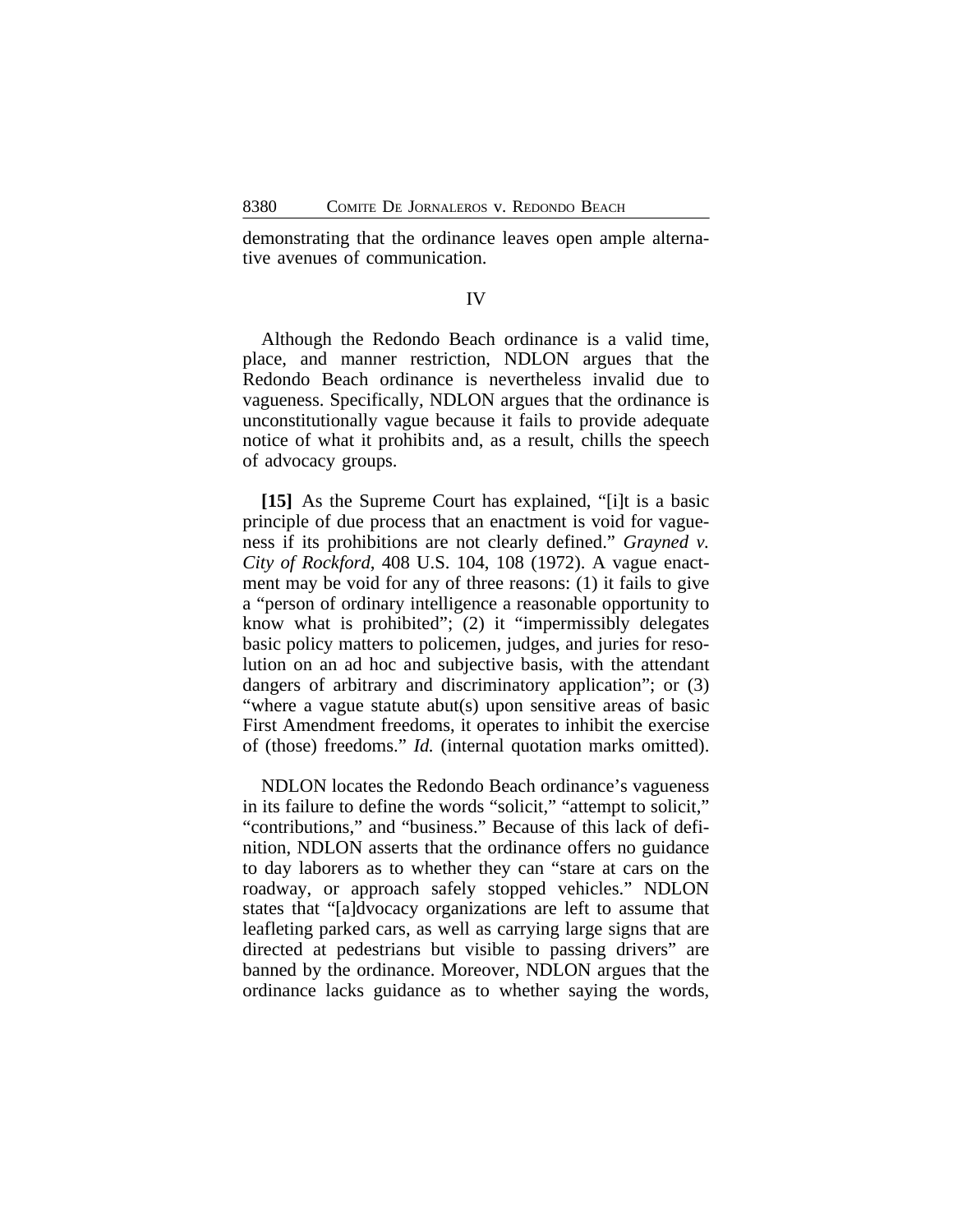demonstrating that the ordinance leaves open ample alternative avenues of communication.

## IV

Although the Redondo Beach ordinance is a valid time, place, and manner restriction, NDLON argues that the Redondo Beach ordinance is nevertheless invalid due to vagueness. Specifically, NDLON argues that the ordinance is unconstitutionally vague because it fails to provide adequate notice of what it prohibits and, as a result, chills the speech of advocacy groups.

**[15]** As the Supreme Court has explained, "[i]t is a basic principle of due process that an enactment is void for vagueness if its prohibitions are not clearly defined." *Grayned v. City of Rockford*, 408 U.S. 104, 108 (1972). A vague enactment may be void for any of three reasons: (1) it fails to give a "person of ordinary intelligence a reasonable opportunity to know what is prohibited"; (2) it "impermissibly delegates basic policy matters to policemen, judges, and juries for resolution on an ad hoc and subjective basis, with the attendant dangers of arbitrary and discriminatory application"; or (3) "where a vague statute abut(s) upon sensitive areas of basic First Amendment freedoms, it operates to inhibit the exercise of (those) freedoms." *Id.* (internal quotation marks omitted).

NDLON locates the Redondo Beach ordinance's vagueness in its failure to define the words "solicit," "attempt to solicit," "contributions," and "business." Because of this lack of definition, NDLON asserts that the ordinance offers no guidance to day laborers as to whether they can "stare at cars on the roadway, or approach safely stopped vehicles." NDLON states that "[a]dvocacy organizations are left to assume that leafleting parked cars, as well as carrying large signs that are directed at pedestrians but visible to passing drivers" are banned by the ordinance. Moreover, NDLON argues that the ordinance lacks guidance as to whether saying the words,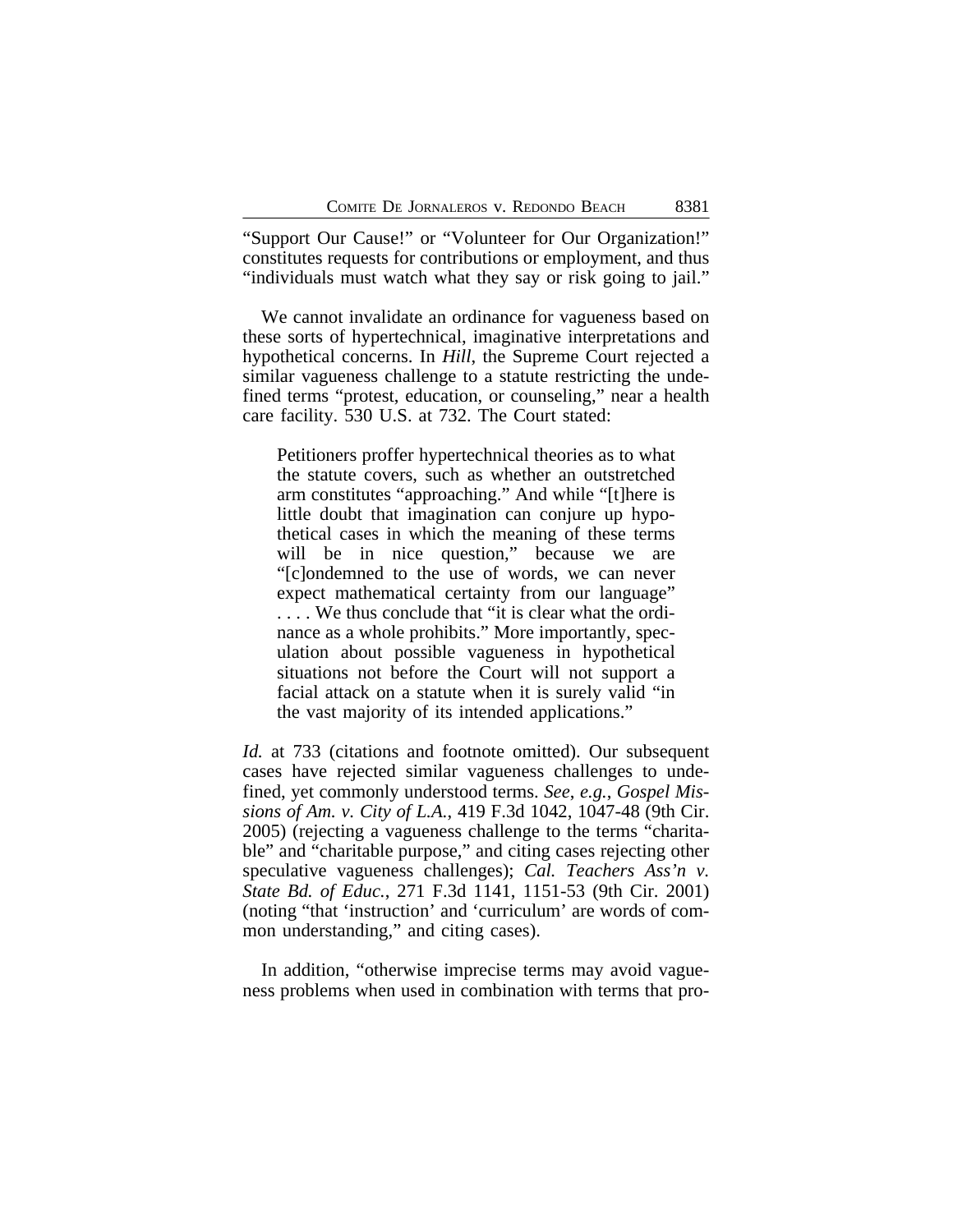"Support Our Cause!" or "Volunteer for Our Organization!" constitutes requests for contributions or employment, and thus "individuals must watch what they say or risk going to jail."

We cannot invalidate an ordinance for vagueness based on these sorts of hypertechnical, imaginative interpretations and hypothetical concerns. In *Hill*, the Supreme Court rejected a similar vagueness challenge to a statute restricting the undefined terms "protest, education, or counseling," near a health care facility. 530 U.S. at 732. The Court stated:

> Petitioners proffer hypertechnical theories as to what the statute covers, such as whether an outstretched arm constitutes "approaching." And while "[t]here is little doubt that imagination can conjure up hypothetical cases in which the meaning of these terms will be in nice question," because we are "[c]ondemned to the use of words, we can never expect mathematical certainty from our language" . . . . We thus conclude that "it is clear what the ordinance as a whole prohibits." More importantly, speculation about possible vagueness in hypothetical situations not before the Court will not support a facial attack on a statute when it is surely valid "in the vast majority of its intended applications."

*Id.* at 733 (citations and footnote omitted). Our subsequent cases have rejected similar vagueness challenges to undefined, yet commonly understood terms. *See, e.g.*, *Gospel Missions of Am. v. City of L.A.*, 419 F.3d 1042, 1047-48 (9th Cir. 2005) (rejecting a vagueness challenge to the terms "charitable" and "charitable purpose," and citing cases rejecting other speculative vagueness challenges); *Cal. Teachers Ass'n v. State Bd. of Educ.*, 271 F.3d 1141, 1151-53 (9th Cir. 2001) (noting "that 'instruction' and 'curriculum' are words of common understanding," and citing cases).

In addition, "otherwise imprecise terms may avoid vagueness problems when used in combination with terms that pro-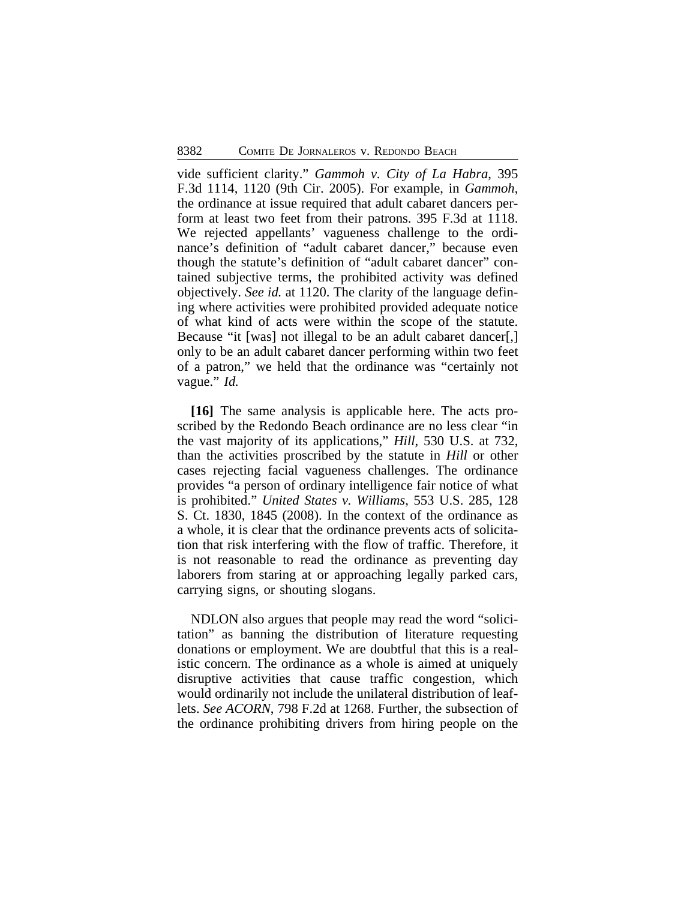vide sufficient clarity." *Gammoh v. City of La Habra*, 395 F.3d 1114, 1120 (9th Cir. 2005). For example, in *Gammoh*, the ordinance at issue required that adult cabaret dancers perform at least two feet from their patrons. 395 F.3d at 1118. We rejected appellants' vagueness challenge to the ordinance's definition of "adult cabaret dancer," because even though the statute's definition of "adult cabaret dancer" contained subjective terms, the prohibited activity was defined objectively. *See id.* at 1120. The clarity of the language defining where activities were prohibited provided adequate notice of what kind of acts were within the scope of the statute. Because "it [was] not illegal to be an adult cabaret dancer[,] only to be an adult cabaret dancer performing within two feet of a patron," we held that the ordinance was "certainly not vague." *Id.*

**[16]** The same analysis is applicable here. The acts proscribed by the Redondo Beach ordinance are no less clear "in the vast majority of its applications," *Hill*, 530 U.S. at 732, than the activities proscribed by the statute in *Hill* or other cases rejecting facial vagueness challenges. The ordinance provides "a person of ordinary intelligence fair notice of what is prohibited." *United States v. Williams*, 553 U.S. 285, 128 S. Ct. 1830, 1845 (2008). In the context of the ordinance as a whole, it is clear that the ordinance prevents acts of solicitation that risk interfering with the flow of traffic. Therefore, it is not reasonable to read the ordinance as preventing day laborers from staring at or approaching legally parked cars, carrying signs, or shouting slogans.

NDLON also argues that people may read the word "solicitation" as banning the distribution of literature requesting donations or employment. We are doubtful that this is a realistic concern. The ordinance as a whole is aimed at uniquely disruptive activities that cause traffic congestion, which would ordinarily not include the unilateral distribution of leaflets. *See ACORN*, 798 F.2d at 1268. Further, the subsection of the ordinance prohibiting drivers from hiring people on the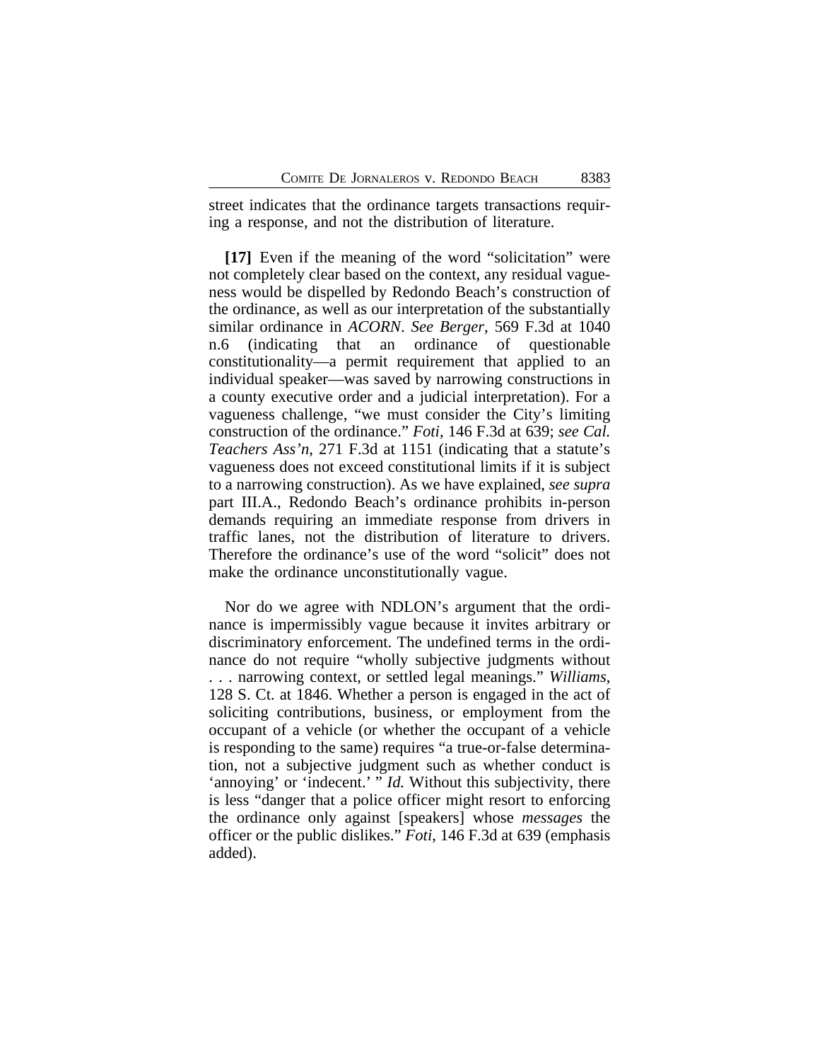street indicates that the ordinance targets transactions requiring a response, and not the distribution of literature.

**[17]** Even if the meaning of the word "solicitation" were not completely clear based on the context, any residual vagueness would be dispelled by Redondo Beach's construction of the ordinance, as well as our interpretation of the substantially similar ordinance in *ACORN*. *See Berger*, 569 F.3d at 1040 n.6 (indicating that an ordinance of questionable constitutionality—a permit requirement that applied to an individual speaker—was saved by narrowing constructions in a county executive order and a judicial interpretation). For a vagueness challenge, "we must consider the City's limiting construction of the ordinance." *Foti*, 146 F.3d at 639; *see Cal. Teachers Ass'n*, 271 F.3d at 1151 (indicating that a statute's vagueness does not exceed constitutional limits if it is subject to a narrowing construction). As we have explained, *see supra* part III.A., Redondo Beach's ordinance prohibits in-person demands requiring an immediate response from drivers in traffic lanes, not the distribution of literature to drivers. Therefore the ordinance's use of the word "solicit" does not make the ordinance unconstitutionally vague.

Nor do we agree with NDLON's argument that the ordinance is impermissibly vague because it invites arbitrary or discriminatory enforcement. The undefined terms in the ordinance do not require "wholly subjective judgments without . . . narrowing context, or settled legal meanings." *Williams*, 128 S. Ct. at 1846. Whether a person is engaged in the act of soliciting contributions, business, or employment from the occupant of a vehicle (or whether the occupant of a vehicle is responding to the same) requires "a true-or-false determination, not a subjective judgment such as whether conduct is 'annoying' or 'indecent.' " *Id.* Without this subjectivity, there is less "danger that a police officer might resort to enforcing the ordinance only against [speakers] whose *messages* the officer or the public dislikes." *Foti*, 146 F.3d at 639 (emphasis added).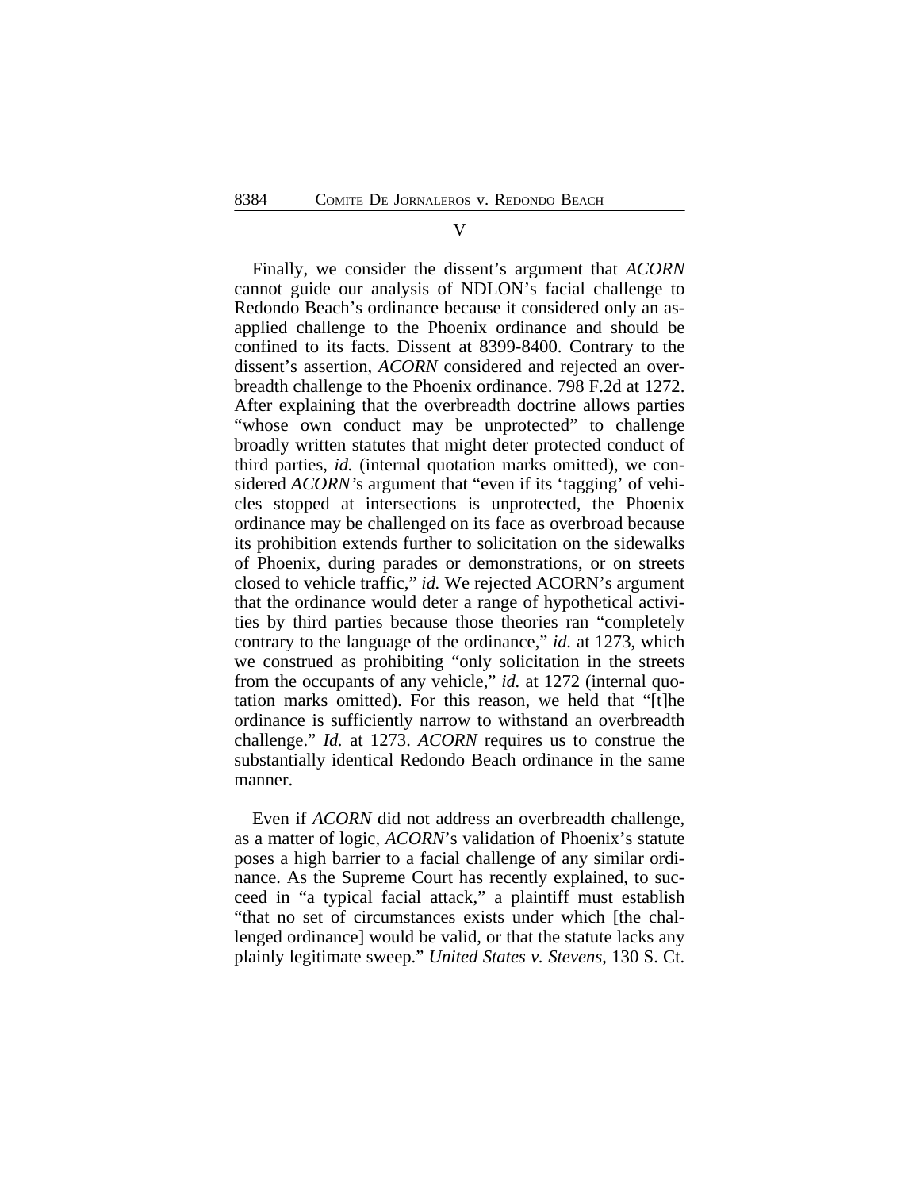V

Finally, we consider the dissent's argument that *ACORN* cannot guide our analysis of NDLON's facial challenge to Redondo Beach's ordinance because it considered only an as-applied challenge to the Phoenix ordinance and should be confined to its facts. Dissent at 8399-8400. Contrary to the dissent's assertion, *ACORN* considered and rejected an overbreadth challenge to the Phoenix ordinance. 798 F.2d at 1272. After explaining that the overbreadth doctrine allows parties "whose own conduct may be unprotected" to challenge broadly written statutes that might deter protected conduct of third parties, *id.* (internal quotation marks omitted), we considered *ACORN*'s argument that "even if its 'tagging' of vehicles stopped at intersections is unprotected, the Phoenix ordinance may be challenged on its face as overbroad because its prohibition extends further to solicitation on the sidewalks of Phoenix, during parades or demonstrations, or on streets closed to vehicle traffic," *id.* We rejected ACORN's argument that the ordinance would deter a range of hypothetical activities by third parties because those theories ran "completely contrary to the language of the ordinance," *id.* at 1273, which we construed as prohibiting "only solicitation in the streets from the occupants of any vehicle," *id.* at 1272 (internal quotation marks omitted). For this reason, we held that "[t]he ordinance is sufficiently narrow to withstand an overbreadth challenge." *Id.* at 1273. *ACORN* requires us to construe the substantially identical Redondo Beach ordinance in the same manner.

Even if *ACORN* did not address an overbreadth challenge, as a matter of logic, *ACORN*'s validation of Phoenix's statute poses a high barrier to a facial challenge of any similar ordinance. As the Supreme Court has recently explained, to succeed in "a typical facial attack," a plaintiff must establish "that no set of circumstances exists under which [the challenged ordinance] would be valid, or that the statute lacks any plainly legitimate sweep." *United States v. Stevens*, 130 S. Ct.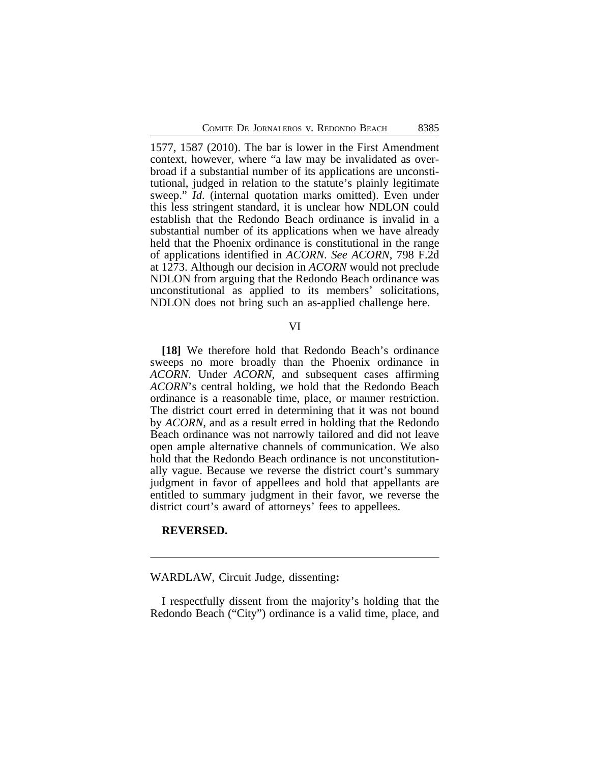1577, 1587 (2010). The bar is lower in the First Amendment context, however, where "a law may be invalidated as overbroad if a substantial number of its applications are unconstitutional, judged in relation to the statute's plainly legitimate sweep." *Id.* (internal quotation marks omitted). Even under this less stringent standard, it is unclear how NDLON could establish that the Redondo Beach ordinance is invalid in a substantial number of its applications when we have already held that the Phoenix ordinance is constitutional in the range of applications identified in *ACORN*. *See ACORN*, 798 F.2d at 1273. Although our decision in *ACORN* would not preclude NDLON from arguing that the Redondo Beach ordinance was unconstitutional as applied to its members' solicitations, NDLON does not bring such an as-applied challenge here.

## VI

**[18]** We therefore hold that Redondo Beach's ordinance sweeps no more broadly than the Phoenix ordinance in *ACORN*. Under *ACORN*, and subsequent cases affirming *ACORN*'s central holding, we hold that the Redondo Beach ordinance is a reasonable time, place, or manner restriction. The district court erred in determining that it was not bound by *ACORN*, and as a result erred in holding that the Redondo Beach ordinance was not narrowly tailored and did not leave open ample alternative channels of communication. We also hold that the Redondo Beach ordinance is not unconstitutionally vague. Because we reverse the district court's summary judgment in favor of appellees and hold that appellants are entitled to summary judgment in their favor, we reverse the district court's award of attorneys' fees to appellees.

**REVERSED.**

---

WARDLAW, Circuit Judge, dissenting**:**

I respectfully dissent from the majority's holding that the Redondo Beach ("City") ordinance is a valid time, place, and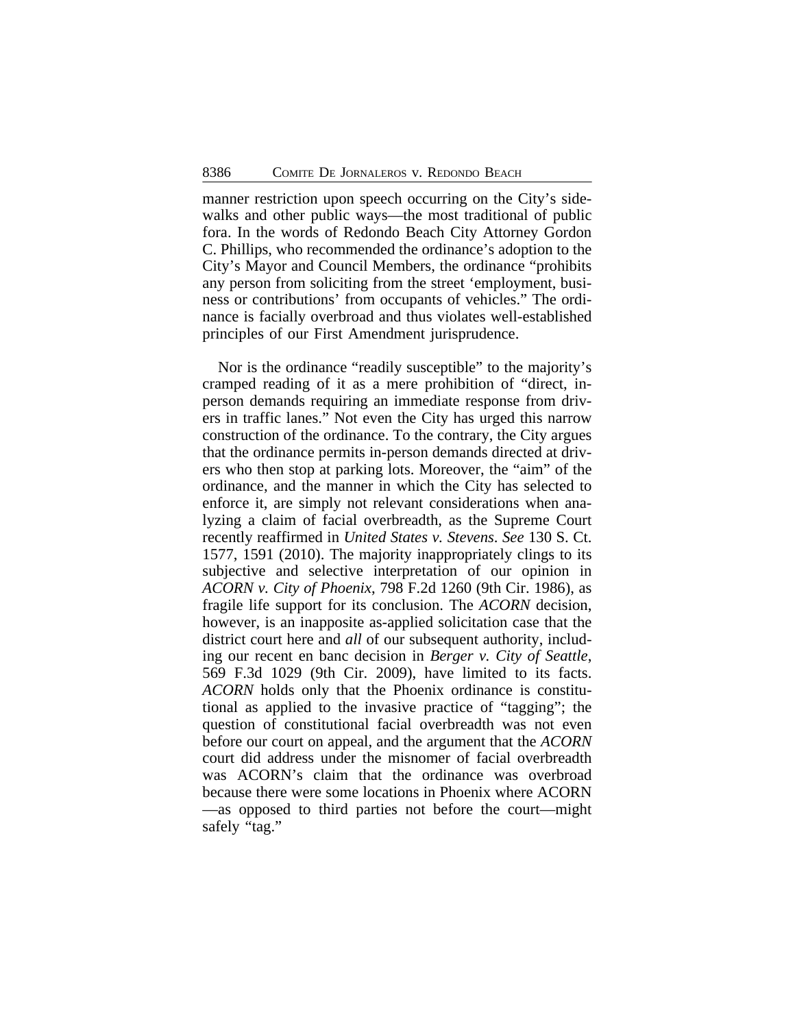manner restriction upon speech occurring on the City's sidewalks and other public ways—the most traditional of public fora. In the words of Redondo Beach City Attorney Gordon C. Phillips, who recommended the ordinance's adoption to the City's Mayor and Council Members, the ordinance "prohibits any person from soliciting from the street 'employment, business or contributions' from occupants of vehicles." The ordinance is facially overbroad and thus violates well-established principles of our First Amendment jurisprudence.

Nor is the ordinance "readily susceptible" to the majority's cramped reading of it as a mere prohibition of "direct, in-person demands requiring an immediate response from drivers in traffic lanes." Not even the City has urged this narrow construction of the ordinance. To the contrary, the City argues that the ordinance permits in-person demands directed at drivers who then stop at parking lots. Moreover, the "aim" of the ordinance, and the manner in which the City has selected to enforce it, are simply not relevant considerations when analyzing a claim of facial overbreadth, as the Supreme Court recently reaffirmed in *United States v. Stevens*. *See* 130 S. Ct. 1577, 1591 (2010). The majority inappropriately clings to its subjective and selective interpretation of our opinion in *ACORN v. City of Phoenix*, 798 F.2d 1260 (9th Cir. 1986), as fragile life support for its conclusion. The *ACORN* decision, however, is an inapposite as-applied solicitation case that the district court here and *all* of our subsequent authority, including our recent en banc decision in *Berger v. City of Seattle*, 569 F.3d 1029 (9th Cir. 2009), have limited to its facts. *ACORN* holds only that the Phoenix ordinance is constitutional as applied to the invasive practice of "tagging"; the question of constitutional facial overbreadth was not even before our court on appeal, and the argument that the *ACORN* court did address under the misnomer of facial overbreadth was ACORN's claim that the ordinance was overbroad because there were some locations in Phoenix where ACORN —as opposed to third parties not before the court—might safely "tag."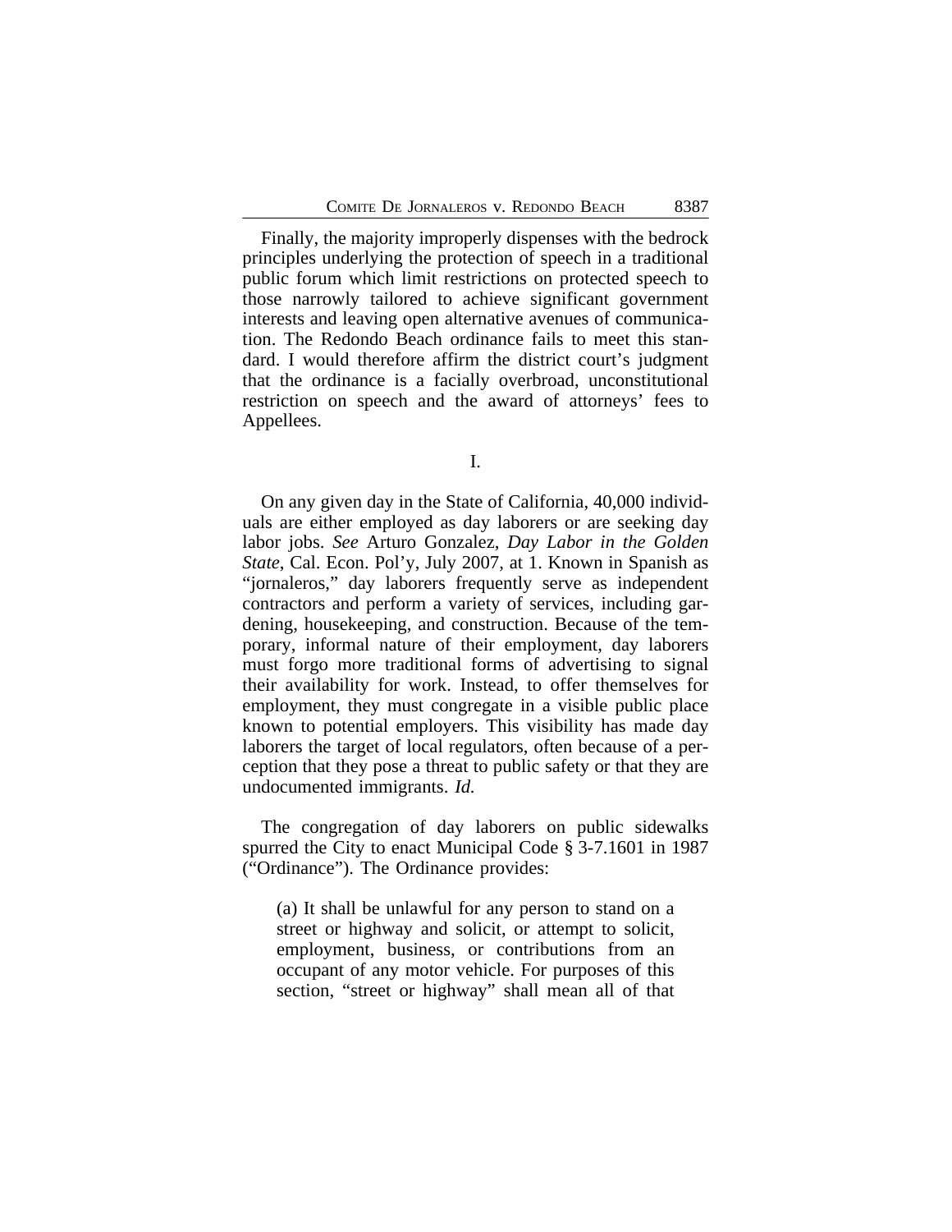Finally, the majority improperly dispenses with the bedrock principles underlying the protection of speech in a traditional public forum which limit restrictions on protected speech to those narrowly tailored to achieve significant government interests and leaving open alternative avenues of communication. The Redondo Beach ordinance fails to meet this standard. I would therefore affirm the district court's judgment that the ordinance is a facially overbroad, unconstitutional restriction on speech and the award of attorneys' fees to Appellees.

I.

On any given day in the State of California, 40,000 individuals are either employed as day laborers or are seeking day labor jobs. *See* Arturo Gonzalez, *Day Labor in the Golden State*, Cal. Econ. Pol'y, July 2007, at 1. Known in Spanish as "jornaleros," day laborers frequently serve as independent contractors and perform a variety of services, including gardening, housekeeping, and construction. Because of the temporary, informal nature of their employment, day laborers must forgo more traditional forms of advertising to signal their availability for work. Instead, to offer themselves for employment, they must congregate in a visible public place known to potential employers. This visibility has made day laborers the target of local regulators, often because of a perception that they pose a threat to public safety or that they are undocumented immigrants. *Id.*

The congregation of day laborers on public sidewalks spurred the City to enact Municipal Code § 3-7.1601 in 1987 ("Ordinance"). The Ordinance provides:

> (a) It shall be unlawful for any person to stand on a street or highway and solicit, or attempt to solicit, employment, business, or contributions from an occupant of any motor vehicle. For purposes of this section, "street or highway" shall mean all of that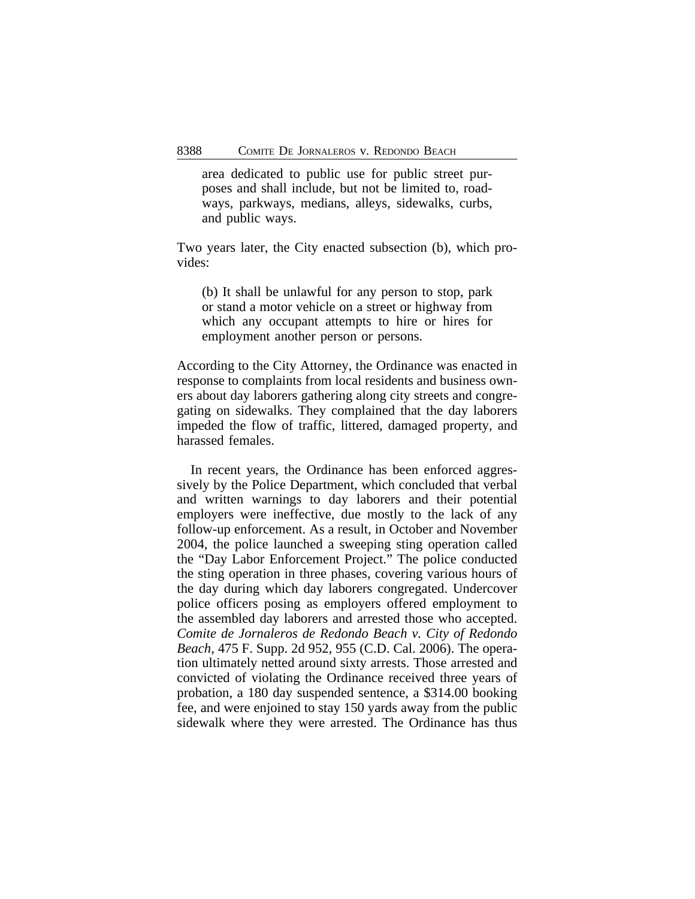> area dedicated to public use for public street purposes and shall include, but not be limited to, roadways, parkways, medians, alleys, sidewalks, curbs, and public ways.

Two years later, the City enacted subsection (b), which provides:

> (b) It shall be unlawful for any person to stop, park or stand a motor vehicle on a street or highway from which any occupant attempts to hire or hires for employment another person or persons.

According to the City Attorney, the Ordinance was enacted in response to complaints from local residents and business owners about day laborers gathering along city streets and congregating on sidewalks. They complained that the day laborers impeded the flow of traffic, littered, damaged property, and harassed females.

In recent years, the Ordinance has been enforced aggressively by the Police Department, which concluded that verbal and written warnings to day laborers and their potential employers were ineffective, due mostly to the lack of any follow-up enforcement. As a result, in October and November 2004, the police launched a sweeping sting operation called the "Day Labor Enforcement Project." The police conducted the sting operation in three phases, covering various hours of the day during which day laborers congregated. Undercover police officers posing as employers offered employment to the assembled day laborers and arrested those who accepted. *Comite de Jornaleros de Redondo Beach v. City of Redondo Beach*, 475 F. Supp. 2d 952, 955 (C.D. Cal. 2006). The operation ultimately netted around sixty arrests. Those arrested and convicted of violating the Ordinance received three years of probation, a 180 day suspended sentence, a $314.00 booking fee, and were enjoined to stay 150 yards away from the public sidewalk where they were arrested. The Ordinance has thus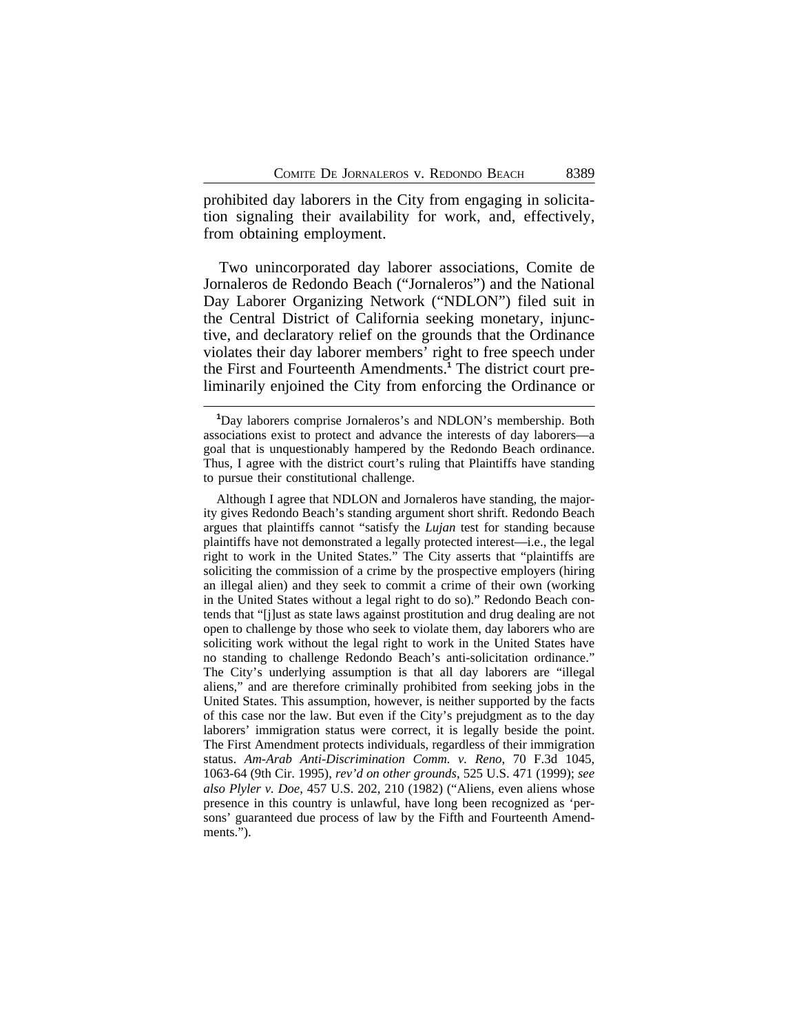prohibited day laborers in the City from engaging in solicitation signaling their availability for work, and, effectively, from obtaining employment.

Two unincorporated day laborer associations, Comite de Jornaleros de Redondo Beach ("Jornaleros") and the National Day Laborer Organizing Network ("NDLON") filed suit in the Central District of California seeking monetary, injunctive, and declaratory relief on the grounds that the Ordinance violates their day laborer members' right to free speech under the First and Fourteenth Amendments.[1] The district court preliminarily enjoined the City from enforcing the Ordinance or

---

[1]Day laborers comprise Jornaleros's and NDLON's membership. Both associations exist to protect and advance the interests of day laborers—a goal that is unquestionably hampered by the Redondo Beach ordinance. Thus, I agree with the district court's ruling that Plaintiffs have standing to pursue their constitutional challenge.

Although I agree that NDLON and Jornaleros have standing, the majority gives Redondo Beach's standing argument short shrift. Redondo Beach argues that plaintiffs cannot "satisfy the *Lujan* test for standing because plaintiffs have not demonstrated a legally protected interest—i.e., the legal right to work in the United States." The City asserts that "plaintiffs are soliciting the commission of a crime by the prospective employers (hiring an illegal alien) and they seek to commit a crime of their own (working in the United States without a legal right to do so)." Redondo Beach contends that "[j]ust as state laws against prostitution and drug dealing are not open to challenge by those who seek to violate them, day laborers who are soliciting work without the legal right to work in the United States have no standing to challenge Redondo Beach's anti-solicitation ordinance." The City's underlying assumption is that all day laborers are "illegal aliens," and are therefore criminally prohibited from seeking jobs in the United States. This assumption, however, is neither supported by the facts of this case nor the law. But even if the City's prejudgment as to the day laborers' immigration status were correct, it is legally beside the point. The First Amendment protects individuals, regardless of their immigration status. *Am-Arab Anti-Discrimination Comm. v. Reno*, 70 F.3d 1045, 1063-64 (9th Cir. 1995), *rev'd on other grounds*, 525 U.S. 471 (1999); *see also Plyler v. Doe*, 457 U.S. 202, 210 (1982) ("Aliens, even aliens whose presence in this country is unlawful, have long been recognized as 'persons' guaranteed due process of law by the Fifth and Fourteenth Amendments.").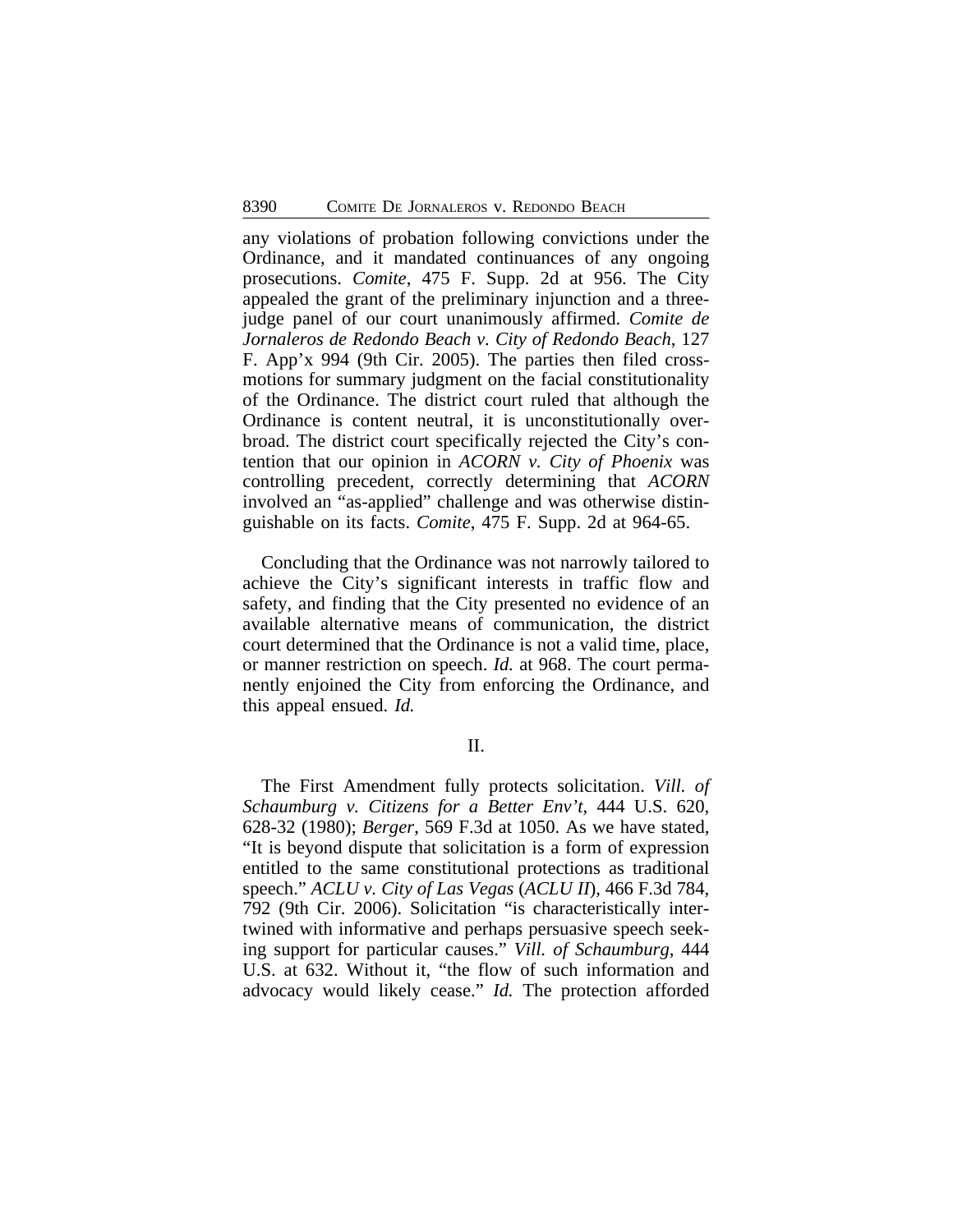any violations of probation following convictions under the Ordinance, and it mandated continuances of any ongoing prosecutions. *Comite*, 475 F. Supp. 2d at 956. The City appealed the grant of the preliminary injunction and a three-judge panel of our court unanimously affirmed. *Comite de Jornaleros de Redondo Beach v. City of Redondo Beach*, 127 F. App'x 994 (9th Cir. 2005). The parties then filed cross-motions for summary judgment on the facial constitutionality of the Ordinance. The district court ruled that although the Ordinance is content neutral, it is unconstitutionally overbroad. The district court specifically rejected the City's contention that our opinion in *ACORN v. City of Phoenix* was controlling precedent, correctly determining that *ACORN* involved an "as-applied" challenge and was otherwise distinguishable on its facts. *Comite*, 475 F. Supp. 2d at 964-65.

Concluding that the Ordinance was not narrowly tailored to achieve the City's significant interests in traffic flow and safety, and finding that the City presented no evidence of an available alternative means of communication, the district court determined that the Ordinance is not a valid time, place, or manner restriction on speech. *Id.* at 968. The court permanently enjoined the City from enforcing the Ordinance, and this appeal ensued. *Id.*

## II.

The First Amendment fully protects solicitation. *Vill. of Schaumburg v. Citizens for a Better Env't*, 444 U.S. 620, 628-32 (1980); *Berger*, 569 F.3d at 1050. As we have stated, "It is beyond dispute that solicitation is a form of expression entitled to the same constitutional protections as traditional speech." *ACLU v. City of Las Vegas* (*ACLU II*), 466 F.3d 784, 792 (9th Cir. 2006). Solicitation "is characteristically intertwined with informative and perhaps persuasive speech seeking support for particular causes." *Vill. of Schaumburg*, 444 U.S. at 632. Without it, "the flow of such information and advocacy would likely cease." *Id.* The protection afforded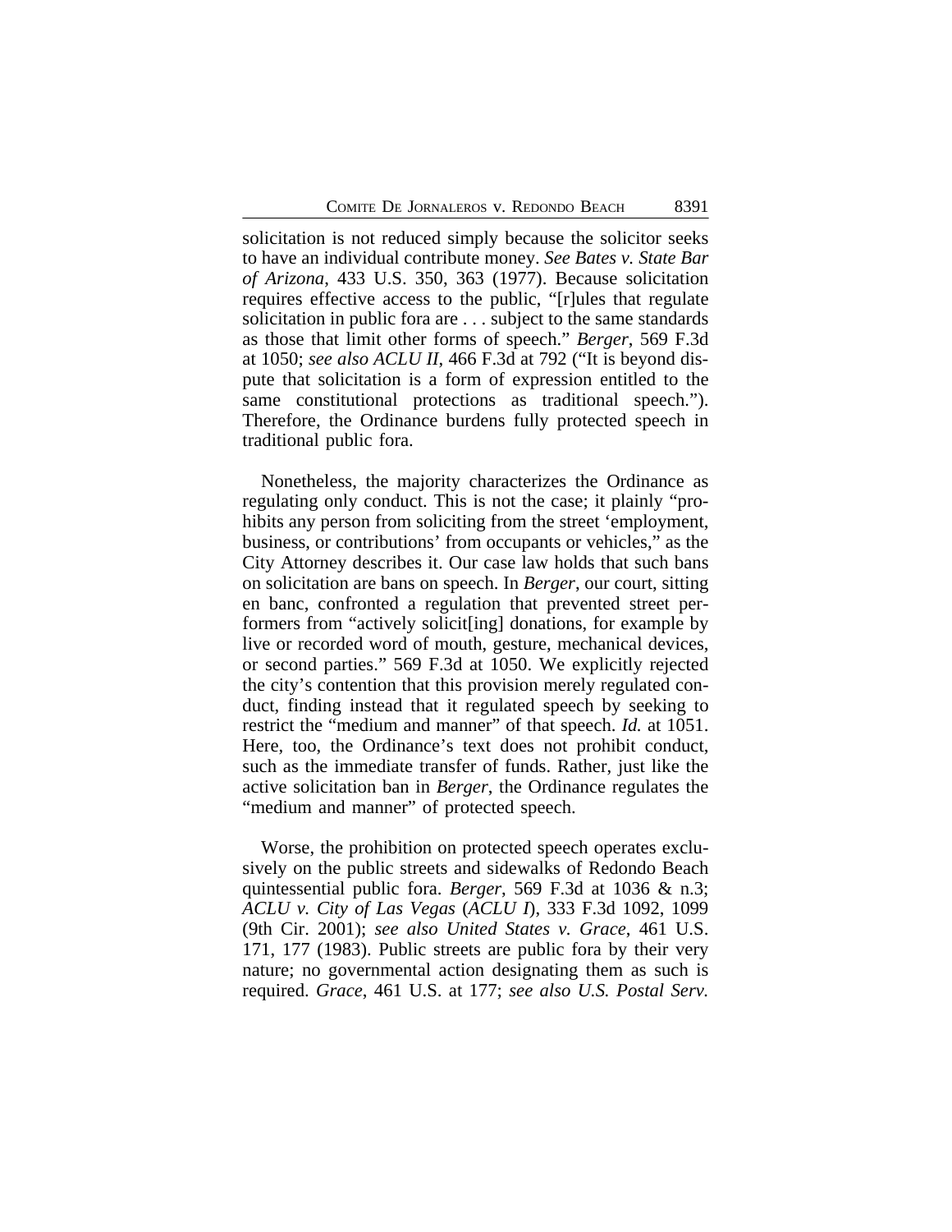solicitation is not reduced simply because the solicitor seeks to have an individual contribute money. *See Bates v. State Bar of Arizona*, 433 U.S. 350, 363 (1977). Because solicitation requires effective access to the public, "[r]ules that regulate solicitation in public fora are . . . subject to the same standards as those that limit other forms of speech." *Berger*, 569 F.3d at 1050; *see also ACLU II*, 466 F.3d at 792 ("It is beyond dispute that solicitation is a form of expression entitled to the same constitutional protections as traditional speech."). Therefore, the Ordinance burdens fully protected speech in traditional public fora.

Nonetheless, the majority characterizes the Ordinance as regulating only conduct. This is not the case; it plainly "prohibits any person from soliciting from the street 'employment, business, or contributions' from occupants or vehicles," as the City Attorney describes it. Our case law holds that such bans on solicitation are bans on speech. In *Berger*, our court, sitting en banc, confronted a regulation that prevented street performers from "actively solicit[ing] donations, for example by live or recorded word of mouth, gesture, mechanical devices, or second parties." 569 F.3d at 1050. We explicitly rejected the city's contention that this provision merely regulated conduct, finding instead that it regulated speech by seeking to restrict the "medium and manner" of that speech. *Id.* at 1051. Here, too, the Ordinance's text does not prohibit conduct, such as the immediate transfer of funds. Rather, just like the active solicitation ban in *Berger*, the Ordinance regulates the "medium and manner" of protected speech.

Worse, the prohibition on protected speech operates exclusively on the public streets and sidewalks of Redondo Beach quintessential public fora. *Berger*, 569 F.3d at 1036 & n.3; *ACLU v. City of Las Vegas* (*ACLU I*), 333 F.3d 1092, 1099 (9th Cir. 2001); *see also United States v. Grace*, 461 U.S. 171, 177 (1983). Public streets are public fora by their very nature; no governmental action designating them as such is required. *Grace*, 461 U.S. at 177; *see also U.S. Postal Serv.*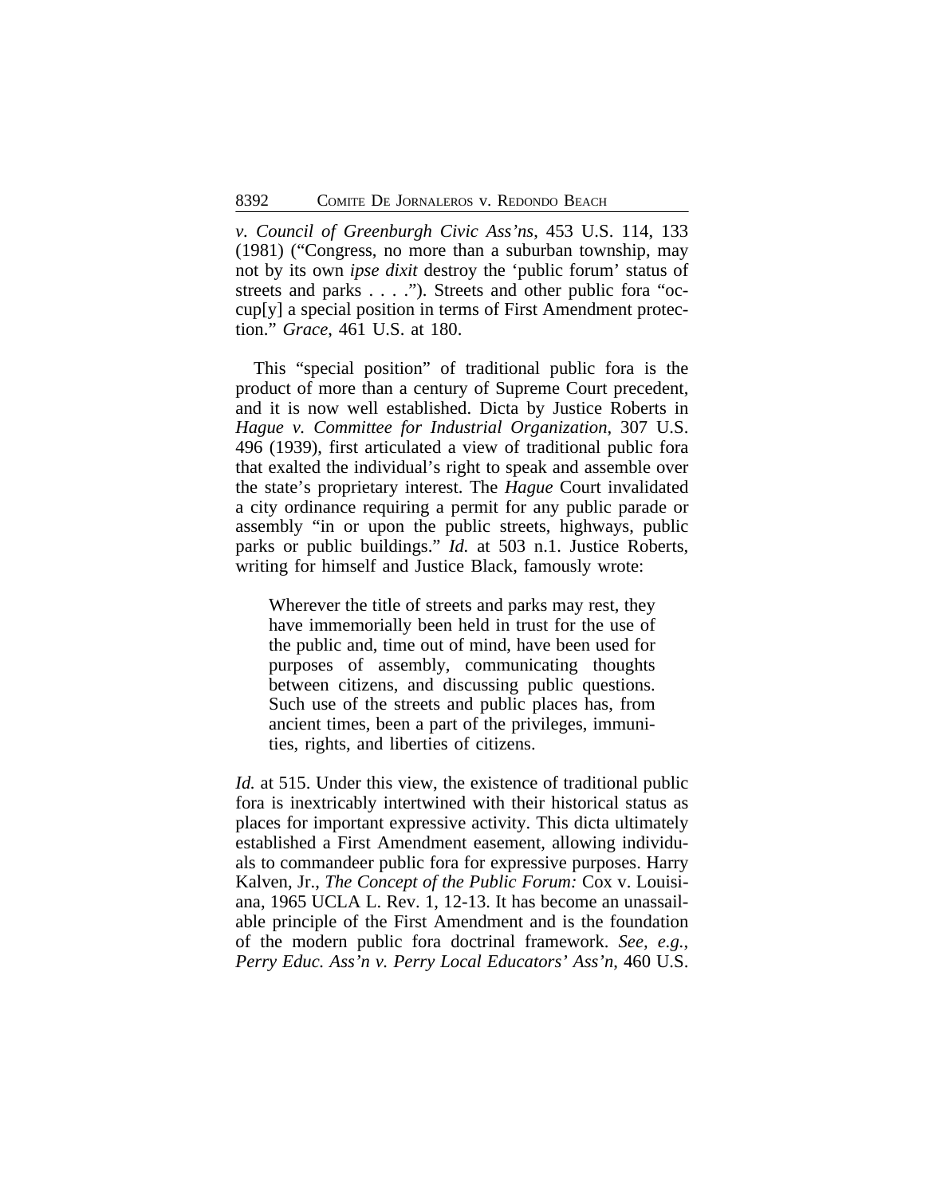*v. Council of Greenburgh Civic Ass'ns*, 453 U.S. 114, 133 (1981) ("Congress, no more than a suburban township, may not by its own *ipse dixit* destroy the 'public forum' status of streets and parks . . . ."). Streets and other public fora "occup[y] a special position in terms of First Amendment protection." *Grace*, 461 U.S. at 180.

This "special position" of traditional public fora is the product of more than a century of Supreme Court precedent, and it is now well established. Dicta by Justice Roberts in *Hague v. Committee for Industrial Organization*, 307 U.S. 496 (1939), first articulated a view of traditional public fora that exalted the individual's right to speak and assemble over the state's proprietary interest. The *Hague* Court invalidated a city ordinance requiring a permit for any public parade or assembly "in or upon the public streets, highways, public parks or public buildings." *Id.* at 503 n.1. Justice Roberts, writing for himself and Justice Black, famously wrote:

> Wherever the title of streets and parks may rest, they have immemorially been held in trust for the use of the public and, time out of mind, have been used for purposes of assembly, communicating thoughts between citizens, and discussing public questions. Such use of the streets and public places has, from ancient times, been a part of the privileges, immunities, rights, and liberties of citizens.

*Id.* at 515. Under this view, the existence of traditional public fora is inextricably intertwined with their historical status as places for important expressive activity. This dicta ultimately established a First Amendment easement, allowing individuals to commandeer public fora for expressive purposes. Harry Kalven, Jr., *The Concept of the Public Forum:* Cox v. Louisiana, 1965 UCLA L. Rev. 1, 12-13. It has become an unassailable principle of the First Amendment and is the foundation of the modern public fora doctrinal framework. *See, e.g.*, *Perry Educ. Ass'n v. Perry Local Educators' Ass'n*, 460 U.S.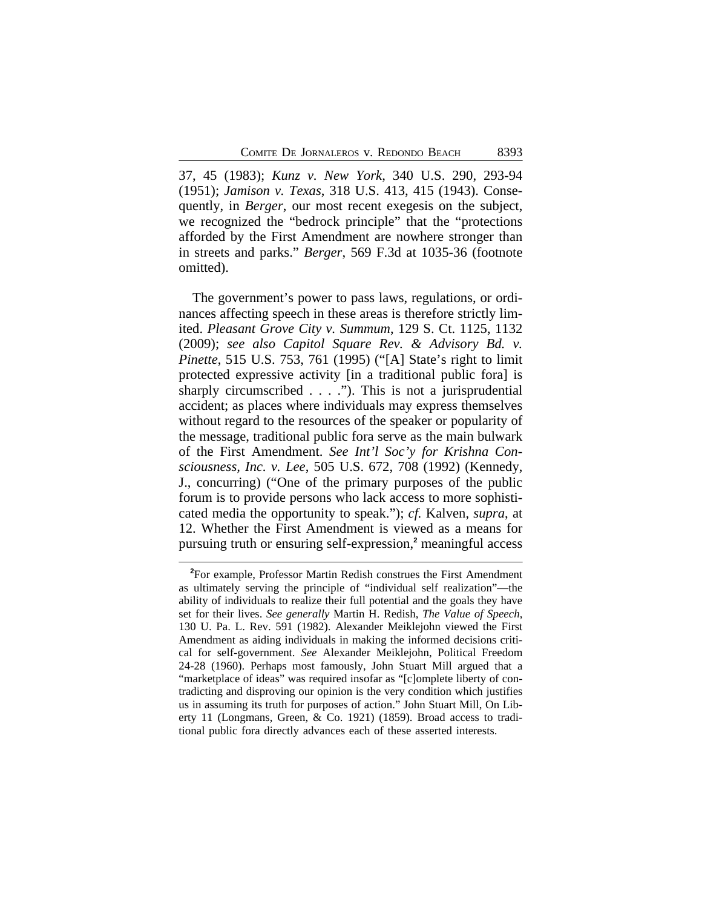37, 45 (1983); *Kunz v. New York*, 340 U.S. 290, 293-94 (1951); *Jamison v. Texas*, 318 U.S. 413, 415 (1943). Consequently, in *Berger*, our most recent exegesis on the subject, we recognized the "bedrock principle" that the "protections afforded by the First Amendment are nowhere stronger than in streets and parks." *Berger*, 569 F.3d at 1035-36 (footnote omitted).

The government's power to pass laws, regulations, or ordinances affecting speech in these areas is therefore strictly limited. *Pleasant Grove City v. Summum*, 129 S. Ct. 1125, 1132 (2009); *see also Capitol Square Rev. & Advisory Bd. v. Pinette*, 515 U.S. 753, 761 (1995) ("[A] State's right to limit protected expressive activity [in a traditional public fora] is sharply circumscribed . . . ."). This is not a jurisprudential accident; as places where individuals may express themselves without regard to the resources of the speaker or popularity of the message, traditional public fora serve as the main bulwark of the First Amendment. *See Int'l Soc'y for Krishna Consciousness, Inc. v. Lee*, 505 U.S. 672, 708 (1992) (Kennedy, J., concurring) ("One of the primary purposes of the public forum is to provide persons who lack access to more sophisticated media the opportunity to speak."); *cf.* Kalven, *supra*, at 12. Whether the First Amendment is viewed as a means for pursuing truth or ensuring self-expression,[2] meaningful access

---

[2]For example, Professor Martin Redish construes the First Amendment as ultimately serving the principle of "individual self realization"—the ability of individuals to realize their full potential and the goals they have set for their lives. *See generally* Martin H. Redish, *The Value of Speech*, 130 U. Pa. L. Rev. 591 (1982). Alexander Meiklejohn viewed the First Amendment as aiding individuals in making the informed decisions critical for self-government. *See* Alexander Meiklejohn, Political Freedom 24-28 (1960). Perhaps most famously, John Stuart Mill argued that a "marketplace of ideas" was required insofar as "[c]omplete liberty of contradicting and disproving our opinion is the very condition which justifies us in assuming its truth for purposes of action." John Stuart Mill, On Liberty 11 (Longmans, Green, & Co. 1921) (1859). Broad access to traditional public fora directly advances each of these asserted interests.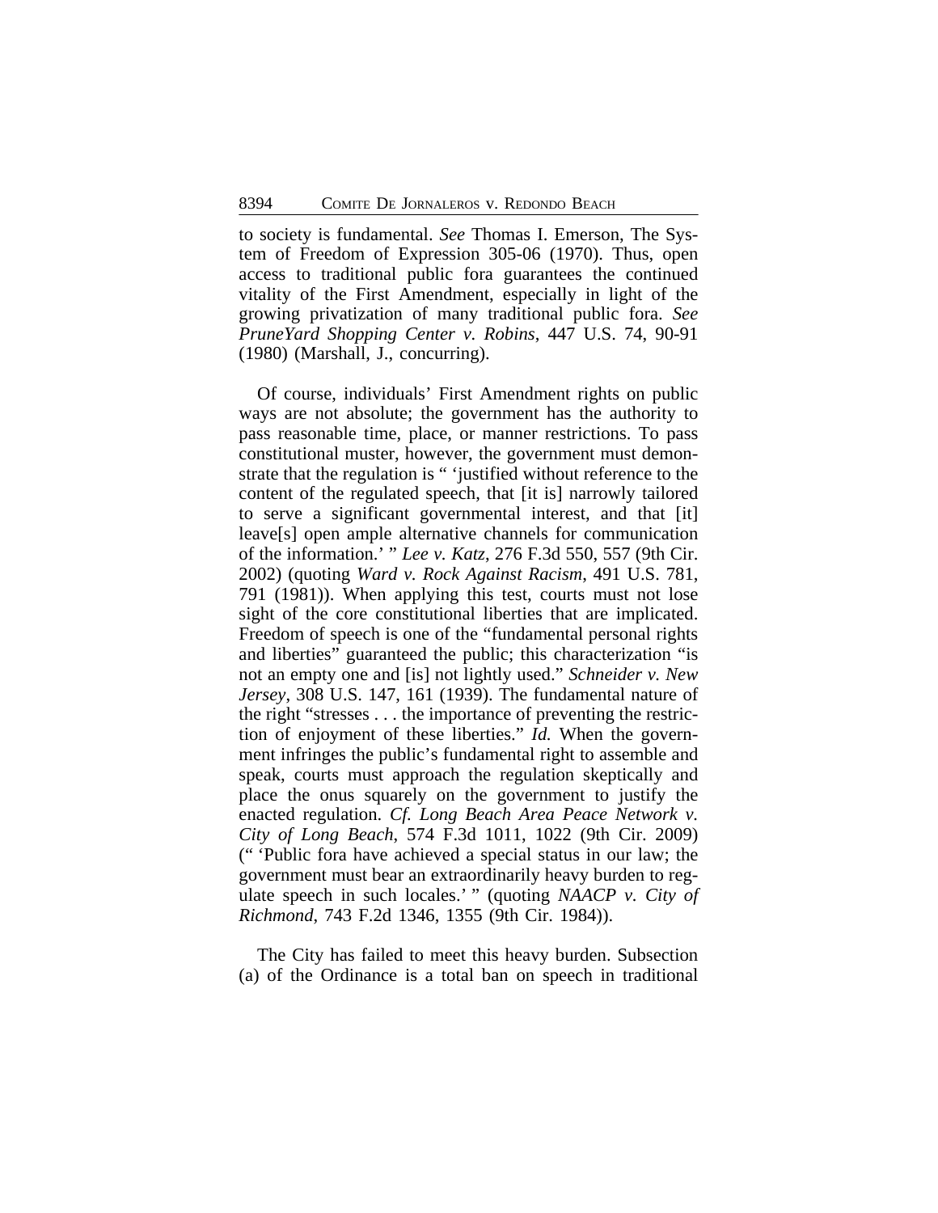to society is fundamental. *See* Thomas I. Emerson, The System of Freedom of Expression 305-06 (1970). Thus, open access to traditional public fora guarantees the continued vitality of the First Amendment, especially in light of the growing privatization of many traditional public fora. *See PruneYard Shopping Center v. Robins*, 447 U.S. 74, 90-91 (1980) (Marshall, J., concurring).

Of course, individuals' First Amendment rights on public ways are not absolute; the government has the authority to pass reasonable time, place, or manner restrictions. To pass constitutional muster, however, the government must demonstrate that the regulation is " 'justified without reference to the content of the regulated speech, that [it is] narrowly tailored to serve a significant governmental interest, and that [it] leave[s] open ample alternative channels for communication of the information.' " *Lee v. Katz*, 276 F.3d 550, 557 (9th Cir. 2002) (quoting *Ward v. Rock Against Racism*, 491 U.S. 781, 791 (1981)). When applying this test, courts must not lose sight of the core constitutional liberties that are implicated. Freedom of speech is one of the "fundamental personal rights and liberties" guaranteed the public; this characterization "is not an empty one and [is] not lightly used." *Schneider v. New Jersey*, 308 U.S. 147, 161 (1939). The fundamental nature of the right "stresses . . . the importance of preventing the restriction of enjoyment of these liberties." *Id.* When the government infringes the public's fundamental right to assemble and speak, courts must approach the regulation skeptically and place the onus squarely on the government to justify the enacted regulation. *Cf. Long Beach Area Peace Network v. City of Long Beach*, 574 F.3d 1011, 1022 (9th Cir. 2009) (" 'Public fora have achieved a special status in our law; the government must bear an extraordinarily heavy burden to regulate speech in such locales.' " (quoting *NAACP v. City of Richmond*, 743 F.2d 1346, 1355 (9th Cir. 1984)).

The City has failed to meet this heavy burden. Subsection (a) of the Ordinance is a total ban on speech in traditional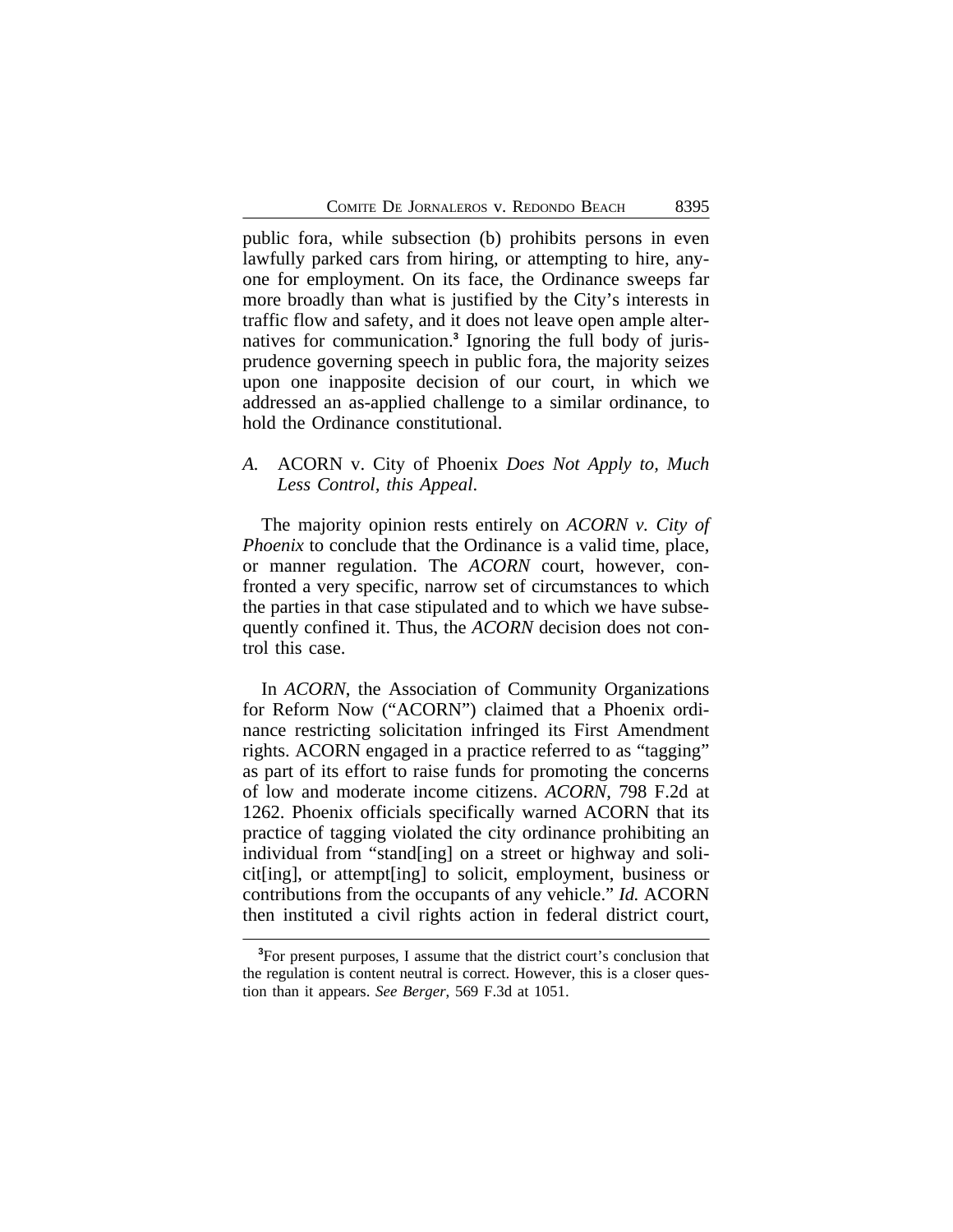public fora, while subsection (b) prohibits persons in even lawfully parked cars from hiring, or attempting to hire, anyone for employment. On its face, the Ordinance sweeps far more broadly than what is justified by the City's interests in traffic flow and safety, and it does not leave open ample alternatives for communication.[3] Ignoring the full body of jurisprudence governing speech in public fora, the majority seizes upon one inapposite decision of our court, in which we addressed an as-applied challenge to a similar ordinance, to hold the Ordinance constitutional.

### *A.* ACORN v. City of Phoenix *Does Not Apply to, Much Less Control, this Appeal.*

The majority opinion rests entirely on *ACORN v. City of Phoenix* to conclude that the Ordinance is a valid time, place, or manner regulation. The *ACORN* court, however, confronted a very specific, narrow set of circumstances to which the parties in that case stipulated and to which we have subsequently confined it. Thus, the *ACORN* decision does not control this case.

In *ACORN*, the Association of Community Organizations for Reform Now ("ACORN") claimed that a Phoenix ordinance restricting solicitation infringed its First Amendment rights. ACORN engaged in a practice referred to as "tagging" as part of its effort to raise funds for promoting the concerns of low and moderate income citizens. *ACORN*, 798 F.2d at 1262. Phoenix officials specifically warned ACORN that its practice of tagging violated the city ordinance prohibiting an individual from "stand[ing] on a street or highway and solicit[ing], or attempt[ing] to solicit, employment, business or contributions from the occupants of any vehicle." *Id.* ACORN then instituted a civil rights action in federal district court,

[3]For present purposes, I assume that the district court's conclusion that the regulation is content neutral is correct. However, this is a closer question than it appears. *See Berger*, 569 F.3d at 1051.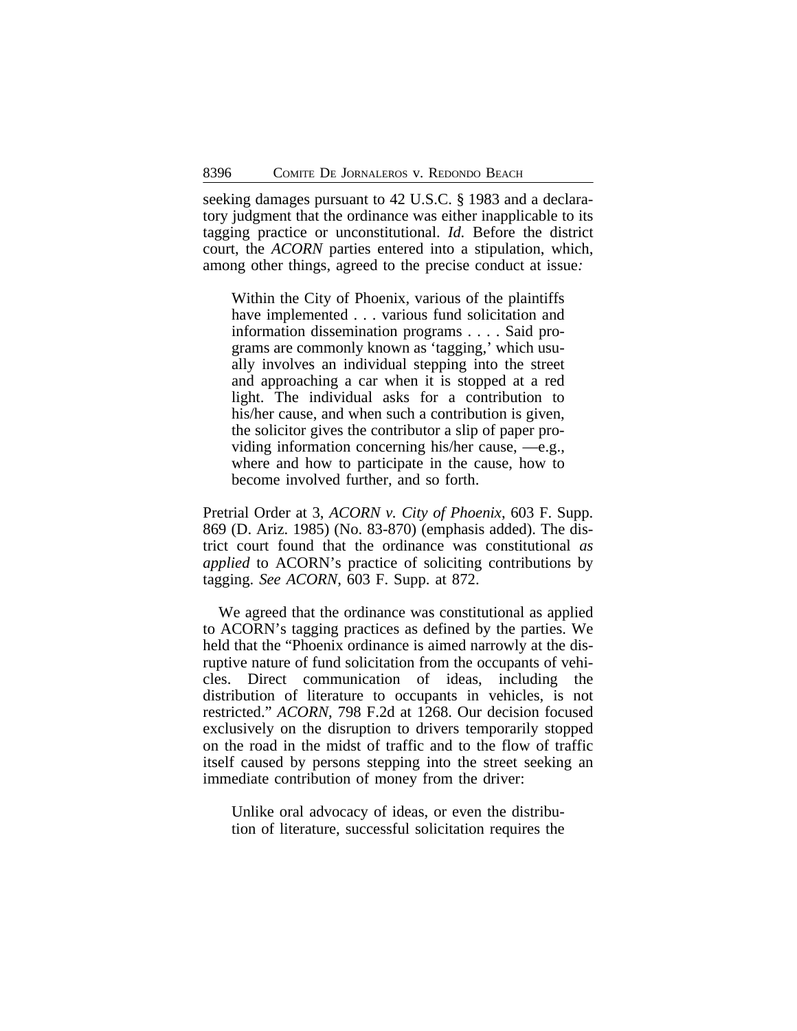seeking damages pursuant to 42 U.S.C. § 1983 and a declaratory judgment that the ordinance was either inapplicable to its tagging practice or unconstitutional. *Id.* Before the district court, the *ACORN* parties entered into a stipulation, which, among other things, agreed to the precise conduct at issue*:*

> Within the City of Phoenix, various of the plaintiffs have implemented . . . various fund solicitation and information dissemination programs . . . . Said programs are commonly known as 'tagging,' which usually involves an individual stepping into the street and approaching a car when it is stopped at a red light. The individual asks for a contribution to his/her cause, and when such a contribution is given, the solicitor gives the contributor a slip of paper providing information concerning his/her cause, —e.g., where and how to participate in the cause, how to become involved further, and so forth.

Pretrial Order at 3, *ACORN v. City of Phoenix*, 603 F. Supp. 869 (D. Ariz. 1985) (No. 83-870) (emphasis added). The district court found that the ordinance was constitutional *as applied* to ACORN's practice of soliciting contributions by tagging. *See ACORN*, 603 F. Supp. at 872.

We agreed that the ordinance was constitutional as applied to ACORN's tagging practices as defined by the parties. We held that the "Phoenix ordinance is aimed narrowly at the disruptive nature of fund solicitation from the occupants of vehicles. Direct communication of ideas, including the distribution of literature to occupants in vehicles, is not restricted." *ACORN*, 798 F.2d at 1268. Our decision focused exclusively on the disruption to drivers temporarily stopped on the road in the midst of traffic and to the flow of traffic itself caused by persons stepping into the street seeking an immediate contribution of money from the driver:

> Unlike oral advocacy of ideas, or even the distribution of literature, successful solicitation requires the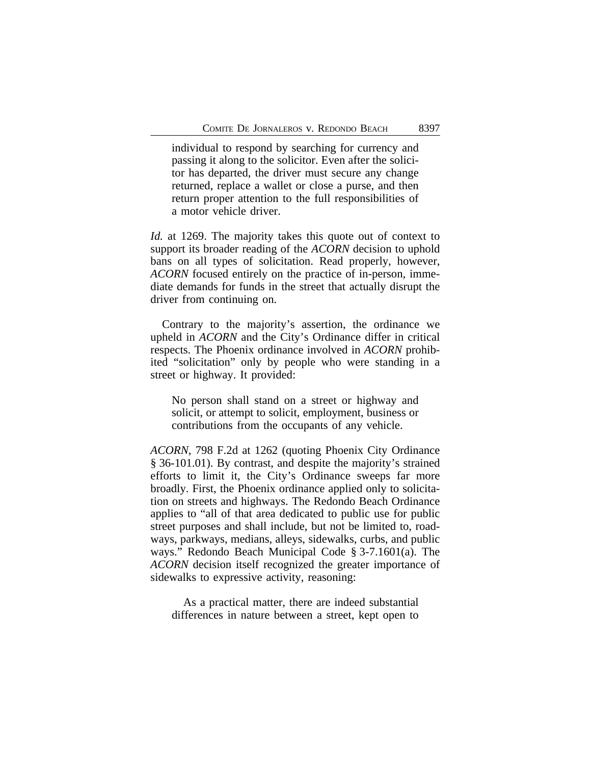> individual to respond by searching for currency and passing it along to the solicitor. Even after the solicitor has departed, the driver must secure any change returned, replace a wallet or close a purse, and then return proper attention to the full responsibilities of a motor vehicle driver.

*Id.* at 1269. The majority takes this quote out of context to support its broader reading of the *ACORN* decision to uphold bans on all types of solicitation. Read properly, however, *ACORN* focused entirely on the practice of in-person, immediate demands for funds in the street that actually disrupt the driver from continuing on.

Contrary to the majority's assertion, the ordinance we upheld in *ACORN* and the City's Ordinance differ in critical respects. The Phoenix ordinance involved in *ACORN* prohibited "solicitation" only by people who were standing in a street or highway. It provided:

> No person shall stand on a street or highway and solicit, or attempt to solicit, employment, business or contributions from the occupants of any vehicle.

*ACORN*, 798 F.2d at 1262 (quoting Phoenix City Ordinance § 36-101.01). By contrast, and despite the majority's strained efforts to limit it, the City's Ordinance sweeps far more broadly. First, the Phoenix ordinance applied only to solicitation on streets and highways. The Redondo Beach Ordinance applies to "all of that area dedicated to public use for public street purposes and shall include, but not be limited to, roadways, parkways, medians, alleys, sidewalks, curbs, and public ways." Redondo Beach Municipal Code § 3-7.1601(a). The *ACORN* decision itself recognized the greater importance of sidewalks to expressive activity, reasoning:

> As a practical matter, there are indeed substantial differences in nature between a street, kept open to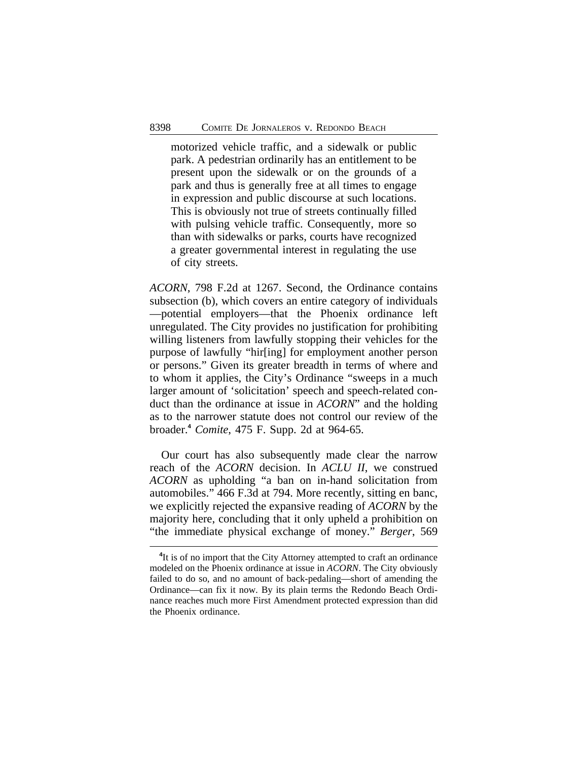> motorized vehicle traffic, and a sidewalk or public park. A pedestrian ordinarily has an entitlement to be present upon the sidewalk or on the grounds of a park and thus is generally free at all times to engage in expression and public discourse at such locations. This is obviously not true of streets continually filled with pulsing vehicle traffic. Consequently, more so than with sidewalks or parks, courts have recognized a greater governmental interest in regulating the use of city streets.

*ACORN*, 798 F.2d at 1267. Second, the Ordinance contains subsection (b), which covers an entire category of individuals —potential employers—that the Phoenix ordinance left unregulated. The City provides no justification for prohibiting willing listeners from lawfully stopping their vehicles for the purpose of lawfully "hir[ing] for employment another person or persons." Given its greater breadth in terms of where and to whom it applies, the City's Ordinance "sweeps in a much larger amount of 'solicitation' speech and speech-related conduct than the ordinance at issue in *ACORN*" and the holding as to the narrower statute does not control our review of the broader.[4] *Comite*, 475 F. Supp. 2d at 964-65.

Our court has also subsequently made clear the narrow reach of the *ACORN* decision. In *ACLU II*, we construed *ACORN* as upholding "a ban on in-hand solicitation from automobiles." 466 F.3d at 794. More recently, sitting en banc, we explicitly rejected the expansive reading of *ACORN* by the majority here, concluding that it only upheld a prohibition on "the immediate physical exchange of money." *Berger*, 569

---

[4] It is of no import that the City Attorney attempted to craft an ordinance modeled on the Phoenix ordinance at issue in *ACORN*. The City obviously failed to do so, and no amount of back-pedaling—short of amending the Ordinance—can fix it now. By its plain terms the Redondo Beach Ordinance reaches much more First Amendment protected expression than did the Phoenix ordinance.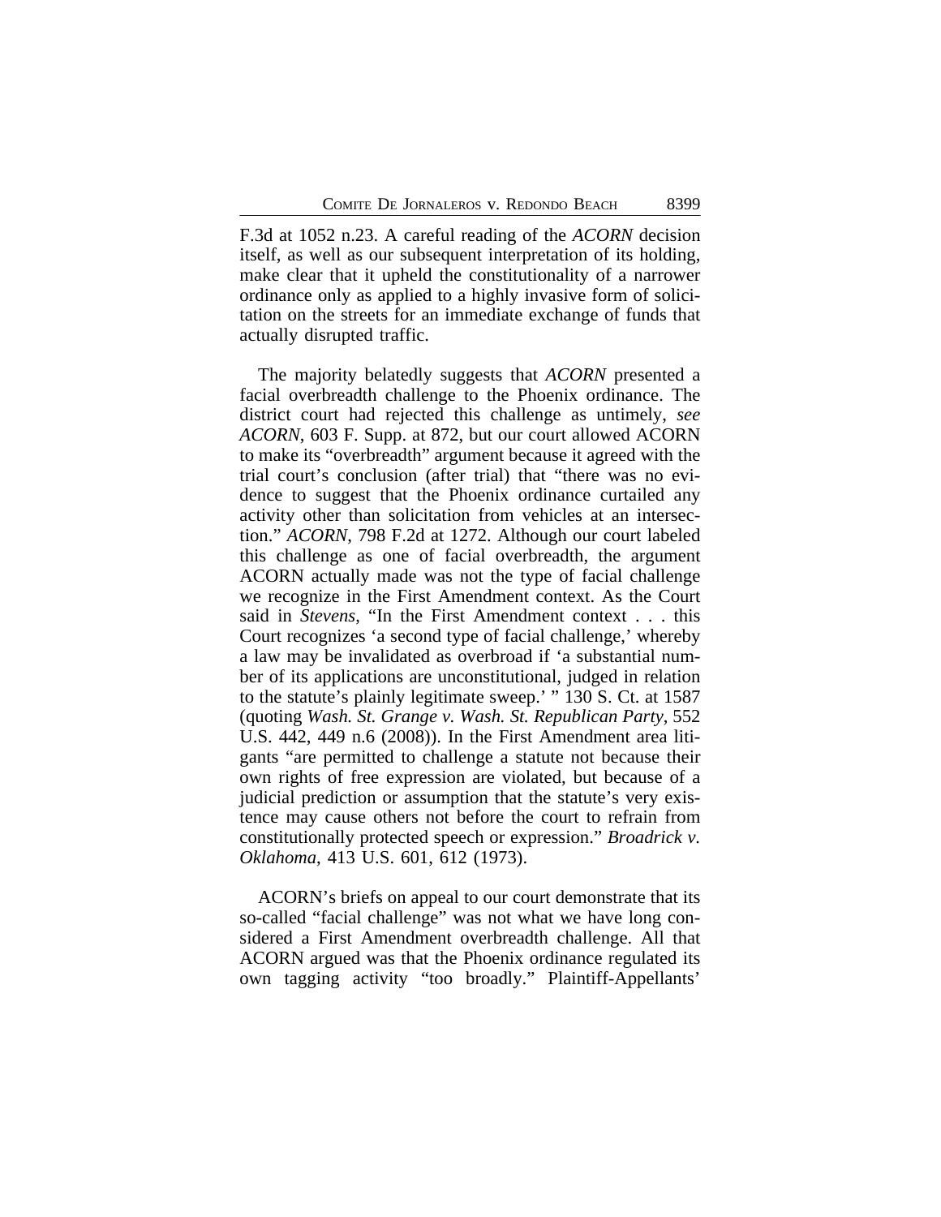F.3d at 1052 n.23. A careful reading of the *ACORN* decision itself, as well as our subsequent interpretation of its holding, make clear that it upheld the constitutionality of a narrower ordinance only as applied to a highly invasive form of solicitation on the streets for an immediate exchange of funds that actually disrupted traffic.

The majority belatedly suggests that *ACORN* presented a facial overbreadth challenge to the Phoenix ordinance. The district court had rejected this challenge as untimely, *see ACORN*, 603 F. Supp. at 872, but our court allowed ACORN to make its "overbreadth" argument because it agreed with the trial court's conclusion (after trial) that "there was no evidence to suggest that the Phoenix ordinance curtailed any activity other than solicitation from vehicles at an intersection." *ACORN*, 798 F.2d at 1272. Although our court labeled this challenge as one of facial overbreadth, the argument ACORN actually made was not the type of facial challenge we recognize in the First Amendment context. As the Court said in *Stevens*, "In the First Amendment context . . . this Court recognizes 'a second type of facial challenge,' whereby a law may be invalidated as overbroad if 'a substantial number of its applications are unconstitutional, judged in relation to the statute's plainly legitimate sweep.' " 130 S. Ct. at 1587 (quoting *Wash. St. Grange v. Wash. St. Republican Party*, 552 U.S. 442, 449 n.6 (2008)). In the First Amendment area litigants "are permitted to challenge a statute not because their own rights of free expression are violated, but because of a judicial prediction or assumption that the statute's very existence may cause others not before the court to refrain from constitutionally protected speech or expression." *Broadrick v. Oklahoma*, 413 U.S. 601, 612 (1973).

ACORN's briefs on appeal to our court demonstrate that its so-called "facial challenge" was not what we have long considered a First Amendment overbreadth challenge. All that ACORN argued was that the Phoenix ordinance regulated its own tagging activity "too broadly." Plaintiff-Appellants'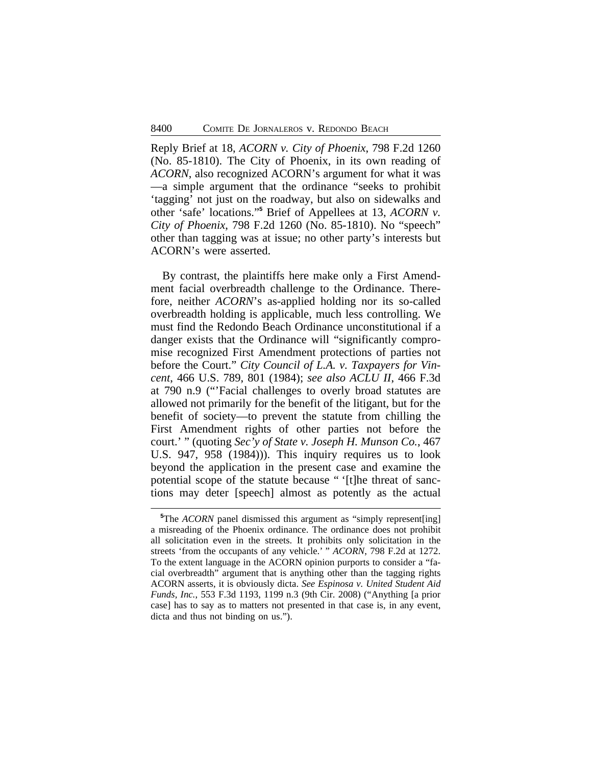Reply Brief at 18, *ACORN v. City of Phoenix*, 798 F.2d 1260 (No. 85-1810). The City of Phoenix, in its own reading of *ACORN*, also recognized ACORN's argument for what it was —a simple argument that the ordinance "seeks to prohibit 'tagging' not just on the roadway, but also on sidewalks and other 'safe' locations."[5] Brief of Appellees at 13, *ACORN v. City of Phoenix*, 798 F.2d 1260 (No. 85-1810). No "speech" other than tagging was at issue; no other party's interests but ACORN's were asserted.

By contrast, the plaintiffs here make only a First Amendment facial overbreadth challenge to the Ordinance. Therefore, neither *ACORN*'s as-applied holding nor its so-called overbreadth holding is applicable, much less controlling. We must find the Redondo Beach Ordinance unconstitutional if a danger exists that the Ordinance will "significantly compromise recognized First Amendment protections of parties not before the Court." *City Council of L.A. v. Taxpayers for Vincent*, 466 U.S. 789, 801 (1984); *see also ACLU II*, 466 F.3d at 790 n.9 ("'Facial challenges to overly broad statutes are allowed not primarily for the benefit of the litigant, but for the benefit of society—to prevent the statute from chilling the First Amendment rights of other parties not before the court.' " (quoting *Sec'y of State v. Joseph H. Munson Co.*, 467 U.S. 947, 958 (1984))). This inquiry requires us to look beyond the application in the present case and examine the potential scope of the statute because " '[t]he threat of sanctions may deter [speech] almost as potently as the actual

---

[5]The *ACORN* panel dismissed this argument as "simply represent[ing] a misreading of the Phoenix ordinance. The ordinance does not prohibit all solicitation even in the streets. It prohibits only solicitation in the streets 'from the occupants of any vehicle.' " *ACORN*, 798 F.2d at 1272. To the extent language in the ACORN opinion purports to consider a "facial overbreadth" argument that is anything other than the tagging rights ACORN asserts, it is obviously dicta. *See Espinosa v. United Student Aid Funds, Inc.*, 553 F.3d 1193, 1199 n.3 (9th Cir. 2008) ("Anything [a prior case] has to say as to matters not presented in that case is, in any event, dicta and thus not binding on us.").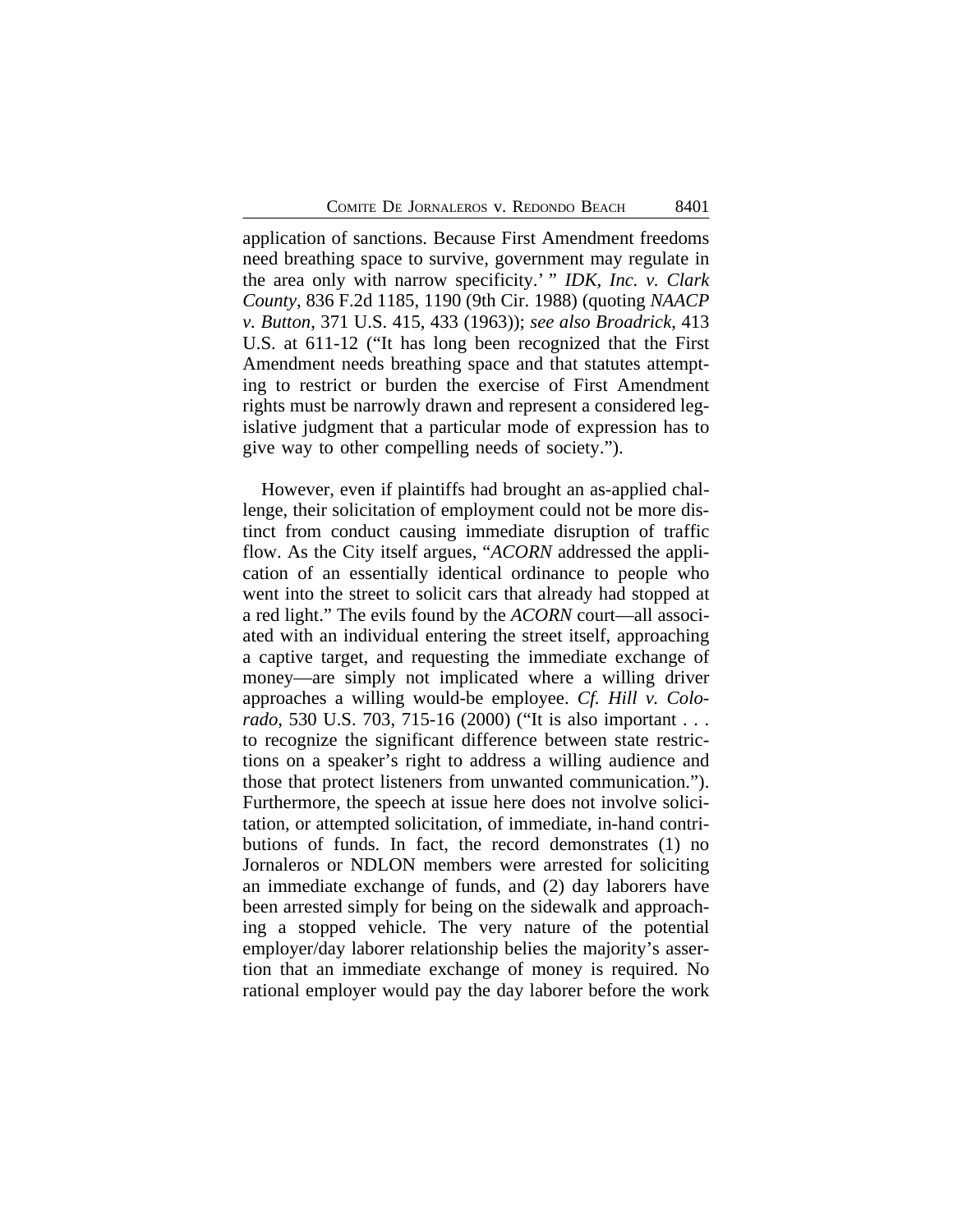application of sanctions. Because First Amendment freedoms need breathing space to survive, government may regulate in the area only with narrow specificity.' " *IDK, Inc. v. Clark County*, 836 F.2d 1185, 1190 (9th Cir. 1988) (quoting *NAACP v. Button*, 371 U.S. 415, 433 (1963)); *see also Broadrick*, 413 U.S. at 611-12 ("It has long been recognized that the First Amendment needs breathing space and that statutes attempting to restrict or burden the exercise of First Amendment rights must be narrowly drawn and represent a considered legislative judgment that a particular mode of expression has to give way to other compelling needs of society.").

However, even if plaintiffs had brought an as-applied challenge, their solicitation of employment could not be more distinct from conduct causing immediate disruption of traffic flow. As the City itself argues, "*ACORN* addressed the application of an essentially identical ordinance to people who went into the street to solicit cars that already had stopped at a red light." The evils found by the *ACORN* court—all associated with an individual entering the street itself, approaching a captive target, and requesting the immediate exchange of money—are simply not implicated where a willing driver approaches a willing would-be employee. *Cf. Hill v. Colorado*, 530 U.S. 703, 715-16 (2000) ("It is also important . . . to recognize the significant difference between state restrictions on a speaker's right to address a willing audience and those that protect listeners from unwanted communication."). Furthermore, the speech at issue here does not involve solicitation, or attempted solicitation, of immediate, in-hand contributions of funds. In fact, the record demonstrates (1) no Jornaleros or NDLON members were arrested for soliciting an immediate exchange of funds, and (2) day laborers have been arrested simply for being on the sidewalk and approaching a stopped vehicle. The very nature of the potential employer/day laborer relationship belies the majority's assertion that an immediate exchange of money is required. No rational employer would pay the day laborer before the work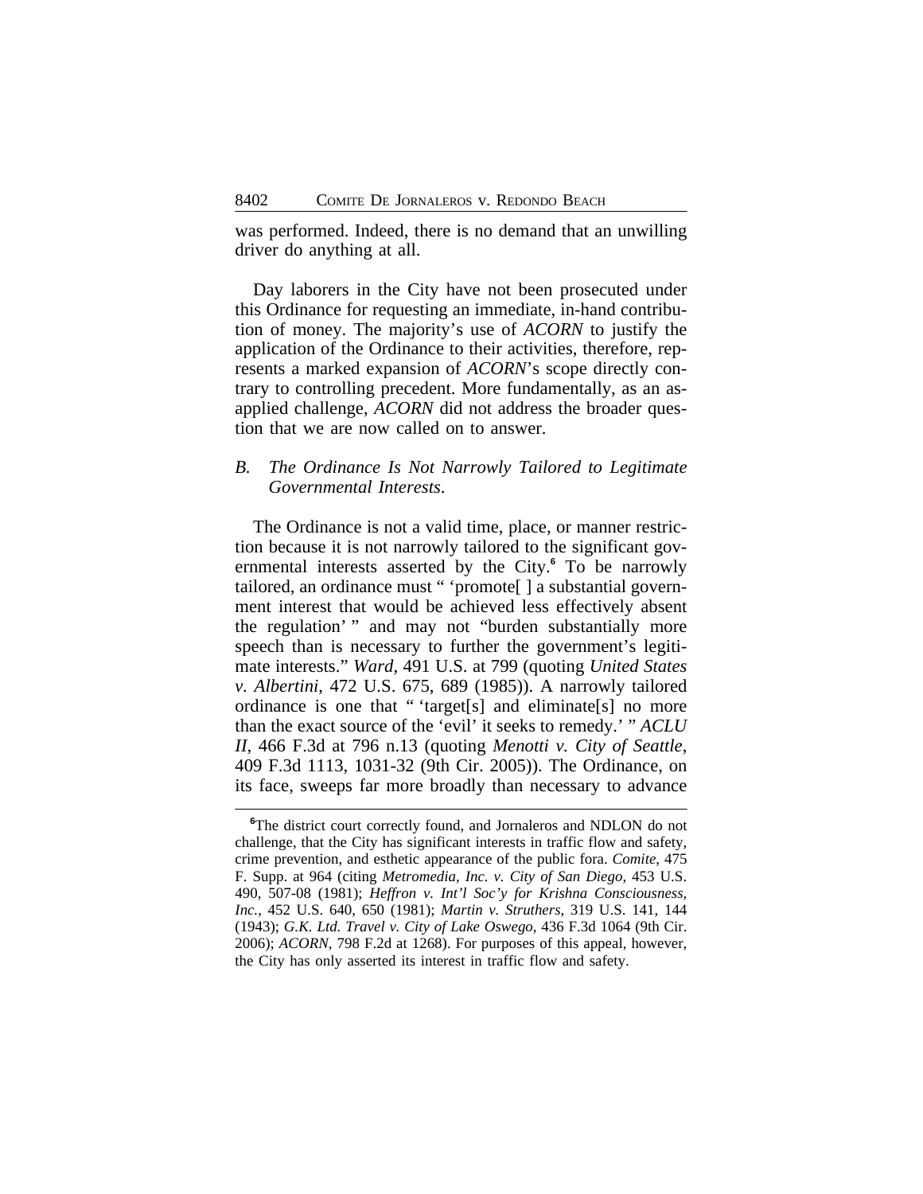was performed. Indeed, there is no demand that an unwilling driver do anything at all.

Day laborers in the City have not been prosecuted under this Ordinance for requesting an immediate, in-hand contribution of money. The majority's use of *ACORN* to justify the application of the Ordinance to their activities, therefore, represents a marked expansion of *ACORN*'s scope directly contrary to controlling precedent. More fundamentally, as an as-applied challenge, *ACORN* did not address the broader question that we are now called on to answer.

### *B. The Ordinance Is Not Narrowly Tailored to Legitimate Governmental Interests.*

The Ordinance is not a valid time, place, or manner restriction because it is not narrowly tailored to the significant governmental interests asserted by the City.[6] To be narrowly tailored, an ordinance must " 'promote[ ] a substantial government interest that would be achieved less effectively absent the regulation' " and may not "burden substantially more speech than is necessary to further the government's legitimate interests." *Ward*, 491 U.S. at 799 (quoting *United States v. Albertini*, 472 U.S. 675, 689 (1985)). A narrowly tailored ordinance is one that " 'target[s] and eliminate[s] no more than the exact source of the 'evil' it seeks to remedy.' " *ACLU II*, 466 F.3d at 796 n.13 (quoting *Menotti v. City of Seattle*, 409 F.3d 1113, 1031-32 (9th Cir. 2005)). The Ordinance, on its face, sweeps far more broadly than necessary to advance

[6]The district court correctly found, and Jornaleros and NDLON do not challenge, that the City has significant interests in traffic flow and safety, crime prevention, and esthetic appearance of the public fora. *Comite*, 475 F. Supp. at 964 (citing *Metromedia, Inc. v. City of San Diego*, 453 U.S. 490, 507-08 (1981); *Heffron v. Int'l Soc'y for Krishna Consciousness, Inc.*, 452 U.S. 640, 650 (1981); *Martin v. Struthers*, 319 U.S. 141, 144 (1943); *G.K. Ltd. Travel v. City of Lake Oswego*, 436 F.3d 1064 (9th Cir. 2006); *ACORN*, 798 F.2d at 1268). For purposes of this appeal, however, the City has only asserted its interest in traffic flow and safety.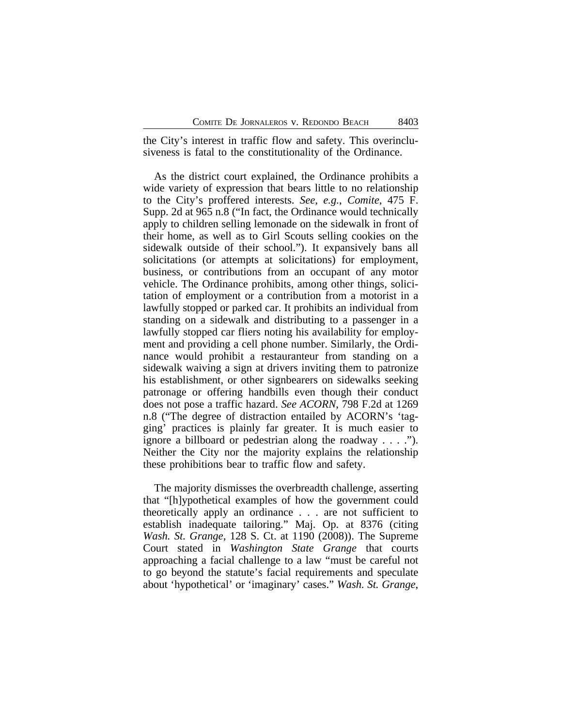the City's interest in traffic flow and safety. This overinclusiveness is fatal to the constitutionality of the Ordinance.

As the district court explained, the Ordinance prohibits a wide variety of expression that bears little to no relationship to the City's proffered interests. *See, e.g.*, *Comite*, 475 F. Supp. 2d at 965 n.8 ("In fact, the Ordinance would technically apply to children selling lemonade on the sidewalk in front of their home, as well as to Girl Scouts selling cookies on the sidewalk outside of their school."). It expansively bans all solicitations (or attempts at solicitations) for employment, business, or contributions from an occupant of any motor vehicle. The Ordinance prohibits, among other things, solicitation of employment or a contribution from a motorist in a lawfully stopped or parked car. It prohibits an individual from standing on a sidewalk and distributing to a passenger in a lawfully stopped car fliers noting his availability for employment and providing a cell phone number. Similarly, the Ordinance would prohibit a restauranteur from standing on a sidewalk waiving a sign at drivers inviting them to patronize his establishment, or other signbearers on sidewalks seeking patronage or offering handbills even though their conduct does not pose a traffic hazard. *See ACORN*, 798 F.2d at 1269 n.8 ("The degree of distraction entailed by ACORN's 'tagging' practices is plainly far greater. It is much easier to ignore a billboard or pedestrian along the roadway . . . ."). Neither the City nor the majority explains the relationship these prohibitions bear to traffic flow and safety.

The majority dismisses the overbreadth challenge, asserting that "[h]ypothetical examples of how the government could theoretically apply an ordinance . . . are not sufficient to establish inadequate tailoring." Maj. Op. at 8376 (citing *Wash. St. Grange*, 128 S. Ct. at 1190 (2008)). The Supreme Court stated in *Washington State Grange* that courts approaching a facial challenge to a law "must be careful not to go beyond the statute's facial requirements and speculate about 'hypothetical' or 'imaginary' cases." *Wash. St. Grange*,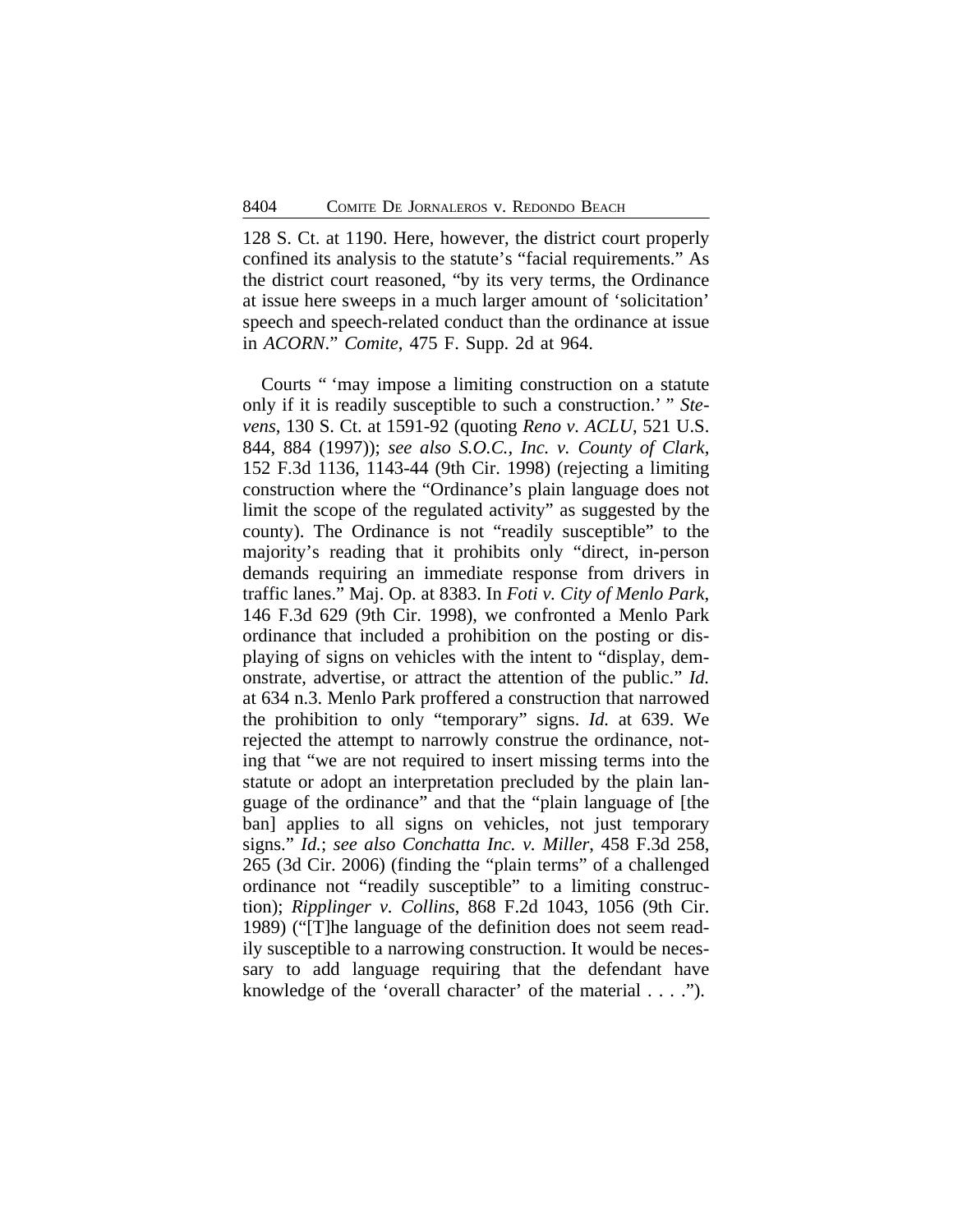128 S. Ct. at 1190. Here, however, the district court properly confined its analysis to the statute's "facial requirements." As the district court reasoned, "by its very terms, the Ordinance at issue here sweeps in a much larger amount of 'solicitation' speech and speech-related conduct than the ordinance at issue in *ACORN*." *Comite*, 475 F. Supp. 2d at 964.

Courts " 'may impose a limiting construction on a statute only if it is readily susceptible to such a construction.' " *Stevens*, 130 S. Ct. at 1591-92 (quoting *Reno v. ACLU*, 521 U.S. 844, 884 (1997)); *see also S.O.C., Inc. v. County of Clark*, 152 F.3d 1136, 1143-44 (9th Cir. 1998) (rejecting a limiting construction where the "Ordinance's plain language does not limit the scope of the regulated activity" as suggested by the county). The Ordinance is not "readily susceptible" to the majority's reading that it prohibits only "direct, in-person demands requiring an immediate response from drivers in traffic lanes." Maj. Op. at 8383. In *Foti v. City of Menlo Park*, 146 F.3d 629 (9th Cir. 1998), we confronted a Menlo Park ordinance that included a prohibition on the posting or displaying of signs on vehicles with the intent to "display, demonstrate, advertise, or attract the attention of the public." *Id.* at 634 n.3. Menlo Park proffered a construction that narrowed the prohibition to only "temporary" signs. *Id.* at 639. We rejected the attempt to narrowly construe the ordinance, noting that "we are not required to insert missing terms into the statute or adopt an interpretation precluded by the plain language of the ordinance" and that the "plain language of [the ban] applies to all signs on vehicles, not just temporary signs." *Id.*; *see also Conchatta Inc. v. Miller*, 458 F.3d 258, 265 (3d Cir. 2006) (finding the "plain terms" of a challenged ordinance not "readily susceptible" to a limiting construction); *Ripplinger v. Collins*, 868 F.2d 1043, 1056 (9th Cir. 1989) ("[T]he language of the definition does not seem readily susceptible to a narrowing construction. It would be necessary to add language requiring that the defendant have knowledge of the 'overall character' of the material . . . .").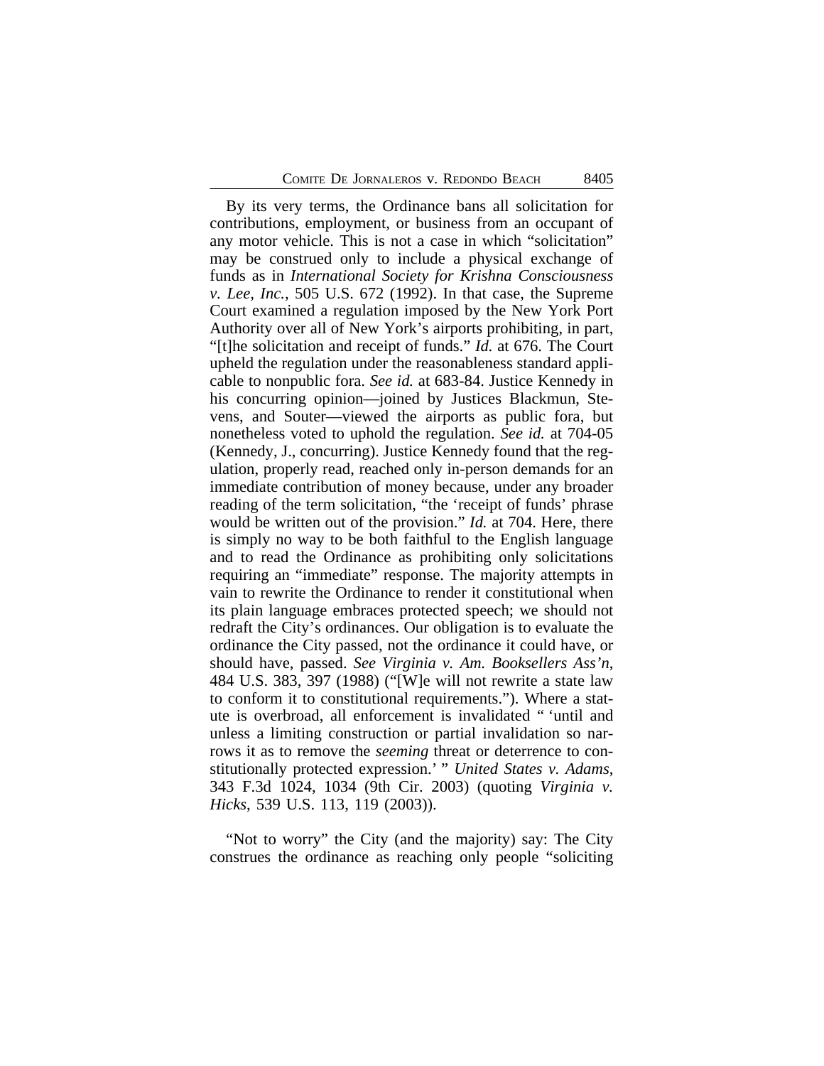By its very terms, the Ordinance bans all solicitation for contributions, employment, or business from an occupant of any motor vehicle. This is not a case in which "solicitation" may be construed only to include a physical exchange of funds as in *International Society for Krishna Consciousness v. Lee, Inc.*, 505 U.S. 672 (1992). In that case, the Supreme Court examined a regulation imposed by the New York Port Authority over all of New York's airports prohibiting, in part, "[t]he solicitation and receipt of funds." *Id.* at 676. The Court upheld the regulation under the reasonableness standard applicable to nonpublic fora. *See id.* at 683-84. Justice Kennedy in his concurring opinion—joined by Justices Blackmun, Stevens, and Souter—viewed the airports as public fora, but nonetheless voted to uphold the regulation. *See id.* at 704-05 (Kennedy, J., concurring). Justice Kennedy found that the regulation, properly read, reached only in-person demands for an immediate contribution of money because, under any broader reading of the term solicitation, "the 'receipt of funds' phrase would be written out of the provision." *Id.* at 704. Here, there is simply no way to be both faithful to the English language and to read the Ordinance as prohibiting only solicitations requiring an "immediate" response. The majority attempts in vain to rewrite the Ordinance to render it constitutional when its plain language embraces protected speech; we should not redraft the City's ordinances. Our obligation is to evaluate the ordinance the City passed, not the ordinance it could have, or should have, passed. *See Virginia v. Am. Booksellers Ass'n*, 484 U.S. 383, 397 (1988) ("[W]e will not rewrite a state law to conform it to constitutional requirements."). Where a statute is overbroad, all enforcement is invalidated " 'until and unless a limiting construction or partial invalidation so narrows it as to remove the *seeming* threat or deterrence to constitutionally protected expression.' " *United States v. Adams*, 343 F.3d 1024, 1034 (9th Cir. 2003) (quoting *Virginia v. Hicks*, 539 U.S. 113, 119 (2003)).

"Not to worry" the City (and the majority) say: The City construes the ordinance as reaching only people "soliciting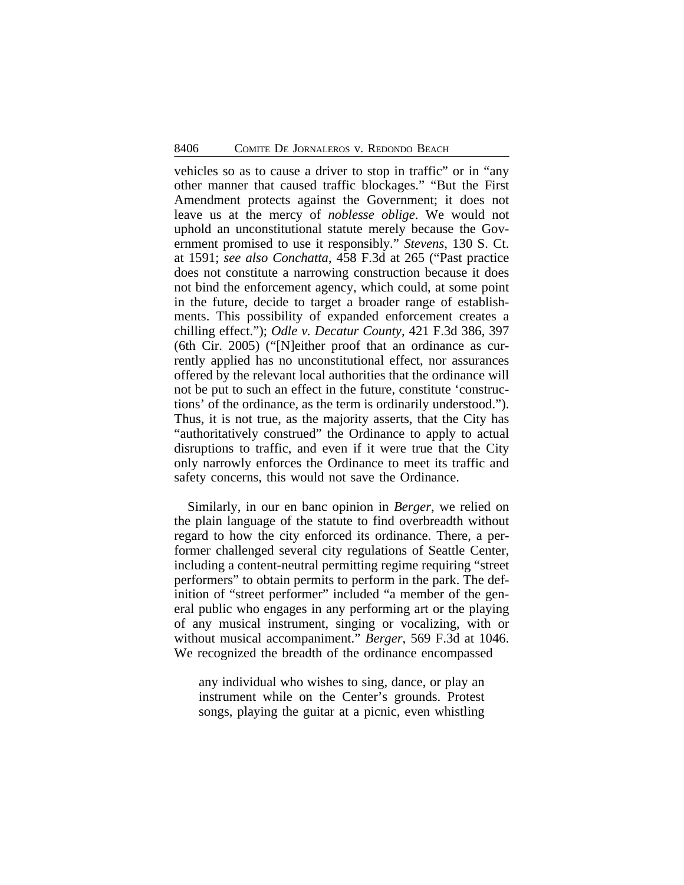vehicles so as to cause a driver to stop in traffic" or in "any other manner that caused traffic blockages." "But the First Amendment protects against the Government; it does not leave us at the mercy of *noblesse oblige*. We would not uphold an unconstitutional statute merely because the Government promised to use it responsibly." *Stevens*, 130 S. Ct. at 1591; *see also Conchatta*, 458 F.3d at 265 ("Past practice does not constitute a narrowing construction because it does not bind the enforcement agency, which could, at some point in the future, decide to target a broader range of establishments. This possibility of expanded enforcement creates a chilling effect."); *Odle v. Decatur County*, 421 F.3d 386, 397 (6th Cir. 2005) ("[N]either proof that an ordinance as currently applied has no unconstitutional effect, nor assurances offered by the relevant local authorities that the ordinance will not be put to such an effect in the future, constitute 'constructions' of the ordinance, as the term is ordinarily understood."). Thus, it is not true, as the majority asserts, that the City has "authoritatively construed" the Ordinance to apply to actual disruptions to traffic, and even if it were true that the City only narrowly enforces the Ordinance to meet its traffic and safety concerns, this would not save the Ordinance.

Similarly, in our en banc opinion in *Berger*, we relied on the plain language of the statute to find overbreadth without regard to how the city enforced its ordinance. There, a performer challenged several city regulations of Seattle Center, including a content-neutral permitting regime requiring "street performers" to obtain permits to perform in the park. The definition of "street performer" included "a member of the general public who engages in any performing art or the playing of any musical instrument, singing or vocalizing, with or without musical accompaniment." *Berger*, 569 F.3d at 1046. We recognized the breadth of the ordinance encompassed

> any individual who wishes to sing, dance, or play an instrument while on the Center's grounds. Protest songs, playing the guitar at a picnic, even whistling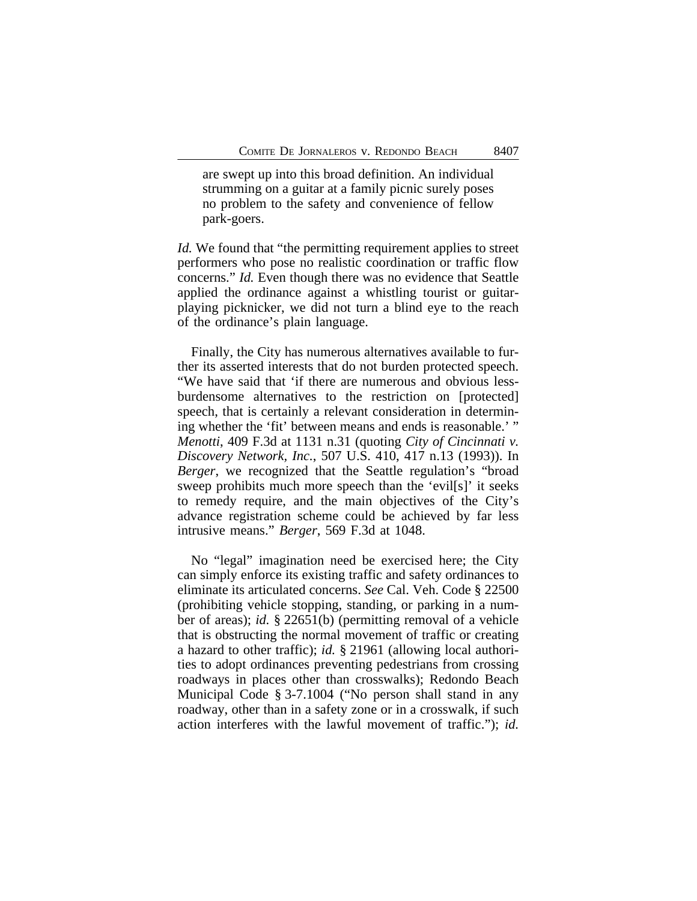> are swept up into this broad definition. An individual strumming on a guitar at a family picnic surely poses no problem to the safety and convenience of fellow park-goers.

*Id.* We found that "the permitting requirement applies to street performers who pose no realistic coordination or traffic flow concerns." *Id.* Even though there was no evidence that Seattle applied the ordinance against a whistling tourist or guitar-playing picknicker, we did not turn a blind eye to the reach of the ordinance's plain language.

Finally, the City has numerous alternatives available to further its asserted interests that do not burden protected speech. "We have said that 'if there are numerous and obvious less-burdensome alternatives to the restriction on [protected] speech, that is certainly a relevant consideration in determining whether the 'fit' between means and ends is reasonable.' " *Menotti*, 409 F.3d at 1131 n.31 (quoting *City of Cincinnati v. Discovery Network, Inc.*, 507 U.S. 410, 417 n.13 (1993)). In *Berger*, we recognized that the Seattle regulation's "broad sweep prohibits much more speech than the 'evil[s]' it seeks to remedy require, and the main objectives of the City's advance registration scheme could be achieved by far less intrusive means." *Berger*, 569 F.3d at 1048.

No "legal" imagination need be exercised here; the City can simply enforce its existing traffic and safety ordinances to eliminate its articulated concerns. *See* Cal. Veh. Code § 22500 (prohibiting vehicle stopping, standing, or parking in a number of areas); *id.* § 22651(b) (permitting removal of a vehicle that is obstructing the normal movement of traffic or creating a hazard to other traffic); *id.* § 21961 (allowing local authorities to adopt ordinances preventing pedestrians from crossing roadways in places other than crosswalks); Redondo Beach Municipal Code § 3-7.1004 ("No person shall stand in any roadway, other than in a safety zone or in a crosswalk, if such action interferes with the lawful movement of traffic."); *id.*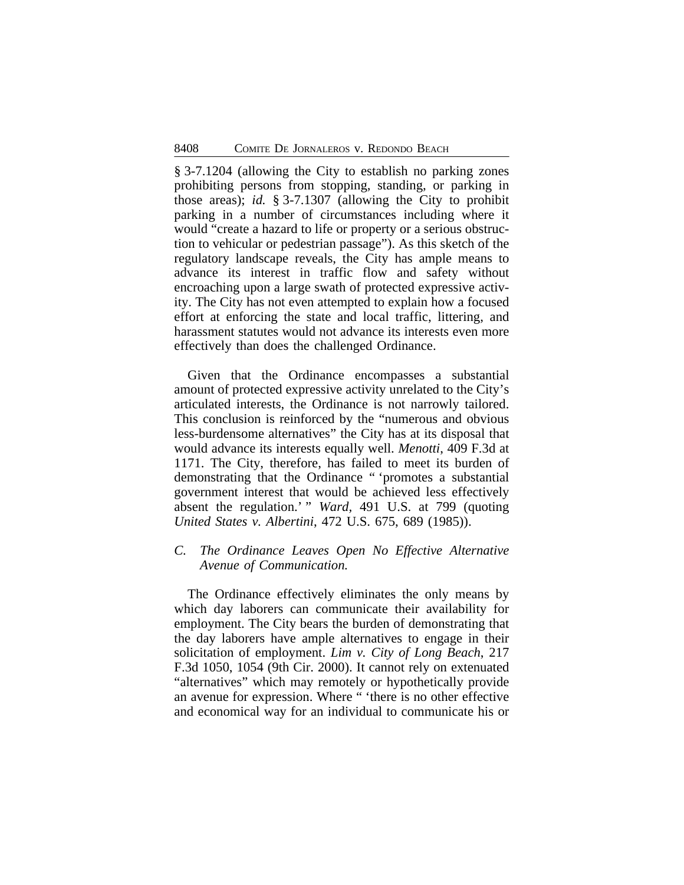§ 3-7.1204 (allowing the City to establish no parking zones prohibiting persons from stopping, standing, or parking in those areas); *id.* § 3-7.1307 (allowing the City to prohibit parking in a number of circumstances including where it would "create a hazard to life or property or a serious obstruction to vehicular or pedestrian passage"). As this sketch of the regulatory landscape reveals, the City has ample means to advance its interest in traffic flow and safety without encroaching upon a large swath of protected expressive activity. The City has not even attempted to explain how a focused effort at enforcing the state and local traffic, littering, and harassment statutes would not advance its interests even more effectively than does the challenged Ordinance.

Given that the Ordinance encompasses a substantial amount of protected expressive activity unrelated to the City's articulated interests, the Ordinance is not narrowly tailored. This conclusion is reinforced by the "numerous and obvious less-burdensome alternatives" the City has at its disposal that would advance its interests equally well. *Menotti*, 409 F.3d at 1171. The City, therefore, has failed to meet its burden of demonstrating that the Ordinance " 'promotes a substantial government interest that would be achieved less effectively absent the regulation.' " *Ward*, 491 U.S. at 799 (quoting *United States v. Albertini*, 472 U.S. 675, 689 (1985)).

### *C. The Ordinance Leaves Open No Effective Alternative Avenue of Communication.*

The Ordinance effectively eliminates the only means by which day laborers can communicate their availability for employment. The City bears the burden of demonstrating that the day laborers have ample alternatives to engage in their solicitation of employment. *Lim v. City of Long Beach*, 217 F.3d 1050, 1054 (9th Cir. 2000). It cannot rely on extenuated "alternatives" which may remotely or hypothetically provide an avenue for expression. Where " 'there is no other effective and economical way for an individual to communicate his or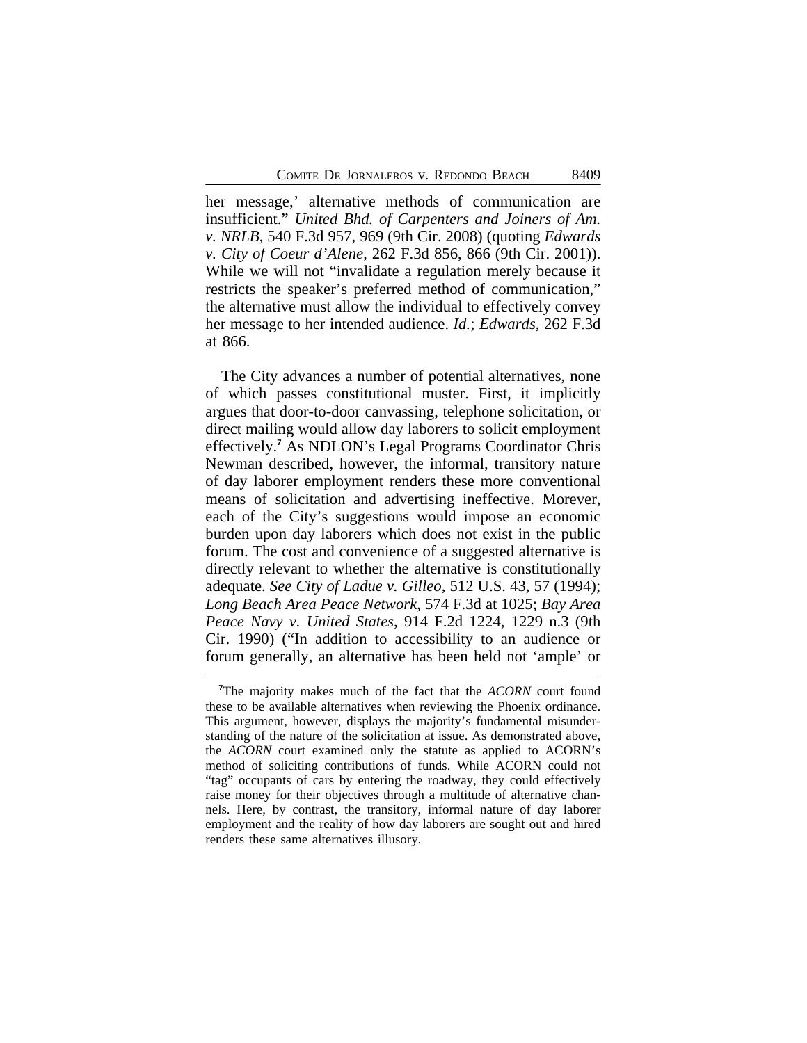her message,' alternative methods of communication are insufficient." *United Bhd. of Carpenters and Joiners of Am. v. NRLB*, 540 F.3d 957, 969 (9th Cir. 2008) (quoting *Edwards v. City of Coeur d'Alene*, 262 F.3d 856, 866 (9th Cir. 2001)). While we will not "invalidate a regulation merely because it restricts the speaker's preferred method of communication," the alternative must allow the individual to effectively convey her message to her intended audience. *Id.*; *Edwards*, 262 F.3d at 866.

The City advances a number of potential alternatives, none of which passes constitutional muster. First, it implicitly argues that door-to-door canvassing, telephone solicitation, or direct mailing would allow day laborers to solicit employment effectively.[7] As NDLON's Legal Programs Coordinator Chris Newman described, however, the informal, transitory nature of day laborer employment renders these more conventional means of solicitation and advertising ineffective. Morever, each of the City's suggestions would impose an economic burden upon day laborers which does not exist in the public forum. The cost and convenience of a suggested alternative is directly relevant to whether the alternative is constitutionally adequate. *See City of Ladue v. Gilleo*, 512 U.S. 43, 57 (1994); *Long Beach Area Peace Network*, 574 F.3d at 1025; *Bay Area Peace Navy v. United States*, 914 F.2d 1224, 1229 n.3 (9th Cir. 1990) ("In addition to accessibility to an audience or forum generally, an alternative has been held not 'ample' or

---

[7]The majority makes much of the fact that the *ACORN* court found these to be available alternatives when reviewing the Phoenix ordinance. This argument, however, displays the majority's fundamental misunderstanding of the nature of the solicitation at issue. As demonstrated above, the *ACORN* court examined only the statute as applied to ACORN's method of soliciting contributions of funds. While ACORN could not "tag" occupants of cars by entering the roadway, they could effectively raise money for their objectives through a multitude of alternative channels. Here, by contrast, the transitory, informal nature of day laborer employment and the reality of how day laborers are sought out and hired renders these same alternatives illusory.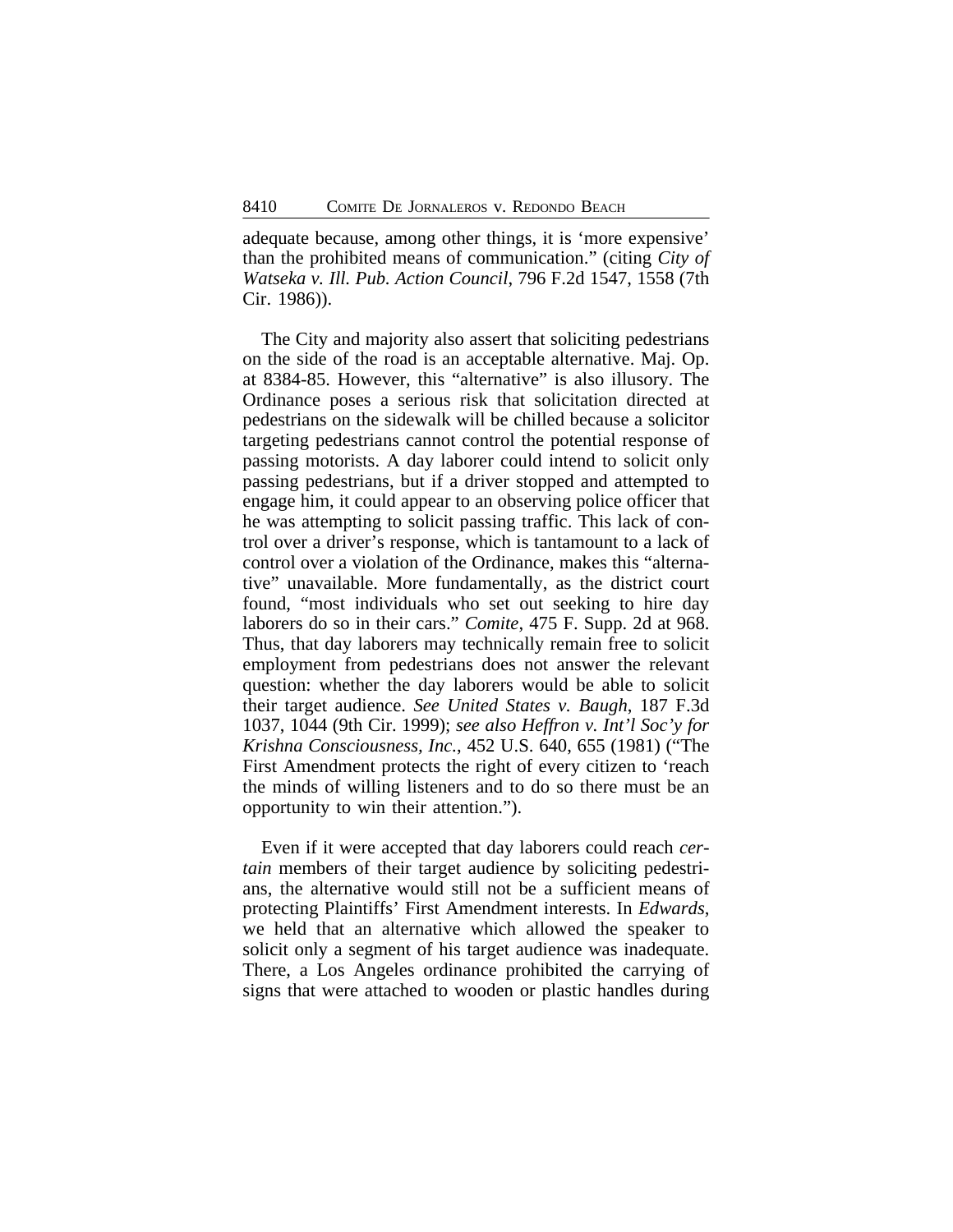adequate because, among other things, it is 'more expensive' than the prohibited means of communication." (citing *City of Watseka v. Ill. Pub. Action Council*, 796 F.2d 1547, 1558 (7th Cir. 1986)).

The City and majority also assert that soliciting pedestrians on the side of the road is an acceptable alternative. Maj. Op. at 8384-85. However, this "alternative" is also illusory. The Ordinance poses a serious risk that solicitation directed at pedestrians on the sidewalk will be chilled because a solicitor targeting pedestrians cannot control the potential response of passing motorists. A day laborer could intend to solicit only passing pedestrians, but if a driver stopped and attempted to engage him, it could appear to an observing police officer that he was attempting to solicit passing traffic. This lack of control over a driver's response, which is tantamount to a lack of control over a violation of the Ordinance, makes this "alternative" unavailable. More fundamentally, as the district court found, "most individuals who set out seeking to hire day laborers do so in their cars." *Comite*, 475 F. Supp. 2d at 968. Thus, that day laborers may technically remain free to solicit employment from pedestrians does not answer the relevant question: whether the day laborers would be able to solicit their target audience. *See United States v. Baugh*, 187 F.3d 1037, 1044 (9th Cir. 1999); *see also Heffron v. Int'l Soc'y for Krishna Consciousness, Inc.*, 452 U.S. 640, 655 (1981) ("The First Amendment protects the right of every citizen to 'reach the minds of willing listeners and to do so there must be an opportunity to win their attention.").

Even if it were accepted that day laborers could reach *certain* members of their target audience by soliciting pedestrians, the alternative would still not be a sufficient means of protecting Plaintiffs' First Amendment interests. In *Edwards*, we held that an alternative which allowed the speaker to solicit only a segment of his target audience was inadequate. There, a Los Angeles ordinance prohibited the carrying of signs that were attached to wooden or plastic handles during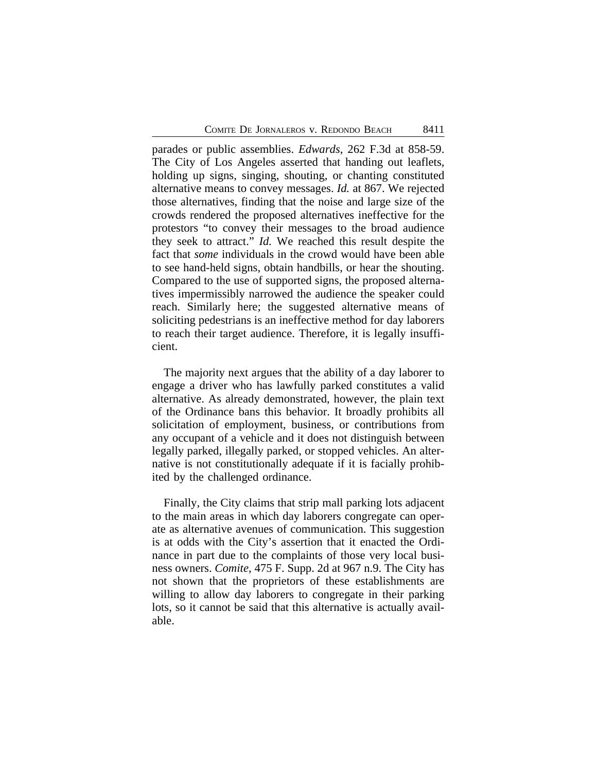parades or public assemblies. *Edwards*, 262 F.3d at 858-59. The City of Los Angeles asserted that handing out leaflets, holding up signs, singing, shouting, or chanting constituted alternative means to convey messages. *Id.* at 867. We rejected those alternatives, finding that the noise and large size of the crowds rendered the proposed alternatives ineffective for the protestors "to convey their messages to the broad audience they seek to attract." *Id.* We reached this result despite the fact that *some* individuals in the crowd would have been able to see hand-held signs, obtain handbills, or hear the shouting. Compared to the use of supported signs, the proposed alternatives impermissibly narrowed the audience the speaker could reach. Similarly here; the suggested alternative means of soliciting pedestrians is an ineffective method for day laborers to reach their target audience. Therefore, it is legally insufficient.

The majority next argues that the ability of a day laborer to engage a driver who has lawfully parked constitutes a valid alternative. As already demonstrated, however, the plain text of the Ordinance bans this behavior. It broadly prohibits all solicitation of employment, business, or contributions from any occupant of a vehicle and it does not distinguish between legally parked, illegally parked, or stopped vehicles. An alternative is not constitutionally adequate if it is facially prohibited by the challenged ordinance.

Finally, the City claims that strip mall parking lots adjacent to the main areas in which day laborers congregate can operate as alternative avenues of communication. This suggestion is at odds with the City's assertion that it enacted the Ordinance in part due to the complaints of those very local business owners. *Comite*, 475 F. Supp. 2d at 967 n.9. The City has not shown that the proprietors of these establishments are willing to allow day laborers to congregate in their parking lots, so it cannot be said that this alternative is actually available.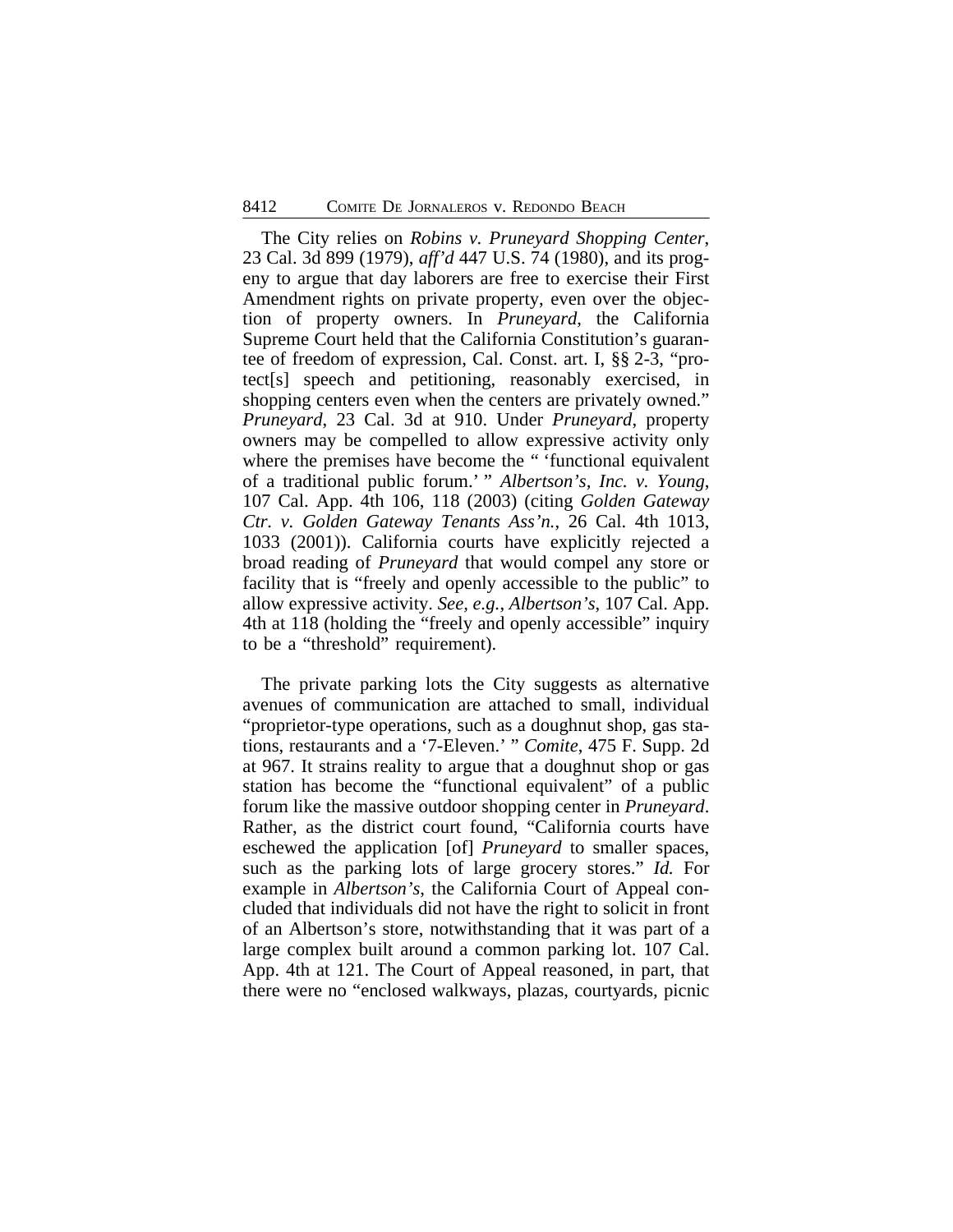The City relies on *Robins v. Pruneyard Shopping Center*, 23 Cal. 3d 899 (1979), *aff'd* 447 U.S. 74 (1980), and its progeny to argue that day laborers are free to exercise their First Amendment rights on private property, even over the objection of property owners. In *Pruneyard*, the California Supreme Court held that the California Constitution's guarantee of freedom of expression, Cal. Const. art. I, §§ 2-3, "protect[s] speech and petitioning, reasonably exercised, in shopping centers even when the centers are privately owned." *Pruneyard*, 23 Cal. 3d at 910. Under *Pruneyard*, property owners may be compelled to allow expressive activity only where the premises have become the " 'functional equivalent of a traditional public forum.' " *Albertson's, Inc. v. Young*, 107 Cal. App. 4th 106, 118 (2003) (citing *Golden Gateway Ctr. v. Golden Gateway Tenants Ass'n.*, 26 Cal. 4th 1013, 1033 (2001)). California courts have explicitly rejected a broad reading of *Pruneyard* that would compel any store or facility that is "freely and openly accessible to the public" to allow expressive activity. *See, e.g.*, *Albertson's*, 107 Cal. App. 4th at 118 (holding the "freely and openly accessible" inquiry to be a "threshold" requirement).

The private parking lots the City suggests as alternative avenues of communication are attached to small, individual "proprietor-type operations, such as a doughnut shop, gas stations, restaurants and a '7-Eleven.' " *Comite*, 475 F. Supp. 2d at 967. It strains reality to argue that a doughnut shop or gas station has become the "functional equivalent" of a public forum like the massive outdoor shopping center in *Pruneyard*. Rather, as the district court found, "California courts have eschewed the application [of] *Pruneyard* to smaller spaces, such as the parking lots of large grocery stores." *Id.* For example in *Albertson's*, the California Court of Appeal concluded that individuals did not have the right to solicit in front of an Albertson's store, notwithstanding that it was part of a large complex built around a common parking lot. 107 Cal. App. 4th at 121. The Court of Appeal reasoned, in part, that there were no "enclosed walkways, plazas, courtyards, picnic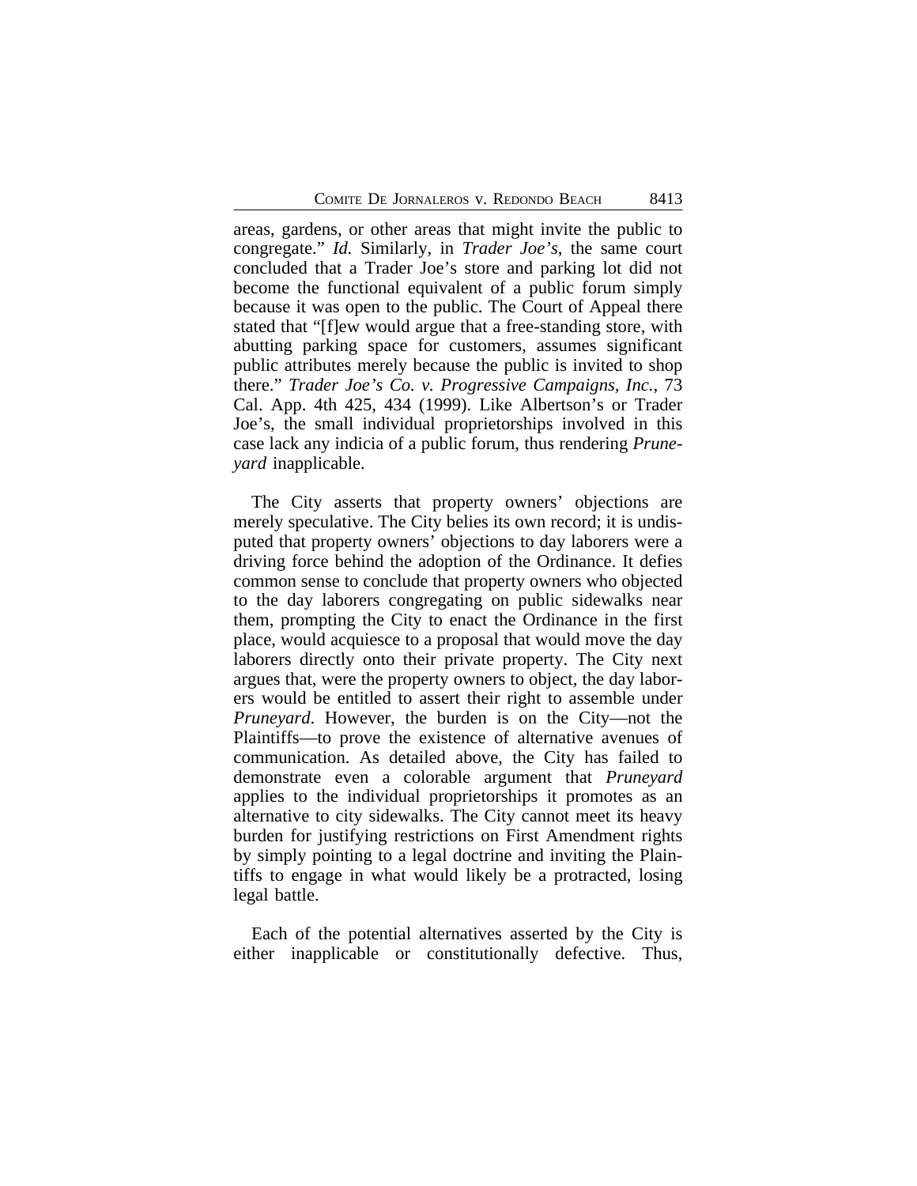areas, gardens, or other areas that might invite the public to congregate." *Id.* Similarly, in *Trader Joe's*, the same court concluded that a Trader Joe's store and parking lot did not become the functional equivalent of a public forum simply because it was open to the public. The Court of Appeal there stated that "[f]ew would argue that a free-standing store, with abutting parking space for customers, assumes significant public attributes merely because the public is invited to shop there." *Trader Joe's Co. v. Progressive Campaigns, Inc.*, 73 Cal. App. 4th 425, 434 (1999). Like Albertson's or Trader Joe's, the small individual proprietorships involved in this case lack any indicia of a public forum, thus rendering *Pruneyard* inapplicable.

The City asserts that property owners' objections are merely speculative. The City belies its own record; it is undisputed that property owners' objections to day laborers were a driving force behind the adoption of the Ordinance. It defies common sense to conclude that property owners who objected to the day laborers congregating on public sidewalks near them, prompting the City to enact the Ordinance in the first place, would acquiesce to a proposal that would move the day laborers directly onto their private property. The City next argues that, were the property owners to object, the day laborers would be entitled to assert their right to assemble under *Pruneyard*. However, the burden is on the City—not the Plaintiffs—to prove the existence of alternative avenues of communication. As detailed above, the City has failed to demonstrate even a colorable argument that *Pruneyard* applies to the individual proprietorships it promotes as an alternative to city sidewalks. The City cannot meet its heavy burden for justifying restrictions on First Amendment rights by simply pointing to a legal doctrine and inviting the Plaintiffs to engage in what would likely be a protracted, losing legal battle.

Each of the potential alternatives asserted by the City is either inapplicable or constitutionally defective. Thus,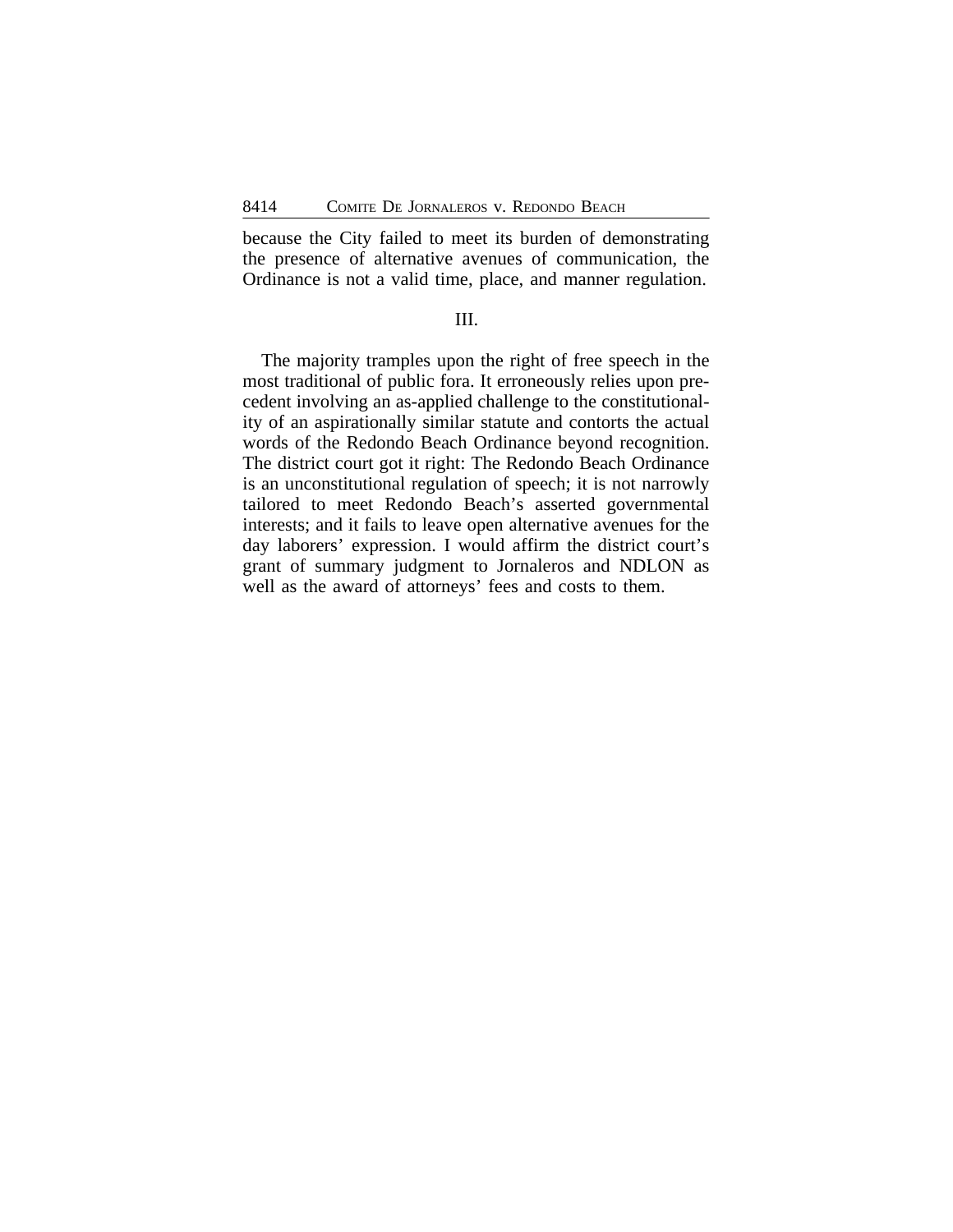because the City failed to meet its burden of demonstrating the presence of alternative avenues of communication, the Ordinance is not a valid time, place, and manner regulation.

## III.

The majority tramples upon the right of free speech in the most traditional of public fora. It erroneously relies upon precedent involving an as-applied challenge to the constitutionality of an aspirationally similar statute and contorts the actual words of the Redondo Beach Ordinance beyond recognition. The district court got it right: The Redondo Beach Ordinance is an unconstitutional regulation of speech; it is not narrowly tailored to meet Redondo Beach's asserted governmental interests; and it fails to leave open alternative avenues for the day laborers' expression. I would affirm the district court's grant of summary judgment to Jornaleros and NDLON as well as the award of attorneys' fees and costs to them.